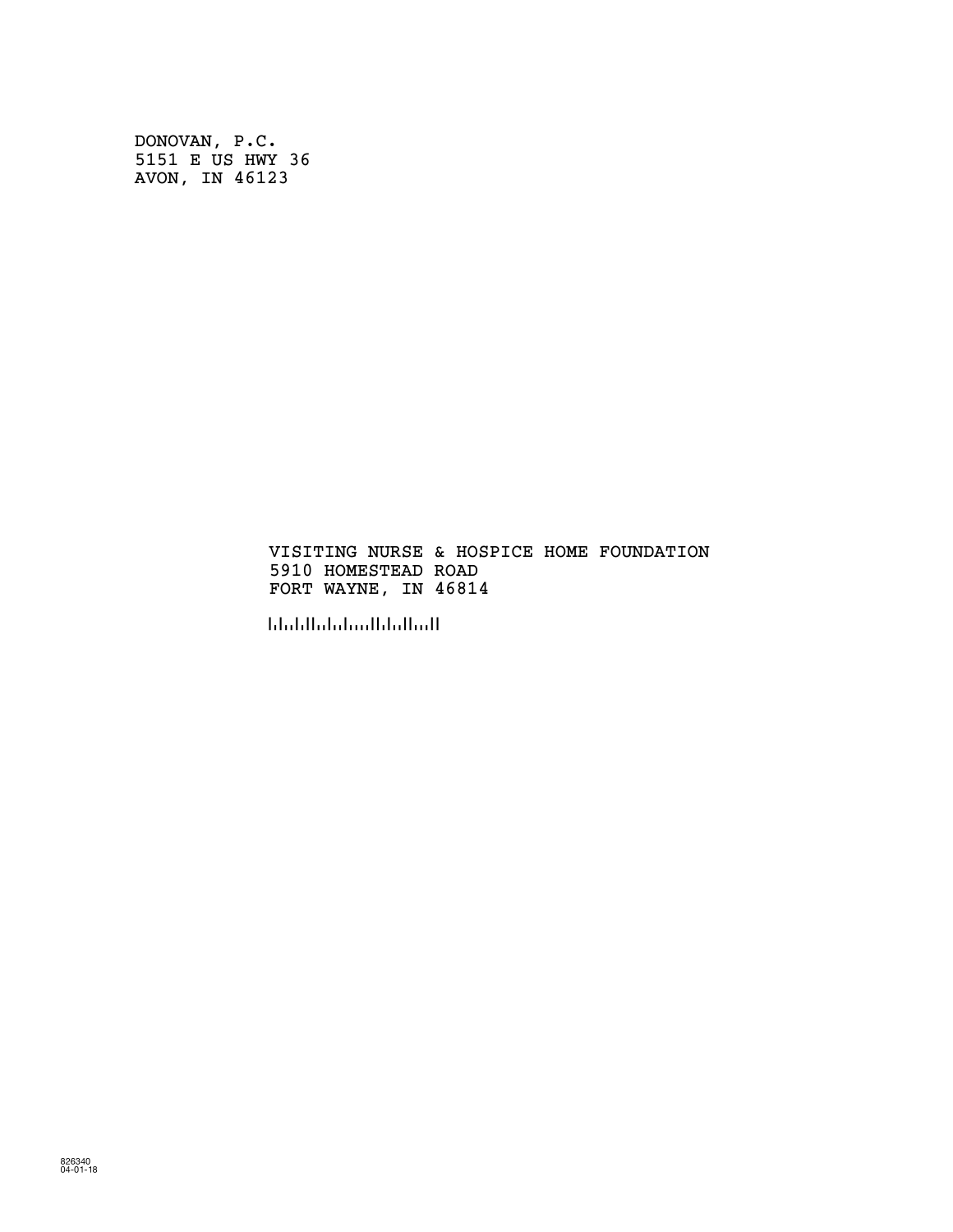DONOVAN, P.C.
5151 E US HWY 36
AVON, IN 46123

VISITING NURSE & HOSPICE HOME FOUNDATION
5910 HOMESTEAD ROAD
FORT WAYNE, IN 46814

826340
04-01-18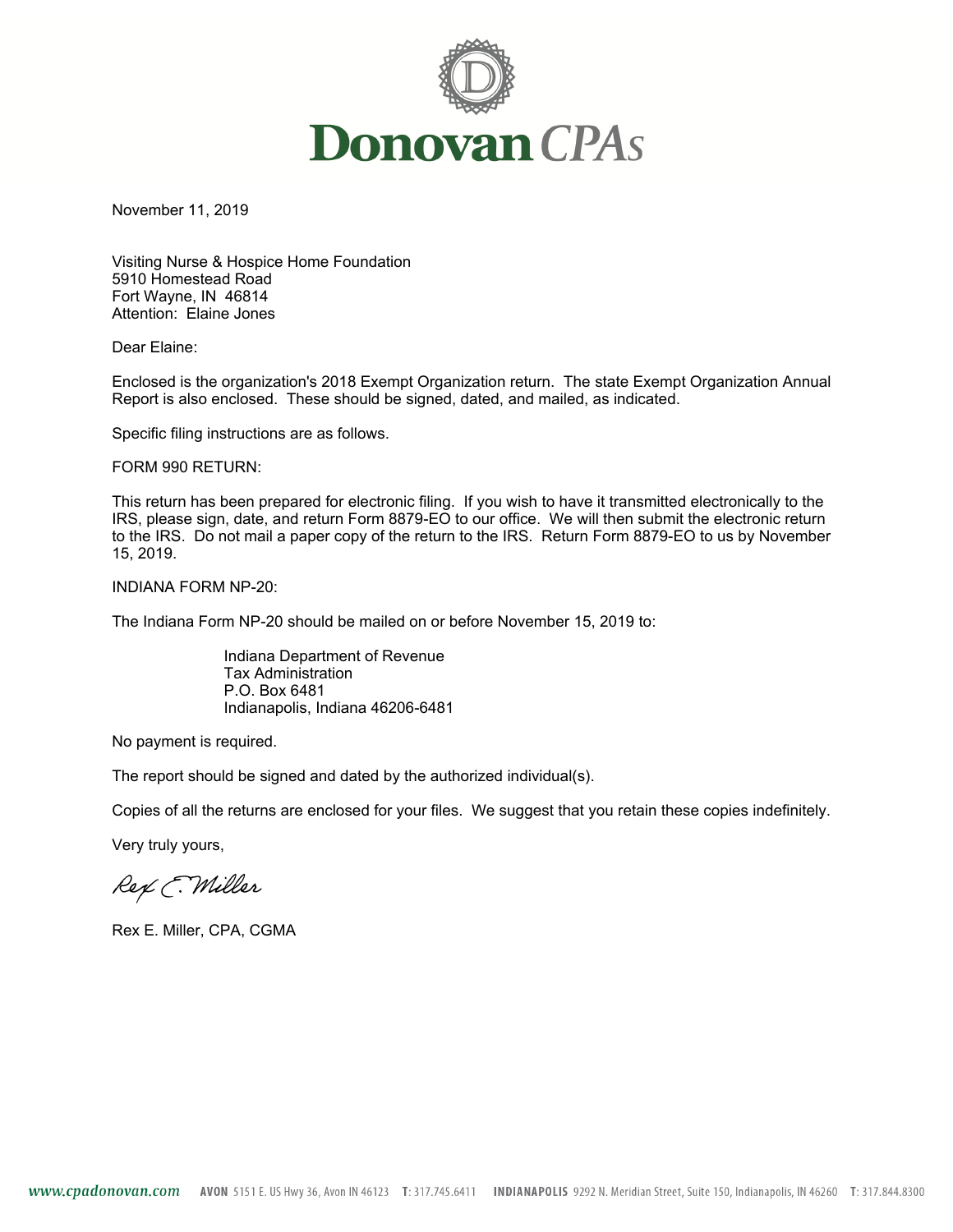**Donovan** *CPAs*

November 11, 2019

Visiting Nurse & Hospice Home Foundation
5910 Homestead Road
Fort Wayne, IN 46814
Attention: Elaine Jones

Dear Elaine:

Enclosed is the organization's 2018 Exempt Organization return. The state Exempt Organization Annual Report is also enclosed. These should be signed, dated, and mailed, as indicated.

Specific filing instructions are as follows.

FORM 990 RETURN:

This return has been prepared for electronic filing. If you wish to have it transmitted electronically to the IRS, please sign, date, and return Form 8879-EO to our office. We will then submit the electronic return to the IRS. Do not mail a paper copy of the return to the IRS. Return Form 8879-EO to us by November 15, 2019.

INDIANA FORM NP-20:

The Indiana Form NP-20 should be mailed on or before November 15, 2019 to:

> Indiana Department of Revenue
> Tax Administration
> P.O. Box 6481
> Indianapolis, Indiana 46206-6481

No payment is required.

The report should be signed and dated by the authorized individual(s).

Copies of all the returns are enclosed for your files. We suggest that you retain these copies indefinitely.

Very truly yours,

Rex E. Miller

Rex E. Miller, CPA, CGMA

www.cpadonovan.com AVON 5151 E. US Hwy 36, Avon IN 46123 T: 317.745.6411 INDIANAPOLIS 9292 N. Meridian Street, Suite 150, Indianapolis, IN 46260 T: 317.844.8300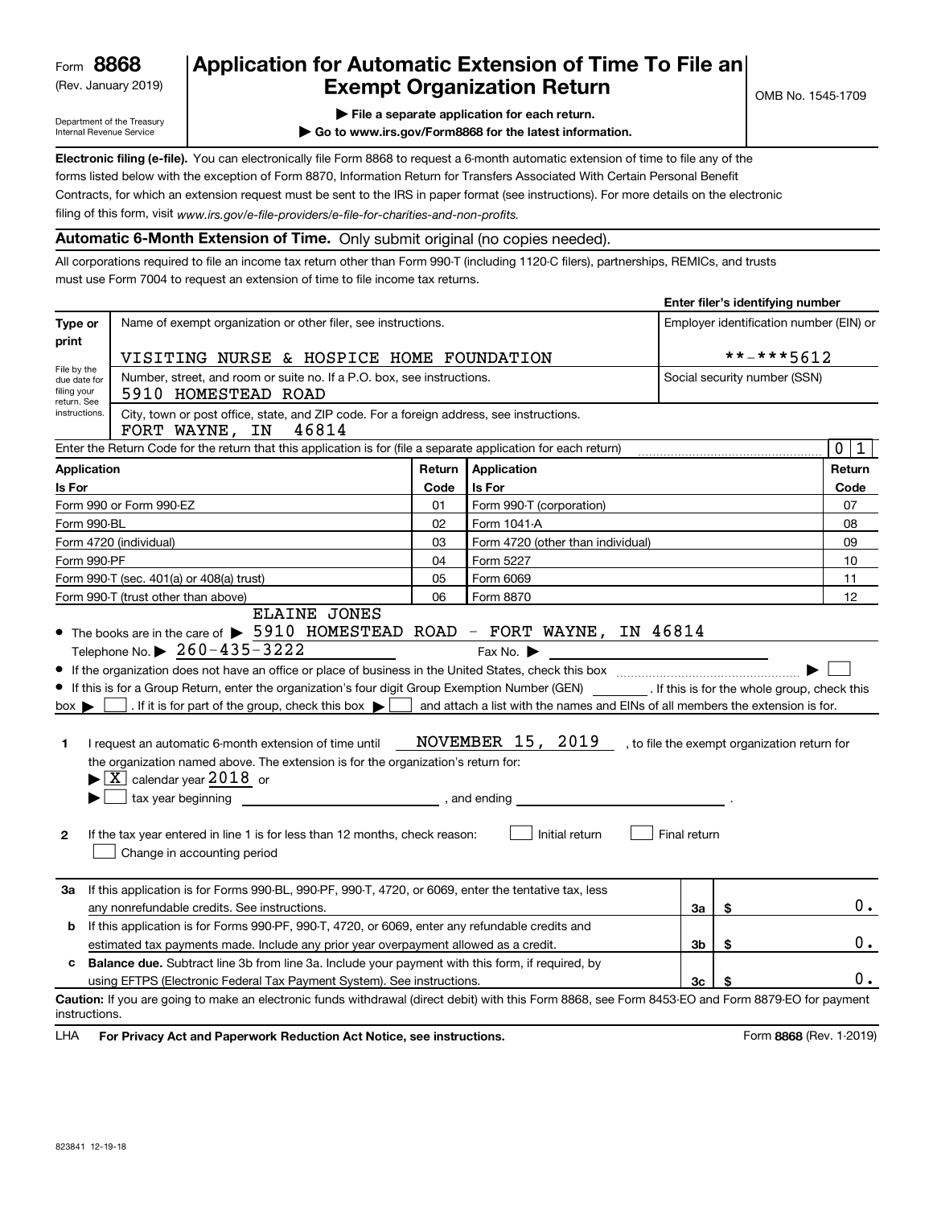Form **8868**
(Rev. January 2019)

Department of the Treasury
Internal Revenue Service

# Application for Automatic Extension of Time To File an Exempt Organization Return

OMB No. 1545-1709

▶ **File a separate application for each return.**

▶ **Go to www.irs.gov/Form8868 for the latest information.**

**Electronic filing (e-file).** You can electronically file Form 8868 to request a 6-month automatic extension of time to file any of the forms listed below with the exception of Form 8870, Information Return for Transfers Associated With Certain Personal Benefit Contracts, for which an extension request must be sent to the IRS in paper format (see instructions). For more details on the electronic filing of this form, visit *www.irs.gov/e-file-providers/e-file-for-charities-and-non-profits.*

**Automatic 6-Month Extension of Time.** Only submit original (no copies needed).

All corporations required to file an income tax return other than Form 990-T (including 1120-C filers), partnerships, REMICs, and trusts must use Form 7004 to request an extension of time to file income tax returns.

| Type or print | | **Enter filer's identifying number** |
|---|---|---|
| File by the due date for filing your return. See instructions. | Name of exempt organization or other filer, see instructions. VISITING NURSE & HOSPICE HOME FOUNDATION | Employer identification number (EIN) or **-***5612 |
| | Number, street, and room or suite no. If a P.O. box, see instructions. 5910 HOMESTEAD ROAD | Social security number (SSN) |
| | City, town or post office, state, and ZIP code. For a foreign address, see instructions. FORT WAYNE, IN 46814 | |

Enter the Return Code for the return that this application is for (file a separate application for each return) 0 1

| Application Is For | Return Code | Application Is For | Return Code |
|---|---|---|---|
| Form 990 or Form 990-EZ | 01 | Form 990-T (corporation) | 07 |
| Form 990-BL | 02 | Form 1041-A | 08 |
| Form 4720 (individual) | 03 | Form 4720 (other than individual) | 09 |
| Form 990-PF | 04 | Form 5227 | 10 |
| Form 990-T (sec. 401(a) or 408(a) trust) | 05 | Form 6069 | 11 |
| Form 990-T (trust other than above) | 06 | Form 8870 | 12 |

- The books are in the care of ▶ ELAINE JONES 5910 HOMESTEAD ROAD - FORT WAYNE, IN 46814
  Telephone No. ▶ 260-435-3222 Fax No. ▶
- If the organization does not have an office or place of business in the United States, check this box ▶ ☐
- If this is for a Group Return, enter the organization's four digit Group Exemption Number (GEN) ______. If this is for the whole group, check this box ▶ ☐. If it is for part of the group, check this box ▶ ☐ and attach a list with the names and EINs of all members the extension is for.

**1** I request an automatic 6-month extension of time until NOVEMBER 15, 2019, to file the exempt organization return for the organization named above. The extension is for the organization's return for:
▶ ☒ calendar year 2018 or
▶ ☐ tax year beginning ______, and ending ______.

**2** If the tax year entered in line 1 is for less than 12 months, check reason: ☐ Initial return ☐ Final return ☐ Change in accounting period

| | | | |
|---|---|---|---|
| **3a** | If this application is for Forms 990-BL, 990-PF, 990-T, 4720, or 6069, enter the tentative tax, less any nonrefundable credits. See instructions. | 3a | $ 0. |
| **b** | If this application is for Forms 990-PF, 990-T, 4720, or 6069, enter any refundable credits and estimated tax payments made. Include any prior year overpayment allowed as a credit. | 3b | $ 0. |
| **c** | **Balance due.** Subtract line 3b from line 3a. Include your payment with this form, if required, by using EFTPS (Electronic Federal Tax Payment System). See instructions. | 3c | $ 0. |

**Caution:** If you are going to make an electronic funds withdrawal (direct debit) with this Form 8868, see Form 8453-EO and Form 8879-EO for payment instructions.

LHA **For Privacy Act and Paperwork Reduction Act Notice, see instructions.** Form **8868** (Rev. 1-2019)

823841 12-19-18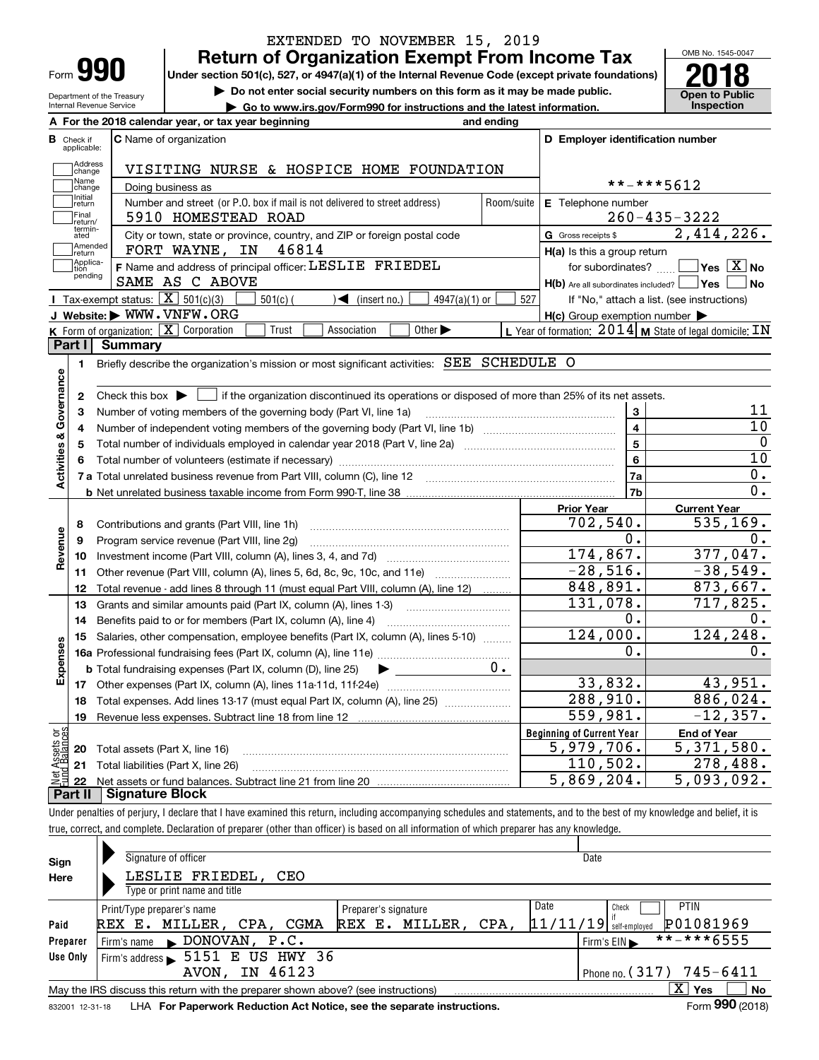EXTENDED TO NOVEMBER 15, 2019

# Form 990 — Return of Organization Exempt From Income Tax (2018)

Under section 501(c), 527, or 4947(a)(1) of the Internal Revenue Code (except private foundations)

▶ Do not enter social security numbers on this form as it may be made public.

▶ Go to www.irs.gov/Form990 for instructions and the latest information.

Department of the Treasury, Internal Revenue Service

OMB No. 1545-0047 — Open to Public Inspection

**A** For the 2018 calendar year, or tax year beginning ___ and ending ___

**B** Check if applicable: Address change, Name change, Initial return, Final return/terminated, Amended return, Application pending

**C** Name of organization: VISITING NURSE & HOSPICE HOME FOUNDATION

Doing business as

Number and street (or P.O. box if mail is not delivered to street address): 5910 HOMESTEAD ROAD — Room/suite

City or town, state or province, country, and ZIP or foreign postal code: FORT WAYNE, IN 46814

**D** Employer identification number: **-***5612

**E** Telephone number: 260-435-3222

**G** Gross receipts $ 2,414,226.

**F** Name and address of principal officer: LESLIE FRIEDEL, SAME AS C ABOVE

**H(a)** Is this a group return for subordinates? Yes [ ] No [X]

**H(b)** Are all subordinates included? Yes [ ] No [ ] — If "No," attach a list. (see instructions)

**H(c)** Group exemption number ▶

**I** Tax-exempt status: [X] 501(c)(3) [ ] 501(c) ( ) ◀ (insert no.) [ ] 4947(a)(1) or [ ] 527

**J** Website: ▶ WWW.VNFW.ORG

**K** Form of organization: [X] Corporation [ ] Trust [ ] Association [ ] Other ▶

**L** Year of formation: 2014 **M** State of legal domicile: IN

## Part I Summary

**Activities & Governance**

1 Briefly describe the organization's mission or most significant activities: SEE SCHEDULE O

2 Check this box ▶ [ ] if the organization discontinued its operations or disposed of more than 25% of its net assets.

| | | | |
|---|---|---|---|
| 3 | Number of voting members of the governing body (Part VI, line 1a) | 3 | 11 |
| 4 | Number of independent voting members of the governing body (Part VI, line 1b) | 4 | 10 |
| 5 | Total number of individuals employed in calendar year 2018 (Part V, line 2a) | 5 | 0 |
| 6 | Total number of volunteers (estimate if necessary) | 6 | 10 |
| 7a | Total unrelated business revenue from Part VIII, column (C), line 12 | 7a | 0. |
| 7b | Net unrelated business taxable income from Form 990-T, line 38 | 7b | 0. |

| | | | Prior Year | Current Year |
|---|---|---|---|---|
| **Revenue** | 8 | Contributions and grants (Part VIII, line 1h) | 702,540. | 535,169. |
| | 9 | Program service revenue (Part VIII, line 2g) | 0. | 0. |
| | 10 | Investment income (Part VIII, column (A), lines 3, 4, and 7d) | 174,867. | 377,047. |
| | 11 | Other revenue (Part VIII, column (A), lines 5, 6d, 8c, 9c, 10c, and 11e) | -28,516. | -38,549. |
| | 12 | Total revenue - add lines 8 through 11 (must equal Part VIII, column (A), line 12) | 848,891. | 873,667. |
| **Expenses** | 13 | Grants and similar amounts paid (Part IX, column (A), lines 1-3) | 131,078. | 717,825. |
| | 14 | Benefits paid to or for members (Part IX, column (A), line 4) | 0. | 0. |
| | 15 | Salaries, other compensation, employee benefits (Part IX, column (A), lines 5-10) | 124,000. | 124,248. |
| | 16a | Professional fundraising fees (Part IX, column (A), line 11e) | 0. | 0. |
| | b | Total fundraising expenses (Part IX, column (D), line 25) ▶ 0. | | |
| | 17 | Other expenses (Part IX, column (A), lines 11a-11d, 11f-24e) | 33,832. | 43,951. |
| | 18 | Total expenses. Add lines 13-17 (must equal Part IX, column (A), line 25) | 288,910. | 886,024. |
| | 19 | Revenue less expenses. Subtract line 18 from line 12 | 559,981. | -12,357. |
| | | | **Beginning of Current Year** | **End of Year** |
| **Net Assets or Fund Balances** | 20 | Total assets (Part X, line 16) | 5,979,706. | 5,371,580. |
| | 21 | Total liabilities (Part X, line 26) | 110,502. | 278,488. |
| | 22 | Net assets or fund balances. Subtract line 21 from line 20 | 5,869,204. | 5,093,092. |

## Part II Signature Block

Under penalties of perjury, I declare that I have examined this return, including accompanying schedules and statements, and to the best of my knowledge and belief, it is true, correct, and complete. Declaration of preparer (other than officer) is based on all information of which preparer has any knowledge.

**Sign Here** — Signature of officer — Date

LESLIE FRIEDEL, CEO — Type or print name and title

| **Paid Preparer Use Only** | | | | |
|---|---|---|---|---|
| Print/Type preparer's name | Preparer's signature | Date | Check [ ] if self-employed | PTIN |
| REX E. MILLER, CPA, CGMA | REX E. MILLER, CPA, | 11/11/19 | | P01081969 |
| Firm's name ▶ DONOVAN, P.C. | | | Firm's EIN ▶ **-***6555 | |
| Firm's address ▶ 5151 E US HWY 36, AVON, IN 46123 | | | Phone no. (317) 745-6411 | |

May the IRS discuss this return with the preparer shown above? (see instructions) [X] Yes [ ] No

832001 12-31-18 LHA For Paperwork Reduction Act Notice, see the separate instructions. Form **990** (2018)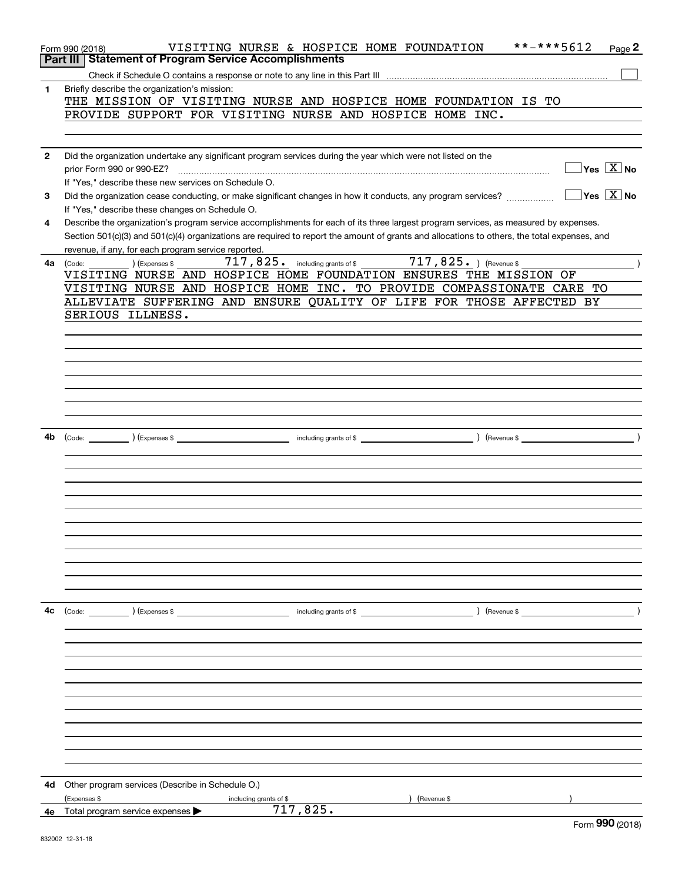Form 990 (2018) VISITING NURSE & HOSPICE HOME FOUNDATION **-***5612

## Part III | Statement of Program Service Accomplishments

Check if Schedule O contains a response or note to any line in this Part III ☐

**1** Briefly describe the organization's mission:

THE MISSION OF VISITING NURSE AND HOSPICE HOME FOUNDATION IS TO PROVIDE SUPPORT FOR VISITING NURSE AND HOSPICE HOME INC.

**2** Did the organization undertake any significant program services during the year which were not listed on the prior Form 990 or 990-EZ? ☐ Yes ☒ No

If "Yes," describe these new services on Schedule O.

**3** Did the organization cease conducting, or make significant changes in how it conducts, any program services? ☐ Yes ☒ No

If "Yes," describe these changes on Schedule O.

**4** Describe the organization's program service accomplishments for each of its three largest program services, as measured by expenses. Section 501(c)(3) and 501(c)(4) organizations are required to report the amount of grants and allocations to others, the total expenses, and revenue, if any, for each program service reported.

**4a** (Code: ) (Expenses $ 717,825. including grants of $ 717,825. ) (Revenue $ )

VISITING NURSE AND HOSPICE HOME FOUNDATION ENSURES THE MISSION OF VISITING NURSE AND HOSPICE HOME INC. TO PROVIDE COMPASSIONATE CARE TO ALLEVIATE SUFFERING AND ENSURE QUALITY OF LIFE FOR THOSE AFFECTED BY SERIOUS ILLNESS.

**4b** (Code: ) (Expenses $ including grants of $ ) (Revenue $ )

**4c** (Code: ) (Expenses $ including grants of $ ) (Revenue $ )

**4d** Other program services (Describe in Schedule O.)

(Expenses $ including grants of $ ) (Revenue $ )

**4e** Total program service expenses ▶ 717,825.

Form **990** (2018)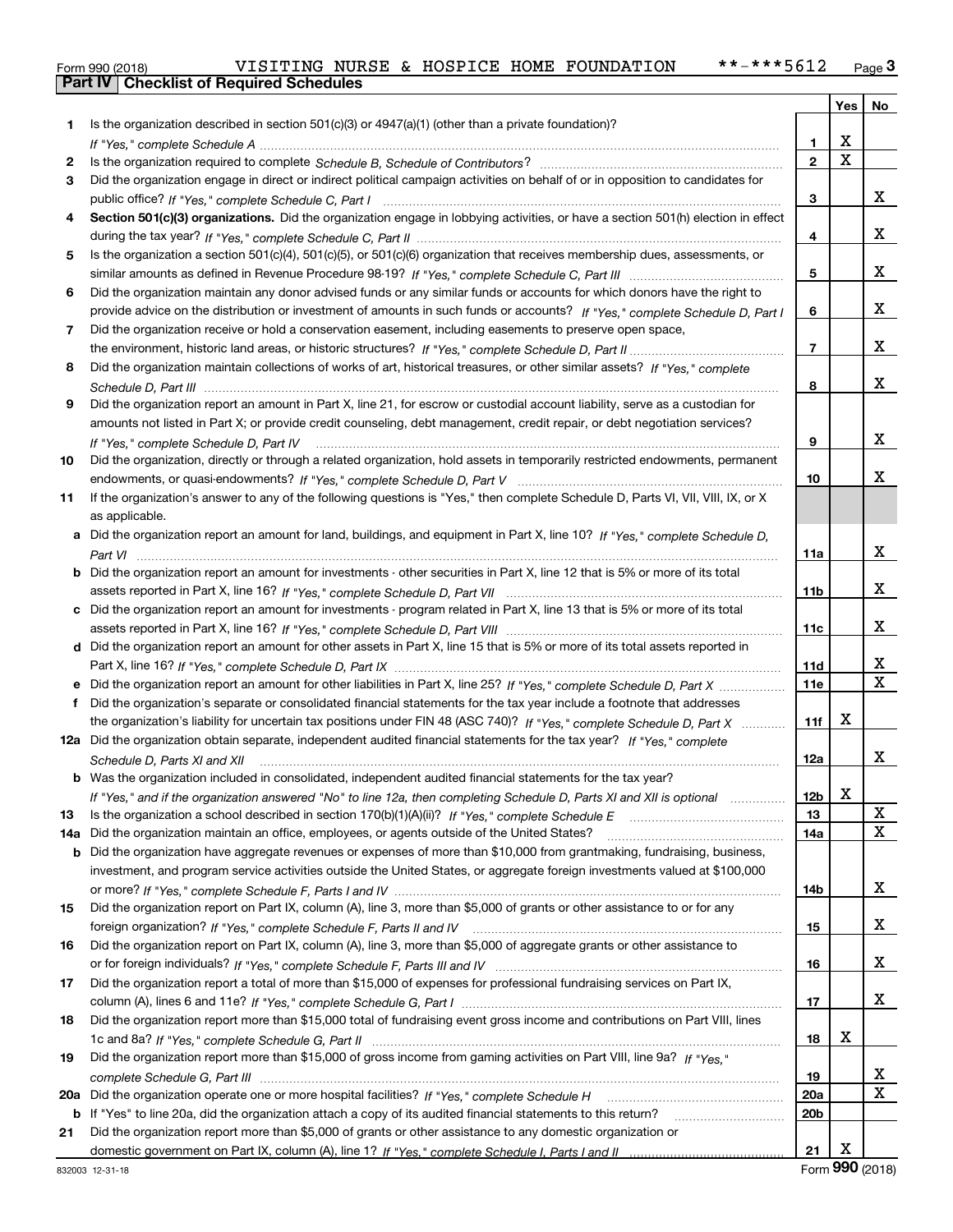Form 990 (2018) VISITING NURSE & HOSPICE HOME FOUNDATION **-***5612 Page 3

## Part IV Checklist of Required Schedules

| | | | Yes | No |
|---|---|---|---|---|
| 1 | Is the organization described in section 501(c)(3) or 4947(a)(1) (other than a private foundation)? *If "Yes," complete Schedule A* | 1 | X | |
| 2 | Is the organization required to complete *Schedule B, Schedule of Contributors*? | 2 | X | |
| 3 | Did the organization engage in direct or indirect political campaign activities on behalf of or in opposition to candidates for public office? *If "Yes," complete Schedule C, Part I* | 3 | | X |
| 4 | **Section 501(c)(3) organizations.** Did the organization engage in lobbying activities, or have a section 501(h) election in effect during the tax year? *If "Yes," complete Schedule C, Part II* | 4 | | X |
| 5 | Is the organization a section 501(c)(4), 501(c)(5), or 501(c)(6) organization that receives membership dues, assessments, or similar amounts as defined in Revenue Procedure 98-19? *If "Yes," complete Schedule C, Part III* | 5 | | X |
| 6 | Did the organization maintain any donor advised funds or any similar funds or accounts for which donors have the right to provide advice on the distribution or investment of amounts in such funds or accounts? *If "Yes," complete Schedule D, Part I* | 6 | | X |
| 7 | Did the organization receive or hold a conservation easement, including easements to preserve open space, the environment, historic land areas, or historic structures? *If "Yes," complete Schedule D, Part II* | 7 | | X |
| 8 | Did the organization maintain collections of works of art, historical treasures, or other similar assets? *If "Yes," complete Schedule D, Part III* | 8 | | X |
| 9 | Did the organization report an amount in Part X, line 21, for escrow or custodial account liability, serve as a custodian for amounts not listed in Part X; or provide credit counseling, debt management, credit repair, or debt negotiation services? *If "Yes," complete Schedule D, Part IV* | 9 | | X |
| 10 | Did the organization, directly or through a related organization, hold assets in temporarily restricted endowments, permanent endowments, or quasi-endowments? *If "Yes," complete Schedule D, Part V* | 10 | | X |
| 11 | If the organization's answer to any of the following questions is "Yes," then complete Schedule D, Parts VI, VII, VIII, IX, or X as applicable. | | | |
| a | Did the organization report an amount for land, buildings, and equipment in Part X, line 10? *If "Yes," complete Schedule D, Part VI* | 11a | | X |
| b | Did the organization report an amount for investments - other securities in Part X, line 12 that is 5% or more of its total assets reported in Part X, line 16? *If "Yes," complete Schedule D, Part VII* | 11b | | X |
| c | Did the organization report an amount for investments - program related in Part X, line 13 that is 5% or more of its total assets reported in Part X, line 16? *If "Yes," complete Schedule D, Part VIII* | 11c | | X |
| d | Did the organization report an amount for other assets in Part X, line 15 that is 5% or more of its total assets reported in Part X, line 16? *If "Yes," complete Schedule D, Part IX* | 11d | | X |
| e | Did the organization report an amount for other liabilities in Part X, line 25? *If "Yes," complete Schedule D, Part X* | 11e | | X |
| f | Did the organization's separate or consolidated financial statements for the tax year include a footnote that addresses the organization's liability for uncertain tax positions under FIN 48 (ASC 740)? *If "Yes," complete Schedule D, Part X* | 11f | X | |
| 12a | Did the organization obtain separate, independent audited financial statements for the tax year? *If "Yes," complete Schedule D, Parts XI and XII* | 12a | | X |
| b | Was the organization included in consolidated, independent audited financial statements for the tax year? *If "Yes," and if the organization answered "No" to line 12a, then completing Schedule D, Parts XI and XII is optional* | 12b | X | |
| 13 | Is the organization a school described in section 170(b)(1)(A)(ii)? *If "Yes," complete Schedule E* | 13 | | X |
| 14a | Did the organization maintain an office, employees, or agents outside of the United States? | 14a | | X |
| b | Did the organization have aggregate revenues or expenses of more than $10,000 from grantmaking, fundraising, business, investment, and program service activities outside the United States, or aggregate foreign investments valued at $100,000 or more? *If "Yes," complete Schedule F, Parts I and IV* | 14b | | X |
| 15 | Did the organization report on Part IX, column (A), line 3, more than $5,000 of grants or other assistance to or for any foreign organization? *If "Yes," complete Schedule F, Parts II and IV* | 15 | | X |
| 16 | Did the organization report on Part IX, column (A), line 3, more than $5,000 of aggregate grants or other assistance to or for foreign individuals? *If "Yes," complete Schedule F, Parts III and IV* | 16 | | X |
| 17 | Did the organization report a total of more than $15,000 of expenses for professional fundraising services on Part IX, column (A), lines 6 and 11e? *If "Yes," complete Schedule G, Part I* | 17 | | X |
| 18 | Did the organization report more than $15,000 total of fundraising event gross income and contributions on Part VIII, lines 1c and 8a? *If "Yes," complete Schedule G, Part II* | 18 | X | |
| 19 | Did the organization report more than $15,000 of gross income from gaming activities on Part VIII, line 9a? *If "Yes," complete Schedule G, Part III* | 19 | | X |
| 20a | Did the organization operate one or more hospital facilities? *If "Yes," complete Schedule H* | 20a | | X |
| b | If "Yes" to line 20a, did the organization attach a copy of its audited financial statements to this return? | 20b | | |
| 21 | Did the organization report more than $5,000 of grants or other assistance to any domestic organization or domestic government on Part IX, column (A), line 1? *If "Yes," complete Schedule I, Parts I and II* | 21 | X | |

832003 12-31-18 Form **990** (2018)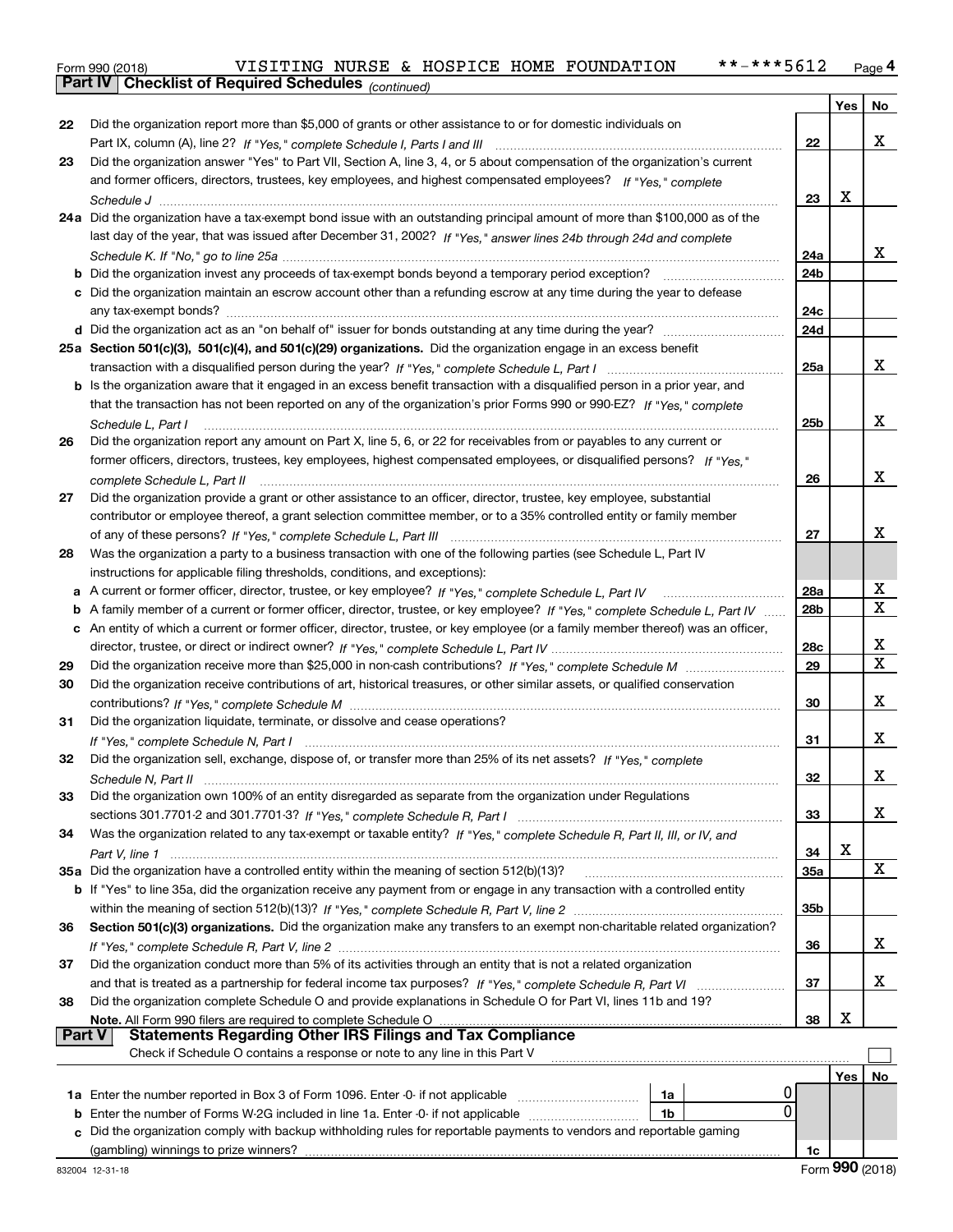Form 990 (2018) VISITING NURSE & HOSPICE HOME FOUNDATION **-***5612 Page 4

**Part IV | Checklist of Required Schedules** *(continued)*

| | | | Yes | No |
|---|---|---|---|---|
| 22 | Did the organization report more than $5,000 of grants or other assistance to or for domestic individuals on Part IX, column (A), line 2? *If "Yes," complete Schedule I, Parts I and III* | 22 | | X |
| 23 | Did the organization answer "Yes" to Part VII, Section A, line 3, 4, or 5 about compensation of the organization's current and former officers, directors, trustees, key employees, and highest compensated employees? *If "Yes," complete Schedule J* | 23 | X | |
| 24a | Did the organization have a tax-exempt bond issue with an outstanding principal amount of more than $100,000 as of the last day of the year, that was issued after December 31, 2002? *If "Yes," answer lines 24b through 24d and complete Schedule K. If "No," go to line 25a* | 24a | | X |
| b | Did the organization invest any proceeds of tax-exempt bonds beyond a temporary period exception? | 24b | | |
| c | Did the organization maintain an escrow account other than a refunding escrow at any time during the year to defease any tax-exempt bonds? | 24c | | |
| d | Did the organization act as an "on behalf of" issuer for bonds outstanding at any time during the year? | 24d | | |
| 25a | **Section 501(c)(3), 501(c)(4), and 501(c)(29) organizations.** Did the organization engage in an excess benefit transaction with a disqualified person during the year? *If "Yes," complete Schedule L, Part I* | 25a | | X |
| b | Is the organization aware that it engaged in an excess benefit transaction with a disqualified person in a prior year, and that the transaction has not been reported on any of the organization's prior Forms 990 or 990-EZ? *If "Yes," complete Schedule L, Part I* | 25b | | X |
| 26 | Did the organization report any amount on Part X, line 5, 6, or 22 for receivables from or payables to any current or former officers, directors, trustees, key employees, highest compensated employees, or disqualified persons? *If "Yes," complete Schedule L, Part II* | 26 | | X |
| 27 | Did the organization provide a grant or other assistance to an officer, director, trustee, key employee, substantial contributor or employee thereof, a grant selection committee member, or to a 35% controlled entity or family member of any of these persons? *If "Yes," complete Schedule L, Part III* | 27 | | X |
| 28 | Was the organization a party to a business transaction with one of the following parties (see Schedule L, Part IV instructions for applicable filing thresholds, conditions, and exceptions): | | | |
| a | A current or former officer, director, trustee, or key employee? *If "Yes," complete Schedule L, Part IV* | 28a | | X |
| b | A family member of a current or former officer, director, trustee, or key employee? *If "Yes," complete Schedule L, Part IV* | 28b | | X |
| c | An entity of which a current or former officer, director, trustee, or key employee (or a family member thereof) was an officer, director, trustee, or direct or indirect owner? *If "Yes," complete Schedule L, Part IV* | 28c | | X |
| 29 | Did the organization receive more than $25,000 in non-cash contributions? *If "Yes," complete Schedule M* | 29 | | X |
| 30 | Did the organization receive contributions of art, historical treasures, or other similar assets, or qualified conservation contributions? *If "Yes," complete Schedule M* | 30 | | X |
| 31 | Did the organization liquidate, terminate, or dissolve and cease operations? *If "Yes," complete Schedule N, Part I* | 31 | | X |
| 32 | Did the organization sell, exchange, dispose of, or transfer more than 25% of its net assets? *If "Yes," complete Schedule N, Part II* | 32 | | X |
| 33 | Did the organization own 100% of an entity disregarded as separate from the organization under Regulations sections 301.7701-2 and 301.7701-3? *If "Yes," complete Schedule R, Part I* | 33 | | X |
| 34 | Was the organization related to any tax-exempt or taxable entity? *If "Yes," complete Schedule R, Part II, III, or IV, and Part V, line 1* | 34 | X | |
| 35a | Did the organization have a controlled entity within the meaning of section 512(b)(13)? | 35a | | X |
| b | If "Yes" to line 35a, did the organization receive any payment from or engage in any transaction with a controlled entity within the meaning of section 512(b)(13)? *If "Yes," complete Schedule R, Part V, line 2* | 35b | | |
| 36 | **Section 501(c)(3) organizations.** Did the organization make any transfers to an exempt non-charitable related organization? *If "Yes," complete Schedule R, Part V, line 2* | 36 | | X |
| 37 | Did the organization conduct more than 5% of its activities through an entity that is not a related organization and that is treated as a partnership for federal income tax purposes? *If "Yes," complete Schedule R, Part VI* | 37 | | X |
| 38 | Did the organization complete Schedule O and provide explanations in Schedule O for Part VI, lines 11b and 19? **Note.** All Form 990 filers are required to complete Schedule O | 38 | X | |

**Part V | Statements Regarding Other IRS Filings and Tax Compliance**

Check if Schedule O contains a response or note to any line in this Part V ☐

| | | | | Yes | No |
|---|---|---|---|---|---|
| 1a | Enter the number reported in Box 3 of Form 1096. Enter -0- if not applicable | 1a | 0 | | |
| b | Enter the number of Forms W-2G included in line 1a. Enter -0- if not applicable | 1b | 0 | | |
| c | Did the organization comply with backup withholding rules for reportable payments to vendors and reportable gaming (gambling) winnings to prize winners? | | 1c | | |

832004 12-31-18 Form **990** (2018)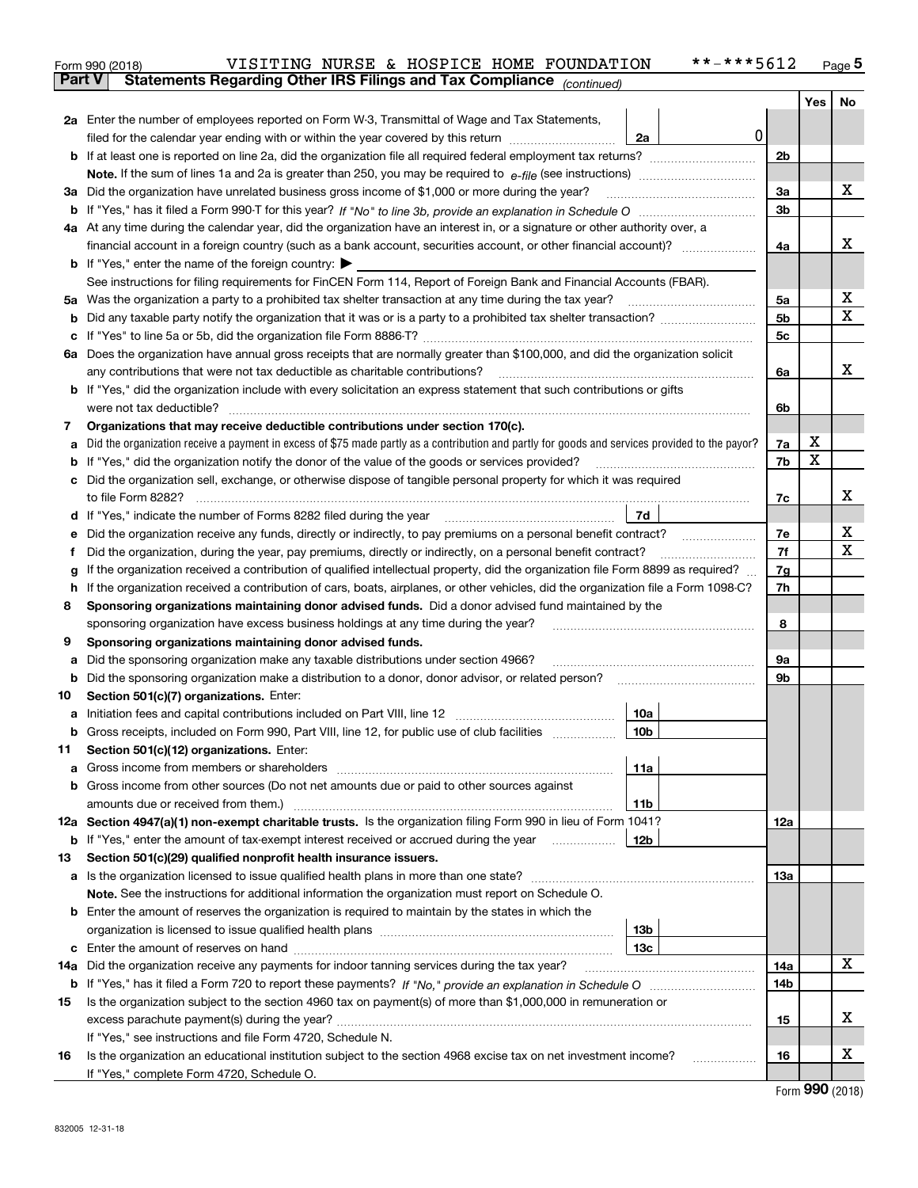Form 990 (2018) VISITING NURSE & HOSPICE HOME FOUNDATION **-***5612 Page 5

**Part V Statements Regarding Other IRS Filings and Tax Compliance** *(continued)*

| | | | | Yes | No |
|---|---|---|---|---|---|
| **2a** | Enter the number of employees reported on Form W-3, Transmittal of Wage and Tax Statements, filed for the calendar year ending with or within the year covered by this return | 2a 0 | | | |
| **b** | If at least one is reported on line 2a, did the organization file all required federal employment tax returns? | | 2b | | |
| | **Note.** If the sum of lines 1a and 2a is greater than 250, you may be required to *e-file* (see instructions) | | | | |
| **3a** | Did the organization have unrelated business gross income of $1,000 or more during the year? | | 3a | | X |
| **b** | If "Yes," has it filed a Form 990-T for this year? *If "No" to line 3b, provide an explanation in Schedule O* | | 3b | | |
| **4a** | At any time during the calendar year, did the organization have an interest in, or a signature or other authority over, a financial account in a foreign country (such as a bank account, securities account, or other financial account)? | | 4a | | X |
| **b** | If "Yes," enter the name of the foreign country: ▶ | | | | |
| | See instructions for filing requirements for FinCEN Form 114, Report of Foreign Bank and Financial Accounts (FBAR). | | | | |
| **5a** | Was the organization a party to a prohibited tax shelter transaction at any time during the tax year? | | 5a | | X |
| **b** | Did any taxable party notify the organization that it was or is a party to a prohibited tax shelter transaction? | | 5b | | X |
| **c** | If "Yes" to line 5a or 5b, did the organization file Form 8886-T? | | 5c | | |
| **6a** | Does the organization have annual gross receipts that are normally greater than $100,000, and did the organization solicit any contributions that were not tax deductible as charitable contributions? | | 6a | | X |
| **b** | If "Yes," did the organization include with every solicitation an express statement that such contributions or gifts were not tax deductible? | | 6b | | |
| **7** | **Organizations that may receive deductible contributions under section 170(c).** | | | | |
| **a** | Did the organization receive a payment in excess of $75 made partly as a contribution and partly for goods and services provided to the payor? | | 7a | X | |
| **b** | If "Yes," did the organization notify the donor of the value of the goods or services provided? | | 7b | X | |
| **c** | Did the organization sell, exchange, or otherwise dispose of tangible personal property for which it was required to file Form 8282? | | 7c | | X |
| **d** | If "Yes," indicate the number of Forms 8282 filed during the year | 7d | | | |
| **e** | Did the organization receive any funds, directly or indirectly, to pay premiums on a personal benefit contract? | | 7e | | X |
| **f** | Did the organization, during the year, pay premiums, directly or indirectly, on a personal benefit contract? | | 7f | | X |
| **g** | If the organization received a contribution of qualified intellectual property, did the organization file Form 8899 as required? | | 7g | | |
| **h** | If the organization received a contribution of cars, boats, airplanes, or other vehicles, did the organization file a Form 1098-C? | | 7h | | |
| **8** | **Sponsoring organizations maintaining donor advised funds.** Did a donor advised fund maintained by the sponsoring organization have excess business holdings at any time during the year? | | 8 | | |
| **9** | **Sponsoring organizations maintaining donor advised funds.** | | | | |
| **a** | Did the sponsoring organization make any taxable distributions under section 4966? | | 9a | | |
| **b** | Did the sponsoring organization make a distribution to a donor, donor advisor, or related person? | | 9b | | |
| **10** | **Section 501(c)(7) organizations.** Enter: | | | | |
| **a** | Initiation fees and capital contributions included on Part VIII, line 12 | 10a | | | |
| **b** | Gross receipts, included on Form 990, Part VIII, line 12, for public use of club facilities | 10b | | | |
| **11** | **Section 501(c)(12) organizations.** Enter: | | | | |
| **a** | Gross income from members or shareholders | 11a | | | |
| **b** | Gross income from other sources (Do not net amounts due or paid to other sources against amounts due or received from them.) | 11b | | | |
| **12a** | **Section 4947(a)(1) non-exempt charitable trusts.** Is the organization filing Form 990 in lieu of Form 1041? | | 12a | | |
| **b** | If "Yes," enter the amount of tax-exempt interest received or accrued during the year | 12b | | | |
| **13** | **Section 501(c)(29) qualified nonprofit health insurance issuers.** | | | | |
| **a** | Is the organization licensed to issue qualified health plans in more than one state? | | 13a | | |
| | **Note.** See the instructions for additional information the organization must report on Schedule O. | | | | |
| **b** | Enter the amount of reserves the organization is required to maintain by the states in which the organization is licensed to issue qualified health plans | 13b | | | |
| **c** | Enter the amount of reserves on hand | 13c | | | |
| **14a** | Did the organization receive any payments for indoor tanning services during the tax year? | | 14a | | X |
| **b** | If "Yes," has it filed a Form 720 to report these payments? *If "No," provide an explanation in Schedule O* | | 14b | | |
| **15** | Is the organization subject to the section 4960 tax on payment(s) of more than $1,000,000 in remuneration or excess parachute payment(s) during the year? | | 15 | | X |
| | If "Yes," see instructions and file Form 4720, Schedule N. | | | | |
| **16** | Is the organization an educational institution subject to the section 4968 excise tax on net investment income? | | 16 | | X |
| | If "Yes," complete Form 4720, Schedule O. | | | | |

Form **990** (2018)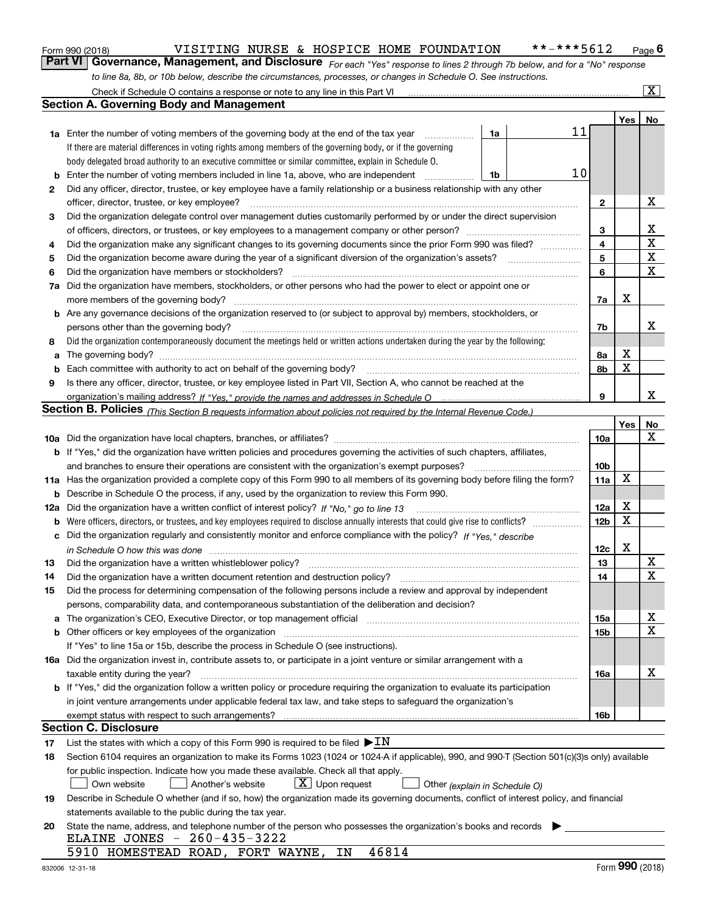Form 990 (2018) VISITING NURSE & HOSPICE HOME FOUNDATION **-***5612 Page 6

## Part VI Governance, Management, and Disclosure

*For each "Yes" response to lines 2 through 7b below, and for a "No" response to line 8a, 8b, or 10b below, describe the circumstances, processes, or changes in Schedule O. See instructions.*

Check if Schedule O contains a response or note to any line in this Part VI ... [X]

### Section A. Governing Body and Management

| | | | | Yes | No |
|---|---|---|---|---|---|
| **1a** | Enter the number of voting members of the governing body at the end of the tax year ... If there are material differences in voting rights among members of the governing body, or if the governing body delegated broad authority to an executive committee or similar committee, explain in Schedule O. | 1a | 11 | | |
| **b** | Enter the number of voting members included in line 1a, above, who are independent | 1b | 10 | | |
| **2** | Did any officer, director, trustee, or key employee have a family relationship or a business relationship with any other officer, director, trustee, or key employee? | | 2 | | X |
| **3** | Did the organization delegate control over management duties customarily performed by or under the direct supervision of officers, directors, or trustees, or key employees to a management company or other person? | | 3 | | X |
| **4** | Did the organization make any significant changes to its governing documents since the prior Form 990 was filed? | | 4 | | X |
| **5** | Did the organization become aware during the year of a significant diversion of the organization's assets? | | 5 | | X |
| **6** | Did the organization have members or stockholders? | | 6 | | X |
| **7a** | Did the organization have members, stockholders, or other persons who had the power to elect or appoint one or more members of the governing body? | | 7a | X | |
| **b** | Are any governance decisions of the organization reserved to (or subject to approval by) members, stockholders, or persons other than the governing body? | | 7b | | X |
| **8** | Did the organization contemporaneously document the meetings held or written actions undertaken during the year by the following: | | | | |
| **a** | The governing body? | | 8a | X | |
| **b** | Each committee with authority to act on behalf of the governing body? | | 8b | X | |
| **9** | Is there any officer, director, trustee, or key employee listed in Part VII, Section A, who cannot be reached at the organization's mailing address? *If "Yes," provide the names and addresses in Schedule O* | | 9 | | X |

### Section B. Policies *(This Section B requests information about policies not required by the Internal Revenue Code.)*

| | | | Yes | No |
|---|---|---|---|---|
| **10a** | Did the organization have local chapters, branches, or affiliates? | 10a | | X |
| **b** | If "Yes," did the organization have written policies and procedures governing the activities of such chapters, affiliates, and branches to ensure their operations are consistent with the organization's exempt purposes? | 10b | | |
| **11a** | Has the organization provided a complete copy of this Form 990 to all members of its governing body before filing the form? | 11a | X | |
| **b** | Describe in Schedule O the process, if any, used by the organization to review this Form 990. | | | |
| **12a** | Did the organization have a written conflict of interest policy? *If "No," go to line 13* | 12a | X | |
| **b** | Were officers, directors, or trustees, and key employees required to disclose annually interests that could give rise to conflicts? | 12b | X | |
| **c** | Did the organization regularly and consistently monitor and enforce compliance with the policy? *If "Yes," describe in Schedule O how this was done* | 12c | X | |
| **13** | Did the organization have a written whistleblower policy? | 13 | | X |
| **14** | Did the organization have a written document retention and destruction policy? | 14 | | X |
| **15** | Did the process for determining compensation of the following persons include a review and approval by independent persons, comparability data, and contemporaneous substantiation of the deliberation and decision? | | | |
| **a** | The organization's CEO, Executive Director, or top management official | 15a | | X |
| **b** | Other officers or key employees of the organization | 15b | | X |
| | If "Yes" to line 15a or 15b, describe the process in Schedule O (see instructions). | | | |
| **16a** | Did the organization invest in, contribute assets to, or participate in a joint venture or similar arrangement with a taxable entity during the year? | 16a | | X |
| **b** | If "Yes," did the organization follow a written policy or procedure requiring the organization to evaluate its participation in joint venture arrangements under applicable federal tax law, and take steps to safeguard the organization's exempt status with respect to such arrangements? | 16b | | |

### Section C. Disclosure

**17** List the states with which a copy of this Form 990 is required to be filed ▶ IN

**18** Section 6104 requires an organization to make its Forms 1023 (1024 or 1024-A if applicable), 990, and 990-T (Section 501(c)(3)s only) available for public inspection. Indicate how you made these available. Check all that apply.

[ ] Own website [ ] Another's website [X] Upon request [ ] Other *(explain in Schedule O)*

**19** Describe in Schedule O whether (and if so, how) the organization made its governing documents, conflict of interest policy, and financial statements available to the public during the tax year.

**20** State the name, address, and telephone number of the person who possesses the organization's books and records ▶

ELAINE JONES - 260-435-3222
5910 HOMESTEAD ROAD, FORT WAYNE, IN 46814

832006 12-31-18 Form **990** (2018)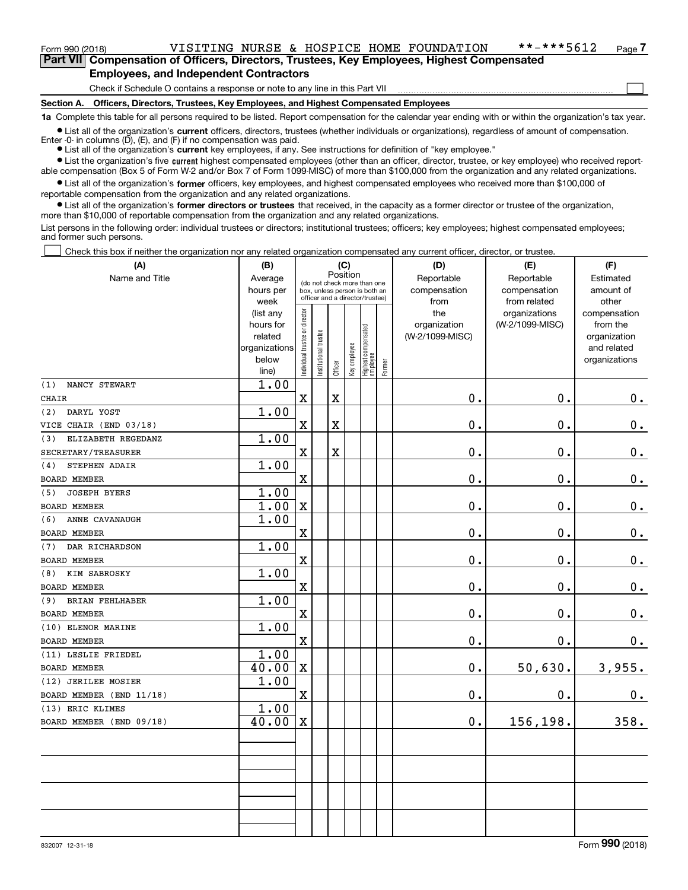Form 990 (2018) VISITING NURSE & HOSPICE HOME FOUNDATION **-***5612 Page 7

**Part VII Compensation of Officers, Directors, Trustees, Key Employees, Highest Compensated Employees, and Independent Contractors**

Check if Schedule O contains a response or note to any line in this Part VII ☐

**Section A. Officers, Directors, Trustees, Key Employees, and Highest Compensated Employees**

**1a** Complete this table for all persons required to be listed. Report compensation for the calendar year ending with or within the organization's tax year.

- List all of the organization's **current** officers, directors, trustees (whether individuals or organizations), regardless of amount of compensation. Enter -0- in columns (D), (E), and (F) if no compensation was paid.
- List all of the organization's **current** key employees, if any. See instructions for definition of "key employee."
- List the organization's five **current** highest compensated employees (other than an officer, director, trustee, or key employee) who received reportable compensation (Box 5 of Form W-2 and/or Box 7 of Form 1099-MISC) of more than $100,000 from the organization and any related organizations.
- List all of the organization's **former** officers, key employees, and highest compensated employees who received more than $100,000 of reportable compensation from the organization and any related organizations.
- List all of the organization's **former directors or trustees** that received, in the capacity as a former director or trustee of the organization, more than $10,000 of reportable compensation from the organization and any related organizations.

List persons in the following order: individual trustees or directors; institutional trustees; officers; key employees; highest compensated employees; and former such persons.

☐ Check this box if neither the organization nor any related organization compensated any current officer, director, or trustee.

| (A) Name and Title | (B) Average hours per week (list any hours for related organizations below line) | (C) Position: Individual trustee or director | Institutional trustee | Officer | Key employee | Highest compensated employee | Former | (D) Reportable compensation from the organization (W-2/1099-MISC) | (E) Reportable compensation from related organizations (W-2/1099-MISC) | (F) Estimated amount of other compensation from the organization and related organizations |
|---|---|---|---|---|---|---|---|---|---|---|
| (1) NANCY STEWART<br>CHAIR | 1.00 | X | | X | | | | 0. | 0. | 0. |
| (2) DARYL YOST<br>VICE CHAIR (END 03/18) | 1.00 | X | | X | | | | 0. | 0. | 0. |
| (3) ELIZABETH REGEDANZ<br>SECRETARY/TREASURER | 1.00 | X | | X | | | | 0. | 0. | 0. |
| (4) STEPHEN ADAIR<br>BOARD MEMBER | 1.00 | X | | | | | | 0. | 0. | 0. |
| (5) JOSEPH BYERS<br>BOARD MEMBER | 1.00<br>1.00 | X | | | | | | 0. | 0. | 0. |
| (6) ANNE CAVANAUGH<br>BOARD MEMBER | 1.00 | X | | | | | | 0. | 0. | 0. |
| (7) DAR RICHARDSON<br>BOARD MEMBER | 1.00 | X | | | | | | 0. | 0. | 0. |
| (8) KIM SABROSKY<br>BOARD MEMBER | 1.00 | X | | | | | | 0. | 0. | 0. |
| (9) BRIAN FEHLHABER<br>BOARD MEMBER | 1.00 | X | | | | | | 0. | 0. | 0. |
| (10) ELENOR MARINE<br>BOARD MEMBER | 1.00 | X | | | | | | 0. | 0. | 0. |
| (11) LESLIE FRIEDEL<br>BOARD MEMBER | 1.00<br>40.00 | X | | | | | | 0. | 50,630. | 3,955. |
| (12) JERILEE MOSIER<br>BOARD MEMBER (END 11/18) | 1.00 | X | | | | | | 0. | 0. | 0. |
| (13) ERIC KLIMES<br>BOARD MEMBER (END 09/18) | 1.00<br>40.00 | X | | | | | | 0. | 156,198. | 358. |

832007 12-31-18 Form 990 (2018)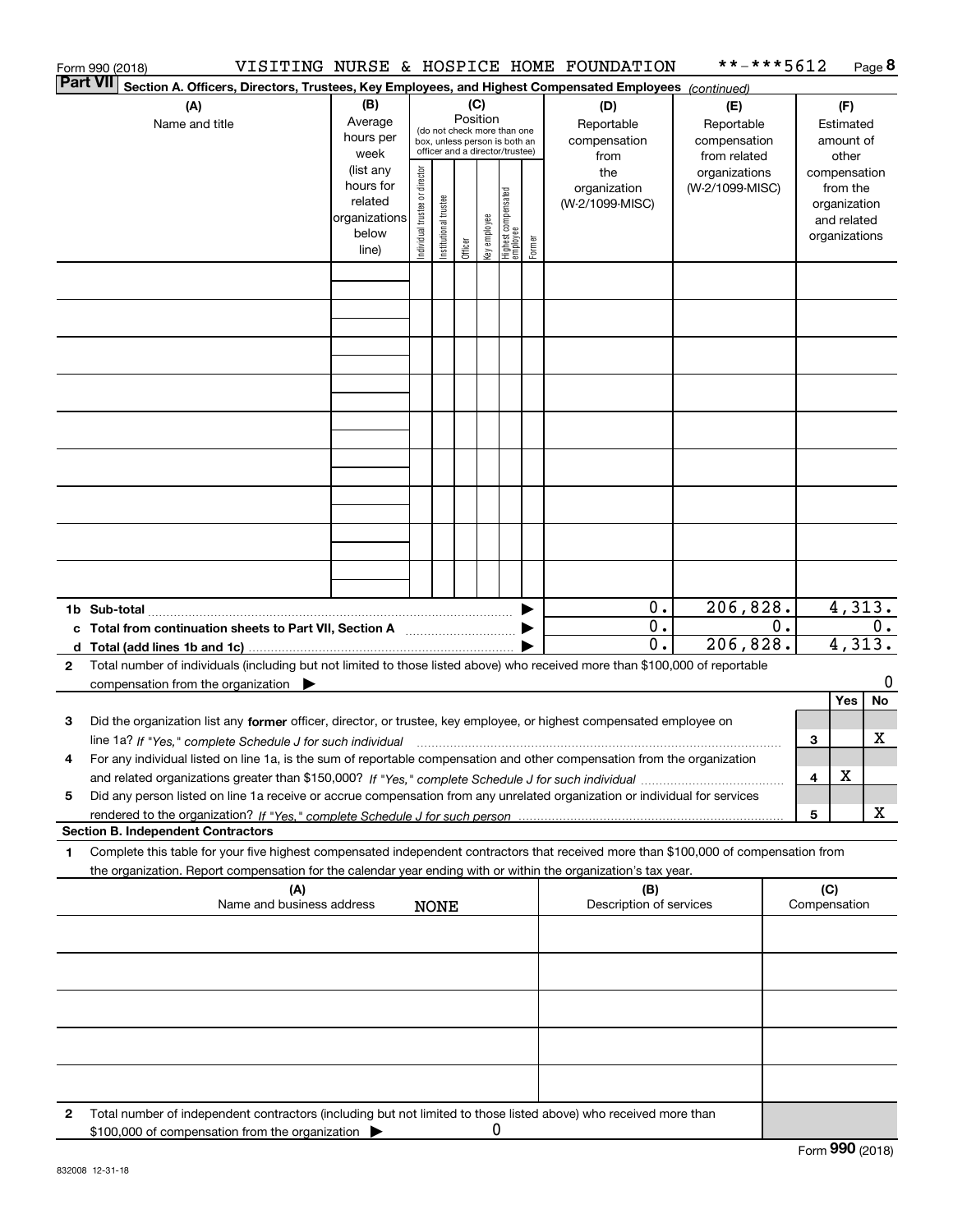Form 990 (2018) VISITING NURSE & HOSPICE HOME FOUNDATION **-***5612 Page 8

**Part VII** **Section A. Officers, Directors, Trustees, Key Employees, and Highest Compensated Employees** *(continued)*

| (A) Name and title | (B) Average hours per week (list any hours for related organizations below line) | (C) Position (do not check more than one box, unless person is both an officer and a director/trustee): Individual trustee or director | Institutional trustee | Officer | Key employee | Highest compensated employee | Former | (D) Reportable compensation from the organization (W-2/1099-MISC) | (E) Reportable compensation from related organizations (W-2/1099-MISC) | (F) Estimated amount of other compensation from the organization and related organizations |
|---|---|---|---|---|---|---|---|---|---|---|
| | | | | | | | | | | |
| | | | | | | | | | | |
| | | | | | | | | | | |
| | | | | | | | | | | |
| | | | | | | | | | | |
| | | | | | | | | | | |
| | | | | | | | | | | |
| | | | | | | | | | | |
| | | | | | | | | | | |
| **1b Sub-total** | | | | | | | | 0. | 206,828. | 4,313. |
| **c Total from continuation sheets to Part VII, Section A** | | | | | | | | 0. | 0. | 0. |
| **d Total (add lines 1b and 1c)** | | | | | | | | 0. | 206,828. | 4,313. |

**2** Total number of individuals (including but not limited to those listed above) who received more than $100,000 of reportable compensation from the organization ▶ 0

| | | Yes | No |
|---|---|---|---|
| **3** Did the organization list any **former** officer, director, or trustee, key employee, or highest compensated employee on line 1a? *If "Yes," complete Schedule J for such individual* | 3 | | X |
| **4** For any individual listed on line 1a, is the sum of reportable compensation and other compensation from the organization and related organizations greater than $150,000? *If "Yes," complete Schedule J for such individual* | 4 | X | |
| **5** Did any person listed on line 1a receive or accrue compensation from any unrelated organization or individual for services rendered to the organization? *If "Yes," complete Schedule J for such person* | 5 | | X |

**Section B. Independent Contractors**

**1** Complete this table for your five highest compensated independent contractors that received more than $100,000 of compensation from the organization. Report compensation for the calendar year ending with or within the organization's tax year.

| (A) Name and business address | (B) Description of services | (C) Compensation |
|---|---|---|
| NONE | | |
| | | |
| | | |
| | | |
| | | |

**2** Total number of independent contractors (including but not limited to those listed above) who received more than $100,000 of compensation from the organization ▶ 0

Form **990** (2018)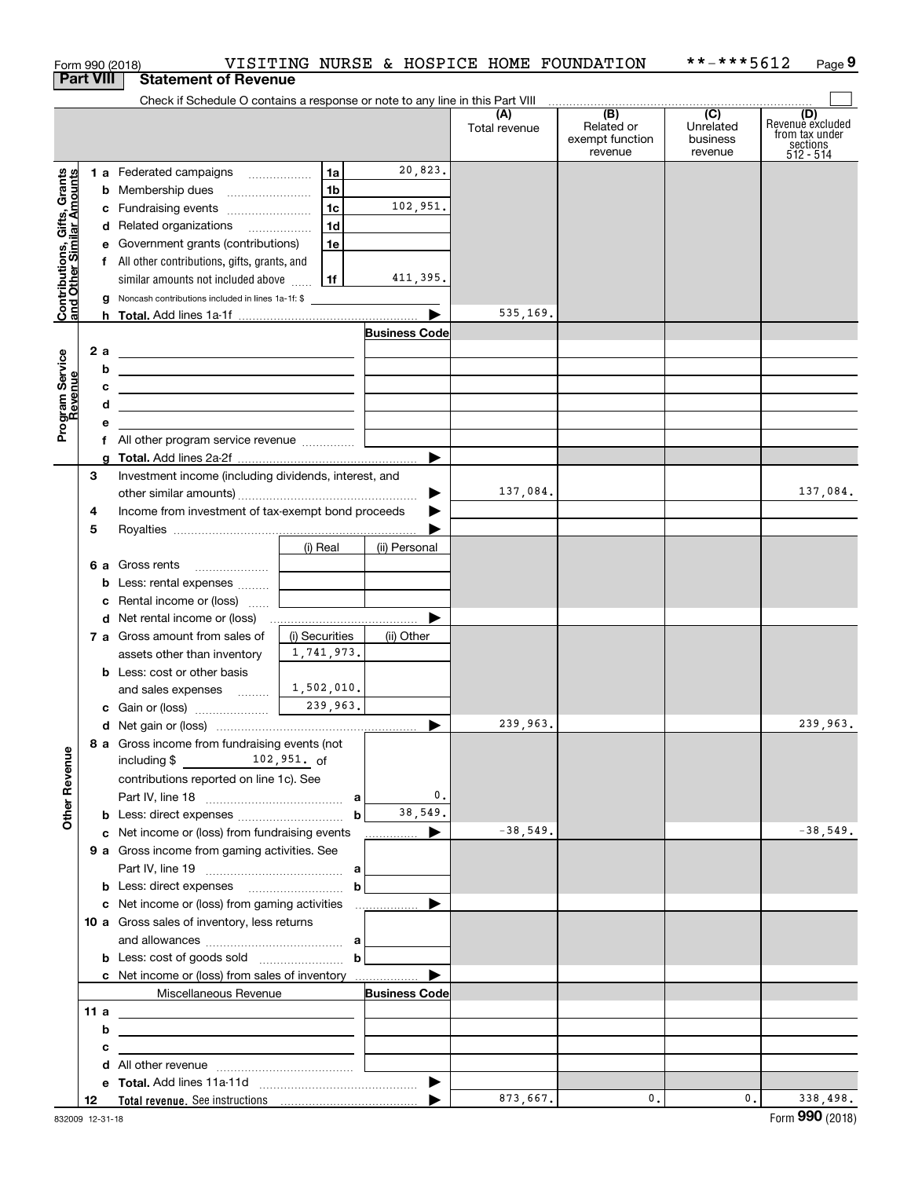Form 990 (2018) VISITING NURSE & HOSPICE HOME FOUNDATION **-***5612 Page 9

## Part VIII Statement of Revenue

Check if Schedule O contains a response or note to any line in this Part VIII

| | | | | (A) Total revenue | (B) Related or exempt function revenue | (C) Unrelated business revenue | (D) Revenue excluded from tax under sections 512 - 514 |
|---|---|---|---|---|---|---|---|
| **Contributions, Gifts, Grants and Other Similar Amounts** | 1 a Federated campaigns | 1a | 20,823. | | | | |
| | b Membership dues | 1b | | | | | |
| | c Fundraising events | 1c | 102,951. | | | | |
| | d Related organizations | 1d | | | | | |
| | e Government grants (contributions) | 1e | | | | | |
| | f All other contributions, gifts, grants, and similar amounts not included above | 1f | 411,395. | | | | |
| | g Noncash contributions included in lines 1a-1f: $ | | | | | | |
| | h **Total.** Add lines 1a-1f | | ▶ | 535,169. | | | |
| **Program Service Revenue** | | | Business Code | | | | |
| | 2 a | | | | | | |
| | b | | | | | | |
| | c | | | | | | |
| | d | | | | | | |
| | e | | | | | | |
| | f All other program service revenue | | | | | | |
| | g **Total.** Add lines 2a-2f | | ▶ | | | | |
| **Other Revenue** | 3 Investment income (including dividends, interest, and other similar amounts) | | ▶ | 137,084. | | | 137,084. |
| | 4 Income from investment of tax-exempt bond proceeds | | ▶ | | | | |
| | 5 Royalties | | ▶ | | | | |
| | | (i) Real | (ii) Personal | | | | |
| | 6 a Gross rents | | | | | | |
| | b Less: rental expenses | | | | | | |
| | c Rental income or (loss) | | | | | | |
| | d Net rental income or (loss) | | ▶ | | | | |
| | | (i) Securities | (ii) Other | | | | |
| | 7 a Gross amount from sales of assets other than inventory | 1,741,973. | | | | | |
| | b Less: cost or other basis and sales expenses | 1,502,010. | | | | | |
| | c Gain or (loss) | 239,963. | | | | | |
| | d Net gain or (loss) | | ▶ | 239,963. | | | 239,963. |
| | 8 a Gross income from fundraising events (not including $ 102,951. of contributions reported on line 1c). See Part IV, line 18 | a | 0. | | | | |
| | b Less: direct expenses | b | 38,549. | | | | |
| | c Net income or (loss) from fundraising events | | ▶ | -38,549. | | | -38,549. |
| | 9 a Gross income from gaming activities. See Part IV, line 19 | a | | | | | |
| | b Less: direct expenses | b | | | | | |
| | c Net income or (loss) from gaming activities | | ▶ | | | | |
| | 10 a Gross sales of inventory, less returns and allowances | a | | | | | |
| | b Less: cost of goods sold | b | | | | | |
| | c Net income or (loss) from sales of inventory | | ▶ | | | | |
| | Miscellaneous Revenue | | Business Code | | | | |
| | 11 a | | | | | | |
| | b | | | | | | |
| | c | | | | | | |
| | d All other revenue | | | | | | |
| | e **Total.** Add lines 11a-11d | | ▶ | | | | |
| | 12 **Total revenue.** See instructions | | ▶ | 873,667. | 0. | 0. | 338,498. |

832009 12-31-18

Form **990** (2018)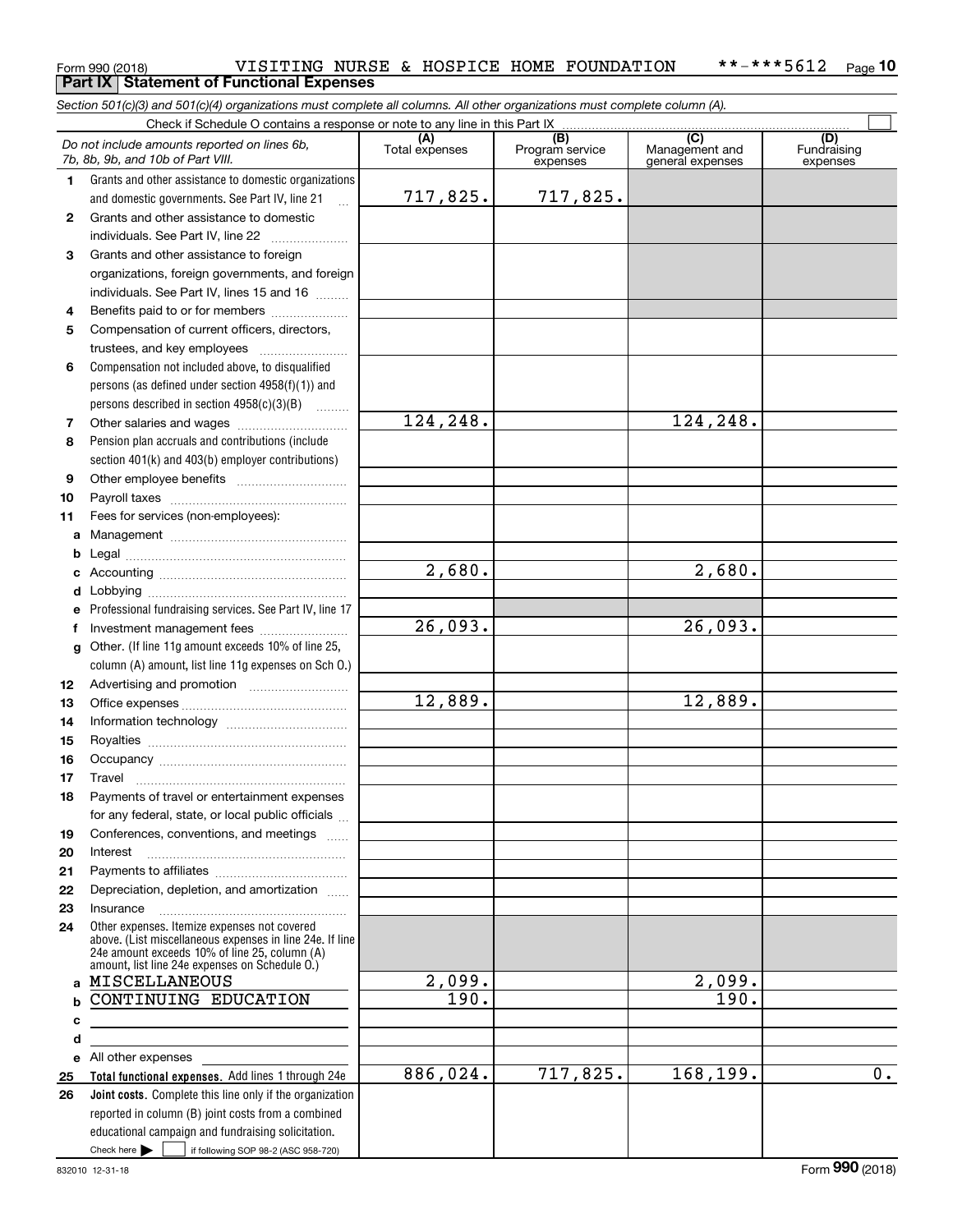Form 990 (2018) VISITING NURSE & HOSPICE HOME FOUNDATION **-***5612 Page 10

**Part IX Statement of Functional Expenses**

*Section 501(c)(3) and 501(c)(4) organizations must complete all columns. All other organizations must complete column (A).*

Check if Schedule O contains a response or note to any line in this Part IX

| *Do not include amounts reported on lines 6b, 7b, 8b, 9b, and 10b of Part VIII.* | (A) Total expenses | (B) Program service expenses | (C) Management and general expenses | (D) Fundraising expenses |
|---|---|---|---|---|
| **1** Grants and other assistance to domestic organizations and domestic governments. See Part IV, line 21 | 717,825. | 717,825. | | |
| **2** Grants and other assistance to domestic individuals. See Part IV, line 22 | | | | |
| **3** Grants and other assistance to foreign organizations, foreign governments, and foreign individuals. See Part IV, lines 15 and 16 | | | | |
| **4** Benefits paid to or for members | | | | |
| **5** Compensation of current officers, directors, trustees, and key employees | | | | |
| **6** Compensation not included above, to disqualified persons (as defined under section 4958(f)(1)) and persons described in section 4958(c)(3)(B) | | | | |
| **7** Other salaries and wages | 124,248. | | 124,248. | |
| **8** Pension plan accruals and contributions (include section 401(k) and 403(b) employer contributions) | | | | |
| **9** Other employee benefits | | | | |
| **10** Payroll taxes | | | | |
| **11** Fees for services (non-employees): | | | | |
| **a** Management | | | | |
| **b** Legal | | | | |
| **c** Accounting | 2,680. | | 2,680. | |
| **d** Lobbying | | | | |
| **e** Professional fundraising services. See Part IV, line 17 | | | | |
| **f** Investment management fees | 26,093. | | 26,093. | |
| **g** Other. (If line 11g amount exceeds 10% of line 25, column (A) amount, list line 11g expenses on Sch O.) | | | | |
| **12** Advertising and promotion | | | | |
| **13** Office expenses | 12,889. | | 12,889. | |
| **14** Information technology | | | | |
| **15** Royalties | | | | |
| **16** Occupancy | | | | |
| **17** Travel | | | | |
| **18** Payments of travel or entertainment expenses for any federal, state, or local public officials | | | | |
| **19** Conferences, conventions, and meetings | | | | |
| **20** Interest | | | | |
| **21** Payments to affiliates | | | | |
| **22** Depreciation, depletion, and amortization | | | | |
| **23** Insurance | | | | |
| **24** Other expenses. Itemize expenses not covered above. (List miscellaneous expenses in line 24e. If line 24e amount exceeds 10% of line 25, column (A) amount, list line 24e expenses on Schedule O.) | | | | |
| **a** MISCELLANEOUS | 2,099. | | 2,099. | |
| **b** CONTINUING EDUCATION | 190. | | 190. | |
| **c** | | | | |
| **d** | | | | |
| **e** All other expenses | | | | |
| **25 Total functional expenses.** Add lines 1 through 24e | 886,024. | 717,825. | 168,199. | 0. |
| **26 Joint costs.** Complete this line only if the organization reported in column (B) joint costs from a combined educational campaign and fundraising solicitation. Check here ☐ if following SOP 98-2 (ASC 958-720) | | | | |

832010 12-31-18 Form **990** (2018)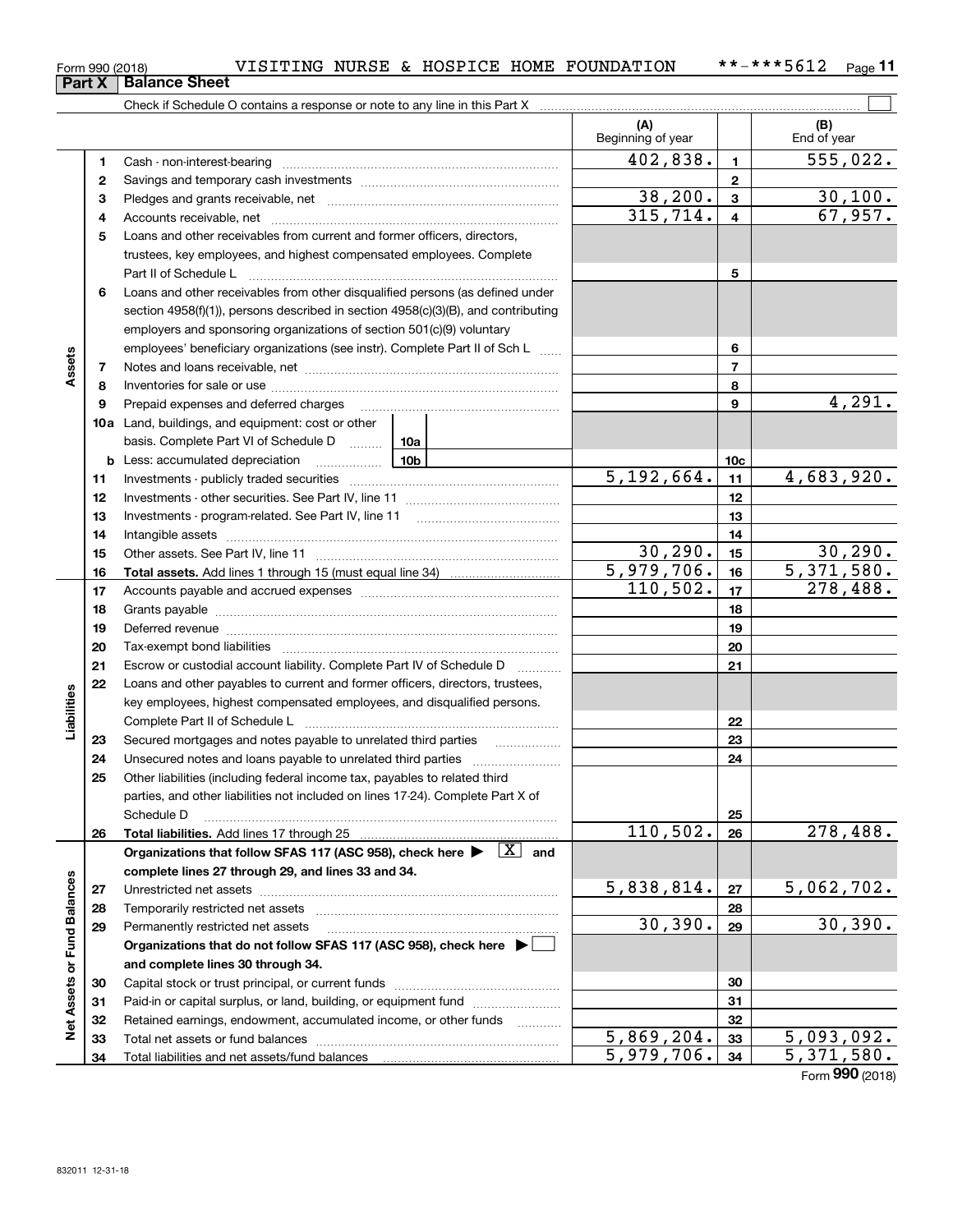Form 990 (2018) VISITING NURSE & HOSPICE HOME FOUNDATION **-***5612

## Part X Balance Sheet

Check if Schedule O contains a response or note to any line in this Part X

| | | | (A) Beginning of year | | (B) End of year |
|---|---|---|---|---|---|
| Assets | 1 | Cash - non-interest-bearing | 402,838. | 1 | 555,022. |
| | 2 | Savings and temporary cash investments | | 2 | |
| | 3 | Pledges and grants receivable, net | 38,200. | 3 | 30,100. |
| | 4 | Accounts receivable, net | 315,714. | 4 | 67,957. |
| | 5 | Loans and other receivables from current and former officers, directors, trustees, key employees, and highest compensated employees. Complete Part II of Schedule L | | 5 | |
| | 6 | Loans and other receivables from other disqualified persons (as defined under section 4958(f)(1)), persons described in section 4958(c)(3)(B), and contributing employers and sponsoring organizations of section 501(c)(9) voluntary employees' beneficiary organizations (see instr). Complete Part II of Sch L | | 6 | |
| | 7 | Notes and loans receivable, net | | 7 | |
| | 8 | Inventories for sale or use | | 8 | |
| | 9 | Prepaid expenses and deferred charges | | 9 | 4,291. |
| | 10a | Land, buildings, and equipment: cost or other basis. Complete Part VI of Schedule D 10a | | | |
| | b | Less: accumulated depreciation 10b | | 10c | |
| | 11 | Investments - publicly traded securities | 5,192,664. | 11 | 4,683,920. |
| | 12 | Investments - other securities. See Part IV, line 11 | | 12 | |
| | 13 | Investments - program-related. See Part IV, line 11 | | 13 | |
| | 14 | Intangible assets | | 14 | |
| | 15 | Other assets. See Part IV, line 11 | 30,290. | 15 | 30,290. |
| | 16 | **Total assets.** Add lines 1 through 15 (must equal line 34) | 5,979,706. | 16 | 5,371,580. |
| Liabilities | 17 | Accounts payable and accrued expenses | 110,502. | 17 | 278,488. |
| | 18 | Grants payable | | 18 | |
| | 19 | Deferred revenue | | 19 | |
| | 20 | Tax-exempt bond liabilities | | 20 | |
| | 21 | Escrow or custodial account liability. Complete Part IV of Schedule D | | 21 | |
| | 22 | Loans and other payables to current and former officers, directors, trustees, key employees, highest compensated employees, and disqualified persons. Complete Part II of Schedule L | | 22 | |
| | 23 | Secured mortgages and notes payable to unrelated third parties | | 23 | |
| | 24 | Unsecured notes and loans payable to unrelated third parties | | 24 | |
| | 25 | Other liabilities (including federal income tax, payables to related third parties, and other liabilities not included on lines 17-24). Complete Part X of Schedule D | | 25 | |
| | 26 | **Total liabilities.** Add lines 17 through 25 | 110,502. | 26 | 278,488. |
| Net Assets or Fund Balances | | **Organizations that follow SFAS 117 (ASC 958), check here ▶ [X] and complete lines 27 through 29, and lines 33 and 34.** | | | |
| | 27 | Unrestricted net assets | 5,838,814. | 27 | 5,062,702. |
| | 28 | Temporarily restricted net assets | | 28 | |
| | 29 | Permanently restricted net assets | 30,390. | 29 | 30,390. |
| | | **Organizations that do not follow SFAS 117 (ASC 958), check here ▶ [ ] and complete lines 30 through 34.** | | | |
| | 30 | Capital stock or trust principal, or current funds | | 30 | |
| | 31 | Paid-in or capital surplus, or land, building, or equipment fund | | 31 | |
| | 32 | Retained earnings, endowment, accumulated income, or other funds | | 32 | |
| | 33 | Total net assets or fund balances | 5,869,204. | 33 | 5,093,092. |
| | 34 | Total liabilities and net assets/fund balances | 5,979,706. | 34 | 5,371,580. |

Form **990** (2018)

832011 12-31-18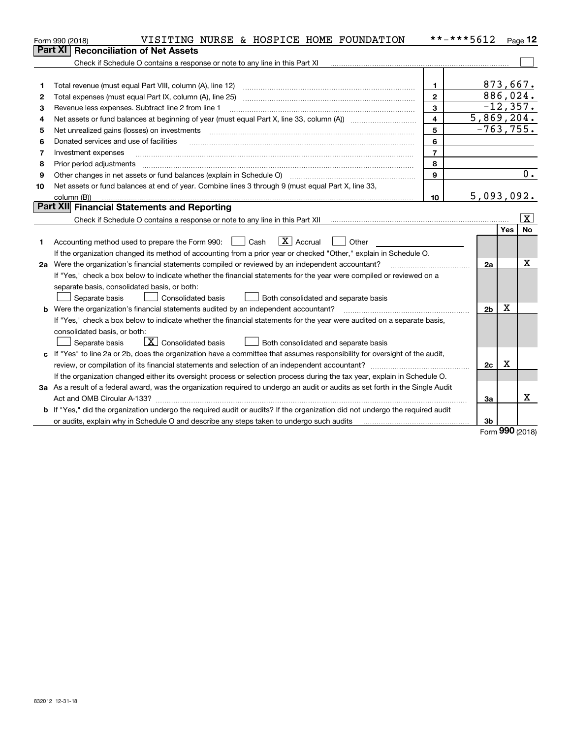Form 990 (2018) VISITING NURSE & HOSPICE HOME FOUNDATION **-***5612 Page 12

## Part XI Reconciliation of Net Assets

Check if Schedule O contains a response or note to any line in this Part XI ☐

| | | | |
|---|---|---|---|
| 1 | Total revenue (must equal Part VIII, column (A), line 12) | 1 | 873,667. |
| 2 | Total expenses (must equal Part IX, column (A), line 25) | 2 | 886,024. |
| 3 | Revenue less expenses. Subtract line 2 from line 1 | 3 | -12,357. |
| 4 | Net assets or fund balances at beginning of year (must equal Part X, line 33, column (A)) | 4 | 5,869,204. |
| 5 | Net unrealized gains (losses) on investments | 5 | -763,755. |
| 6 | Donated services and use of facilities | 6 | |
| 7 | Investment expenses | 7 | |
| 8 | Prior period adjustments | 8 | |
| 9 | Other changes in net assets or fund balances (explain in Schedule O) | 9 | 0. |
| 10 | Net assets or fund balances at end of year. Combine lines 3 through 9 (must equal Part X, line 33, column (B)) | 10 | 5,093,092. |

## Part XII Financial Statements and Reporting

Check if Schedule O contains a response or note to any line in this Part XII [X]

| | | | Yes | No |
|---|---|---|---|---|
| 1 | Accounting method used to prepare the Form 990: ☐ Cash [X] Accrual ☐ Other<br>If the organization changed its method of accounting from a prior year or checked "Other," explain in Schedule O. | | | |
| 2a | Were the organization's financial statements compiled or reviewed by an independent accountant?<br>If "Yes," check a box below to indicate whether the financial statements for the year were compiled or reviewed on a separate basis, consolidated basis, or both:<br>☐ Separate basis ☐ Consolidated basis ☐ Both consolidated and separate basis | 2a | | X |
| b | Were the organization's financial statements audited by an independent accountant?<br>If "Yes," check a box below to indicate whether the financial statements for the year were audited on a separate basis, consolidated basis, or both:<br>☐ Separate basis [X] Consolidated basis ☐ Both consolidated and separate basis | 2b | X | |
| c | If "Yes" to line 2a or 2b, does the organization have a committee that assumes responsibility for oversight of the audit, review, or compilation of its financial statements and selection of an independent accountant?<br>If the organization changed either its oversight process or selection process during the tax year, explain in Schedule O. | 2c | X | |
| 3a | As a result of a federal award, was the organization required to undergo an audit or audits as set forth in the Single Audit Act and OMB Circular A-133? | 3a | | X |
| b | If "Yes," did the organization undergo the required audit or audits? If the organization did not undergo the required audit or audits, explain why in Schedule O and describe any steps taken to undergo such audits | 3b | | |

Form 990 (2018)

832012 12-31-18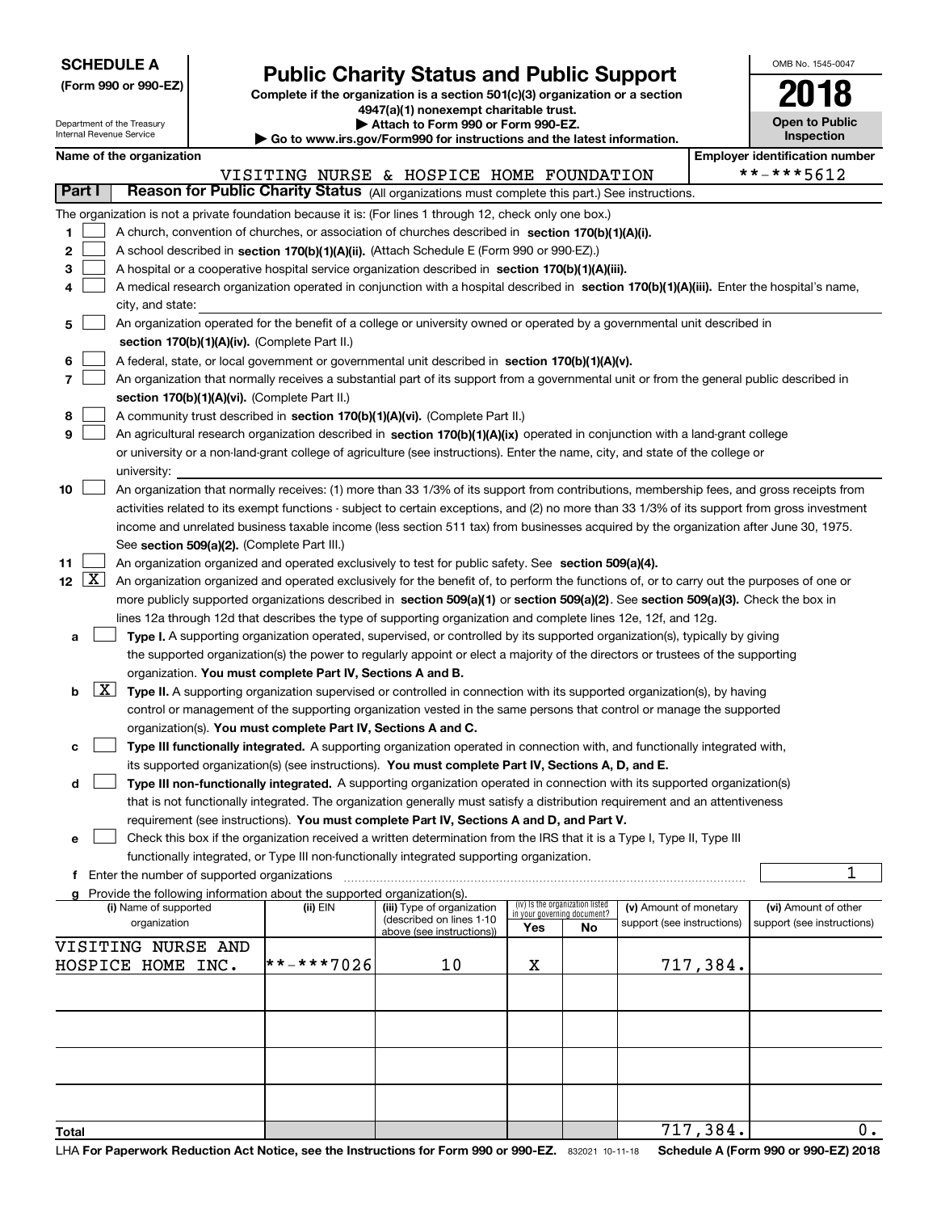**SCHEDULE A**
**(Form 990 or 990-EZ)**

Department of the Treasury
Internal Revenue Service

# Public Charity Status and Public Support

**Complete if the organization is a section 501(c)(3) organization or a section 4947(a)(1) nonexempt charitable trust.**
**▶ Attach to Form 990 or Form 990-EZ.**
**▶ Go to www.irs.gov/Form990 for instructions and the latest information.**

OMB No. 1545-0047
**2018**
**Open to Public Inspection**

**Name of the organization**
VISITING NURSE & HOSPICE HOME FOUNDATION

**Employer identification number**
**-***5612

**Part I** **Reason for Public Charity Status** (All organizations must complete this part.) See instructions.

The organization is not a private foundation because it is: (For lines 1 through 12, check only one box.)

1 ☐ A church, convention of churches, or association of churches described in **section 170(b)(1)(A)(i).**

2 ☐ A school described in **section 170(b)(1)(A)(ii).** (Attach Schedule E (Form 990 or 990-EZ).)

3 ☐ A hospital or a cooperative hospital service organization described in **section 170(b)(1)(A)(iii).**

4 ☐ A medical research organization operated in conjunction with a hospital described in **section 170(b)(1)(A)(iii).** Enter the hospital's name, city, and state:

5 ☐ An organization operated for the benefit of a college or university owned or operated by a governmental unit described in **section 170(b)(1)(A)(iv).** (Complete Part II.)

6 ☐ A federal, state, or local government or governmental unit described in **section 170(b)(1)(A)(v).**

7 ☐ An organization that normally receives a substantial part of its support from a governmental unit or from the general public described in **section 170(b)(1)(A)(vi).** (Complete Part II.)

8 ☐ A community trust described in **section 170(b)(1)(A)(vi).** (Complete Part II.)

9 ☐ An agricultural research organization described in **section 170(b)(1)(A)(ix)** operated in conjunction with a land-grant college or university or a non-land-grant college of agriculture (see instructions). Enter the name, city, and state of the college or university:

10 ☐ An organization that normally receives: (1) more than 33 1/3% of its support from contributions, membership fees, and gross receipts from activities related to its exempt functions - subject to certain exceptions, and (2) no more than 33 1/3% of its support from gross investment income and unrelated business taxable income (less section 511 tax) from businesses acquired by the organization after June 30, 1975. See **section 509(a)(2).** (Complete Part III.)

11 ☐ An organization organized and operated exclusively to test for public safety. See **section 509(a)(4).**

12 ☒ An organization organized and operated exclusively for the benefit of, to perform the functions of, or to carry out the purposes of one or more publicly supported organizations described in **section 509(a)(1)** or **section 509(a)(2)**. See **section 509(a)(3).** Check the box in lines 12a through 12d that describes the type of supporting organization and complete lines 12e, 12f, and 12g.

a ☐ **Type I.** A supporting organization operated, supervised, or controlled by its supported organization(s), typically by giving the supported organization(s) the power to regularly appoint or elect a majority of the directors or trustees of the supporting organization. **You must complete Part IV, Sections A and B.**

b ☒ **Type II.** A supporting organization supervised or controlled in connection with its supported organization(s), by having control or management of the supporting organization vested in the same persons that control or manage the supported organization(s). **You must complete Part IV, Sections A and C.**

c ☐ **Type III functionally integrated.** A supporting organization operated in connection with, and functionally integrated with, its supported organization(s) (see instructions). **You must complete Part IV, Sections A, D, and E.**

d ☐ **Type III non-functionally integrated.** A supporting organization operated in connection with its supported organization(s) that is not functionally integrated. The organization generally must satisfy a distribution requirement and an attentiveness requirement (see instructions). **You must complete Part IV, Sections A and D, and Part V.**

e ☐ Check this box if the organization received a written determination from the IRS that it is a Type I, Type II, Type III functionally integrated, or Type III non-functionally integrated supporting organization.

f Enter the number of supported organizations .......... 1

g Provide the following information about the supported organization(s).

| (i) Name of supported organization | (ii) EIN | (iii) Type of organization (described on lines 1-10 above (see instructions)) | (iv) Is the organization listed in your governing document? Yes | No | (v) Amount of monetary support (see instructions) | (vi) Amount of other support (see instructions) |
|---|---|---|---|---|---|---|
| VISITING NURSE AND HOSPICE HOME INC. | **-***7026 | 10 | X | | 717,384. | |
| | | | | | | |
| | | | | | | |
| | | | | | | |
| | | | | | | |
| **Total** | | | | | 717,384. | 0. |

LHA **For Paperwork Reduction Act Notice, see the Instructions for Form 990 or 990-EZ.** 832021 10-11-18 **Schedule A (Form 990 or 990-EZ) 2018**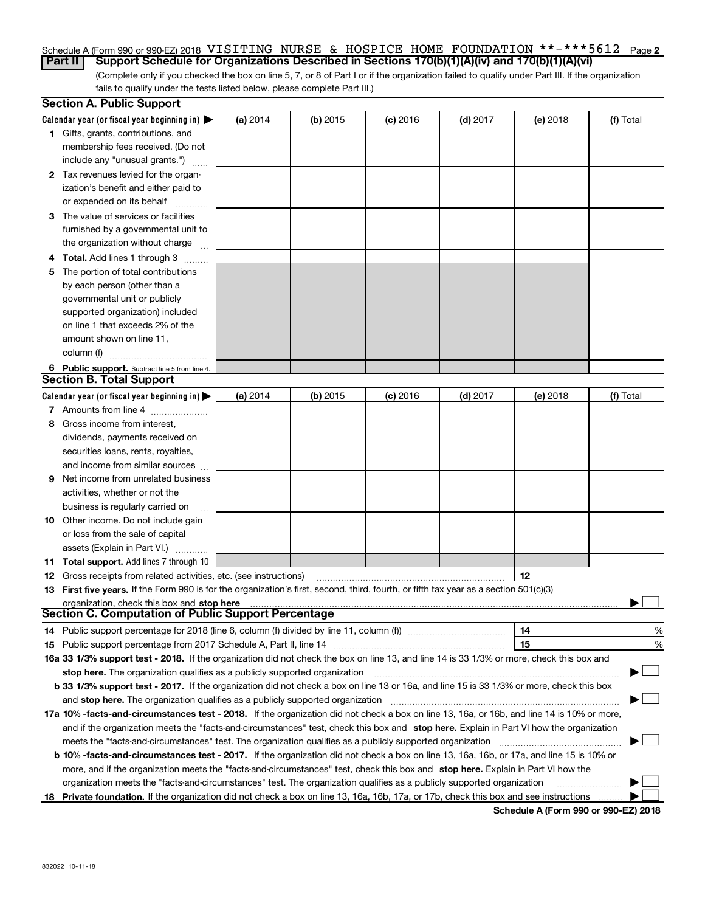Schedule A (Form 990 or 990-EZ) 2018 VISITING NURSE & HOSPICE HOME FOUNDATION **-***5612 Page 2

## Part II Support Schedule for Organizations Described in Sections 170(b)(1)(A)(iv) and 170(b)(1)(A)(vi)

(Complete only if you checked the box on line 5, 7, or 8 of Part I or if the organization failed to qualify under Part III. If the organization fails to qualify under the tests listed below, please complete Part III.)

### Section A. Public Support

| Calendar year (or fiscal year beginning in) ▶ | (a) 2014 | (b) 2015 | (c) 2016 | (d) 2017 | (e) 2018 | (f) Total |
|---|---|---|---|---|---|---|
| 1 Gifts, grants, contributions, and membership fees received. (Do not include any "unusual grants.") | | | | | | |
| 2 Tax revenues levied for the organization's benefit and either paid to or expended on its behalf | | | | | | |
| 3 The value of services or facilities furnished by a governmental unit to the organization without charge | | | | | | |
| 4 Total. Add lines 1 through 3 | | | | | | |
| 5 The portion of total contributions by each person (other than a governmental unit or publicly supported organization) included on line 1 that exceeds 2% of the amount shown on line 11, column (f) | | | | | | |
| 6 Public support. Subtract line 5 from line 4. | | | | | | |

### Section B. Total Support

| Calendar year (or fiscal year beginning in) ▶ | (a) 2014 | (b) 2015 | (c) 2016 | (d) 2017 | (e) 2018 | (f) Total |
|---|---|---|---|---|---|---|
| 7 Amounts from line 4 | | | | | | |
| 8 Gross income from interest, dividends, payments received on securities loans, rents, royalties, and income from similar sources | | | | | | |
| 9 Net income from unrelated business activities, whether or not the business is regularly carried on | | | | | | |
| 10 Other income. Do not include gain or loss from the sale of capital assets (Explain in Part VI.) | | | | | | |
| 11 Total support. Add lines 7 through 10 | | | | | | |

**12** Gross receipts from related activities, etc. (see instructions) | 12 |

**13 First five years.** If the Form 990 is for the organization's first, second, third, fourth, or fifth tax year as a section 501(c)(3) organization, check this box and **stop here** ▶ ☐

### Section C. Computation of Public Support Percentage

**14** Public support percentage for 2018 (line 6, column (f) divided by line 11, column (f)) | 14 | %

**15** Public support percentage from 2017 Schedule A, Part II, line 14 | 15 | %

**16a 33 1/3% support test - 2018.** If the organization did not check the box on line 13, and line 14 is 33 1/3% or more, check this box and **stop here.** The organization qualifies as a publicly supported organization ▶ ☐

**b 33 1/3% support test - 2017.** If the organization did not check a box on line 13 or 16a, and line 15 is 33 1/3% or more, check this box and **stop here.** The organization qualifies as a publicly supported organization ▶ ☐

**17a 10% -facts-and-circumstances test - 2018.** If the organization did not check a box on line 13, 16a, or 16b, and line 14 is 10% or more, and if the organization meets the "facts-and-circumstances" test, check this box and **stop here.** Explain in Part VI how the organization meets the "facts-and-circumstances" test. The organization qualifies as a publicly supported organization ▶ ☐

**b 10% -facts-and-circumstances test - 2017.** If the organization did not check a box on line 13, 16a, 16b, or 17a, and line 15 is 10% or more, and if the organization meets the "facts-and-circumstances" test, check this box and **stop here.** Explain in Part VI how the organization meets the "facts-and-circumstances" test. The organization qualifies as a publicly supported organization ▶ ☐

**18 Private foundation.** If the organization did not check a box on line 13, 16a, 16b, 17a, or 17b, check this box and see instructions ▶ ☐

**Schedule A (Form 990 or 990-EZ) 2018**

832022 10-11-18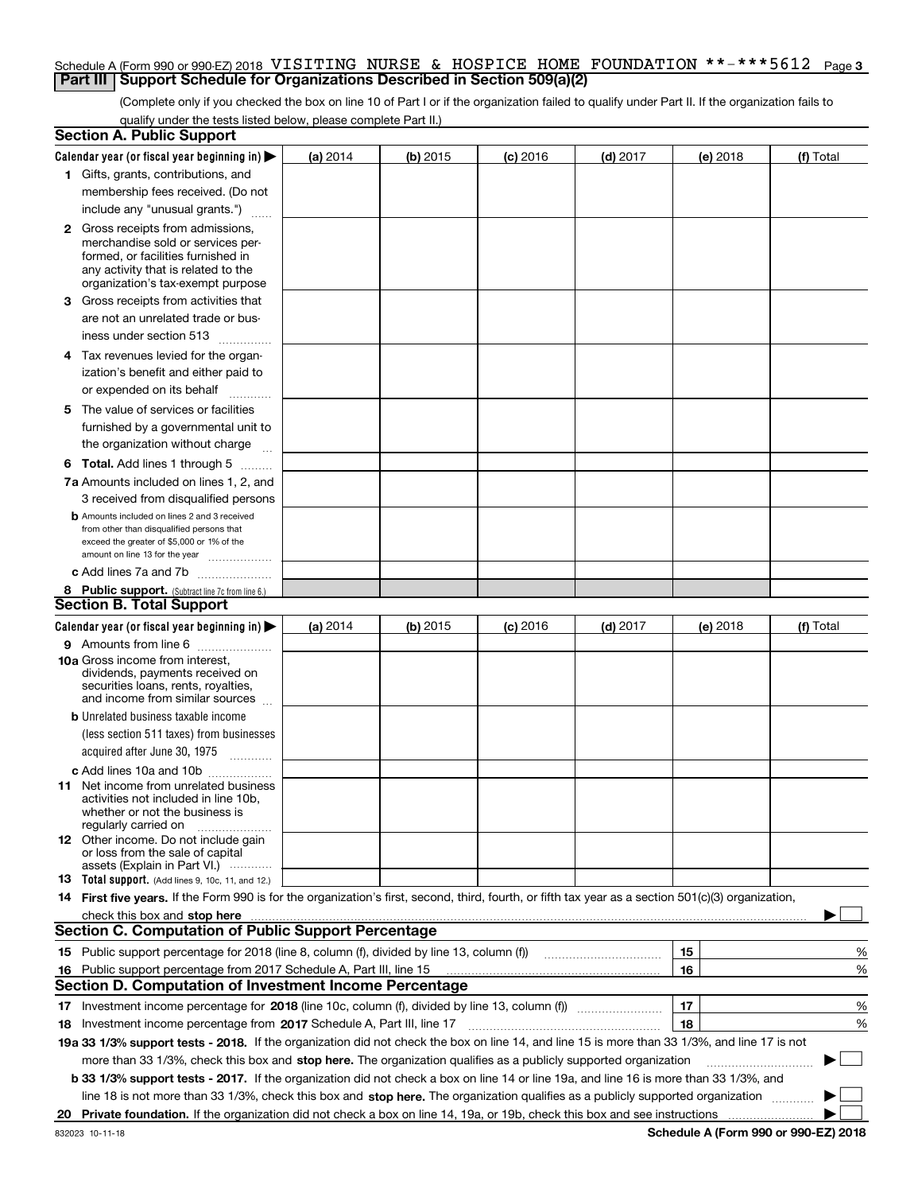Schedule A (Form 990 or 990-EZ) 2018 VISITING NURSE & HOSPICE HOME FOUNDATION **-***5612 Page 3

## Part III | Support Schedule for Organizations Described in Section 509(a)(2)

(Complete only if you checked the box on line 10 of Part I or if the organization failed to qualify under Part II. If the organization fails to qualify under the tests listed below, please complete Part II.)

### Section A. Public Support

| Calendar year (or fiscal year beginning in) ▶ | (a) 2014 | (b) 2015 | (c) 2016 | (d) 2017 | (e) 2018 | (f) Total |
|---|---|---|---|---|---|---|
| 1 Gifts, grants, contributions, and membership fees received. (Do not include any "unusual grants.") | | | | | | |
| 2 Gross receipts from admissions, merchandise sold or services performed, or facilities furnished in any activity that is related to the organization's tax-exempt purpose | | | | | | |
| 3 Gross receipts from activities that are not an unrelated trade or business under section 513 | | | | | | |
| 4 Tax revenues levied for the organization's benefit and either paid to or expended on its behalf | | | | | | |
| 5 The value of services or facilities furnished by a governmental unit to the organization without charge | | | | | | |
| 6 **Total.** Add lines 1 through 5 | | | | | | |
| 7a Amounts included on lines 1, 2, and 3 received from disqualified persons | | | | | | |
| b Amounts included on lines 2 and 3 received from other than disqualified persons that exceed the greater of $5,000 or 1% of the amount on line 13 for the year | | | | | | |
| c Add lines 7a and 7b | | | | | | |
| 8 **Public support.** (Subtract line 7c from line 6.) | | | | | | |

### Section B. Total Support

| Calendar year (or fiscal year beginning in) ▶ | (a) 2014 | (b) 2015 | (c) 2016 | (d) 2017 | (e) 2018 | (f) Total |
|---|---|---|---|---|---|---|
| 9 Amounts from line 6 | | | | | | |
| 10a Gross income from interest, dividends, payments received on securities loans, rents, royalties, and income from similar sources | | | | | | |
| b Unrelated business taxable income (less section 511 taxes) from businesses acquired after June 30, 1975 | | | | | | |
| c Add lines 10a and 10b | | | | | | |
| 11 Net income from unrelated business activities not included in line 10b, whether or not the business is regularly carried on | | | | | | |
| 12 Other income. Do not include gain or loss from the sale of capital assets (Explain in Part VI.) | | | | | | |
| 13 **Total support.** (Add lines 9, 10c, 11, and 12.) | | | | | | |

14 **First five years.** If the Form 990 is for the organization's first, second, third, fourth, or fifth tax year as a section 501(c)(3) organization, check this box and **stop here** ▶ ☐

### Section C. Computation of Public Support Percentage

| | | | |
|---|---|---|---|
| 15 | Public support percentage for 2018 (line 8, column (f), divided by line 13, column (f)) | 15 | % |
| 16 | Public support percentage from 2017 Schedule A, Part III, line 15 | 16 | % |

### Section D. Computation of Investment Income Percentage

| | | | |
|---|---|---|---|
| 17 | Investment income percentage for **2018** (line 10c, column (f), divided by line 13, column (f)) | 17 | % |
| 18 | Investment income percentage from **2017** Schedule A, Part III, line 17 | 18 | % |

**19a 33 1/3% support tests - 2018.** If the organization did not check the box on line 14, and line 15 is more than 33 1/3%, and line 17 is not more than 33 1/3%, check this box and **stop here.** The organization qualifies as a publicly supported organization ▶ ☐

**b 33 1/3% support tests - 2017.** If the organization did not check a box on line 14 or line 19a, and line 16 is more than 33 1/3%, and line 18 is not more than 33 1/3%, check this box and **stop here.** The organization qualifies as a publicly supported organization ▶ ☐

**20 Private foundation.** If the organization did not check a box on line 14, 19a, or 19b, check this box and see instructions ▶ ☐

832023 10-11-18 **Schedule A (Form 990 or 990-EZ) 2018**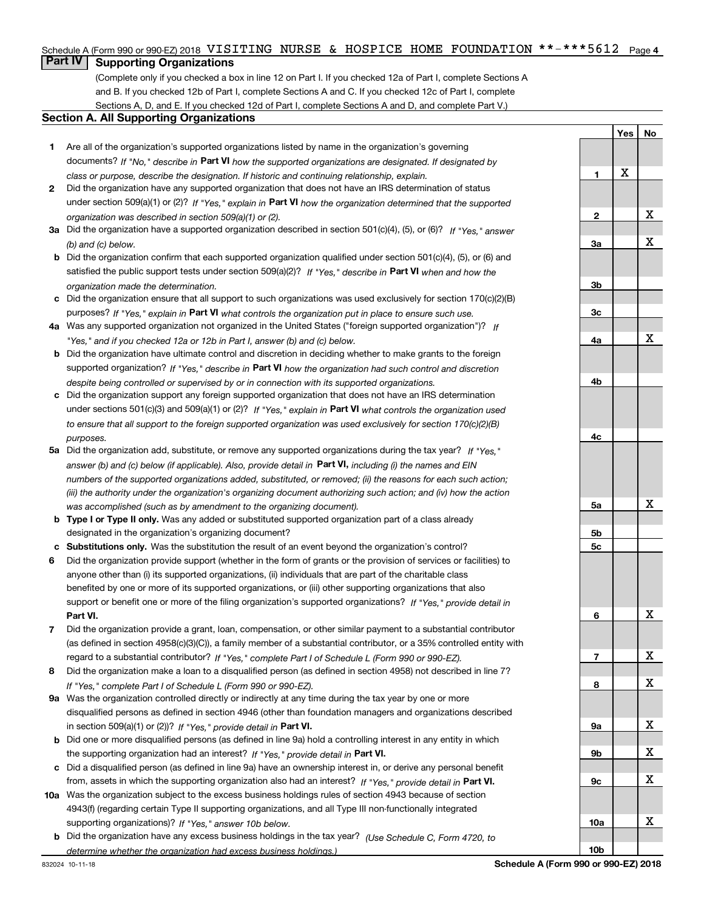Schedule A (Form 990 or 990-EZ) 2018 VISITING NURSE & HOSPICE HOME FOUNDATION **-***5612 Page 4

## Part IV Supporting Organizations

(Complete only if you checked a box in line 12 on Part I. If you checked 12a of Part I, complete Sections A and B. If you checked 12b of Part I, complete Sections A and C. If you checked 12c of Part I, complete Sections A, D, and E. If you checked 12d of Part I, complete Sections A and D, and complete Part V.)

### Section A. All Supporting Organizations

| | Question | Line | Yes | No |
|---|---|---|---|---|
| 1 | Are all of the organization's supported organizations listed by name in the organization's governing documents? *If "No," describe in* **Part VI** *how the supported organizations are designated. If designated by class or purpose, describe the designation. If historic and continuing relationship, explain.* | 1 | X | |
| 2 | Did the organization have any supported organization that does not have an IRS determination of status under section 509(a)(1) or (2)? *If "Yes," explain in* **Part VI** *how the organization determined that the supported organization was described in section 509(a)(1) or (2).* | 2 | | X |
| 3a | Did the organization have a supported organization described in section 501(c)(4), (5), or (6)? *If "Yes," answer (b) and (c) below.* | 3a | | X |
| b | Did the organization confirm that each supported organization qualified under section 501(c)(4), (5), or (6) and satisfied the public support tests under section 509(a)(2)? *If "Yes," describe in* **Part VI** *when and how the organization made the determination.* | 3b | | |
| c | Did the organization ensure that all support to such organizations was used exclusively for section 170(c)(2)(B) purposes? *If "Yes," explain in* **Part VI** *what controls the organization put in place to ensure such use.* | 3c | | |
| 4a | Was any supported organization not organized in the United States ("foreign supported organization")? *If "Yes," and if you checked 12a or 12b in Part I, answer (b) and (c) below.* | 4a | | X |
| b | Did the organization have ultimate control and discretion in deciding whether to make grants to the foreign supported organization? *If "Yes," describe in* **Part VI** *how the organization had such control and discretion despite being controlled or supervised by or in connection with its supported organizations.* | 4b | | |
| c | Did the organization support any foreign supported organization that does not have an IRS determination under sections 501(c)(3) and 509(a)(1) or (2)? *If "Yes," explain in* **Part VI** *what controls the organization used to ensure that all support to the foreign supported organization was used exclusively for section 170(c)(2)(B) purposes.* | 4c | | |
| 5a | Did the organization add, substitute, or remove any supported organizations during the tax year? *If "Yes," answer (b) and (c) below (if applicable). Also, provide detail in* **Part VI,** *including (i) the names and EIN numbers of the supported organizations added, substituted, or removed; (ii) the reasons for each such action; (iii) the authority under the organization's organizing document authorizing such action; and (iv) how the action was accomplished (such as by amendment to the organizing document).* | 5a | | X |
| b | **Type I or Type II only.** Was any added or substituted supported organization part of a class already designated in the organization's organizing document? | 5b | | |
| c | **Substitutions only.** Was the substitution the result of an event beyond the organization's control? | 5c | | |
| 6 | Did the organization provide support (whether in the form of grants or the provision of services or facilities) to anyone other than (i) its supported organizations, (ii) individuals that are part of the charitable class benefited by one or more of its supported organizations, or (iii) other supporting organizations that also support or benefit one or more of the filing organization's supported organizations? *If "Yes," provide detail in* **Part VI.** | 6 | | X |
| 7 | Did the organization provide a grant, loan, compensation, or other similar payment to a substantial contributor (as defined in section 4958(c)(3)(C)), a family member of a substantial contributor, or a 35% controlled entity with regard to a substantial contributor? *If "Yes," complete Part I of Schedule L (Form 990 or 990-EZ).* | 7 | | X |
| 8 | Did the organization make a loan to a disqualified person (as defined in section 4958) not described in line 7? *If "Yes," complete Part I of Schedule L (Form 990 or 990-EZ).* | 8 | | X |
| 9a | Was the organization controlled directly or indirectly at any time during the tax year by one or more disqualified persons as defined in section 4946 (other than foundation managers and organizations described in section 509(a)(1) or (2))? *If "Yes," provide detail in* **Part VI.** | 9a | | X |
| b | Did one or more disqualified persons (as defined in line 9a) hold a controlling interest in any entity in which the supporting organization had an interest? *If "Yes," provide detail in* **Part VI.** | 9b | | X |
| c | Did a disqualified person (as defined in line 9a) have an ownership interest in, or derive any personal benefit from, assets in which the supporting organization also had an interest? *If "Yes," provide detail in* **Part VI.** | 9c | | X |
| 10a | Was the organization subject to the excess business holdings rules of section 4943 because of section 4943(f) (regarding certain Type II supporting organizations, and all Type III non-functionally integrated supporting organizations)? *If "Yes," answer 10b below.* | 10a | | X |
| b | Did the organization have any excess business holdings in the tax year? *(Use Schedule C, Form 4720, to determine whether the organization had excess business holdings.)* | 10b | | |

832024 10-11-18 **Schedule A (Form 990 or 990-EZ) 2018**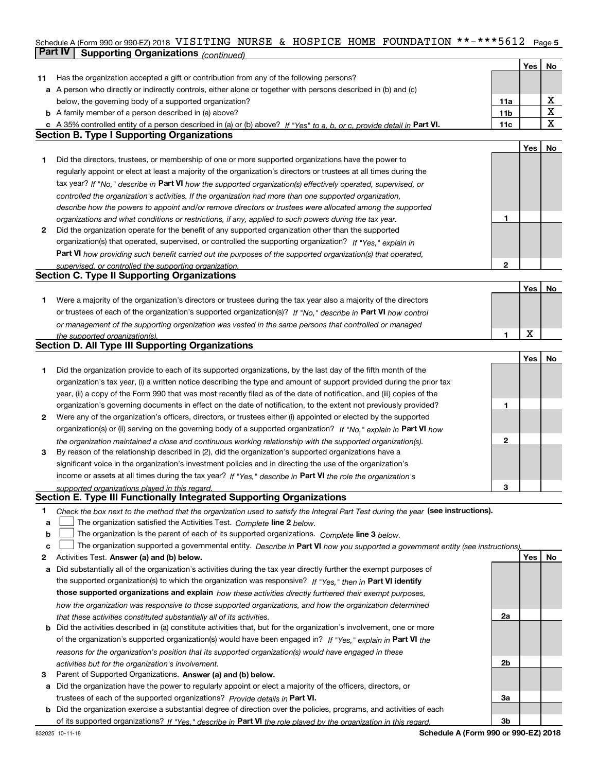Schedule A (Form 990 or 990-EZ) 2018 VISITING NURSE & HOSPICE HOME FOUNDATION **-***5612 Page 5

## Part IV Supporting Organizations *(continued)*

| | | | Yes | No |
|---|---|---|---|---|
| **11** | Has the organization accepted a gift or contribution from any of the following persons? | | | |
| **a** | A person who directly or indirectly controls, either alone or together with persons described in (b) and (c) below, the governing body of a supported organization? | **11a** | | X |
| **b** | A family member of a person described in (a) above? | **11b** | | X |
| **c** | A 35% controlled entity of a person described in (a) or (b) above? *If "Yes" to a, b, or c, provide detail in* **Part VI.** | **11c** | | X |

### Section B. Type I Supporting Organizations

| | | | Yes | No |
|---|---|---|---|---|
| **1** | Did the directors, trustees, or membership of one or more supported organizations have the power to regularly appoint or elect at least a majority of the organization's directors or trustees at all times during the tax year? *If "No," describe in* **Part VI** *how the supported organization(s) effectively operated, supervised, or controlled the organization's activities. If the organization had more than one supported organization, describe how the powers to appoint and/or remove directors or trustees were allocated among the supported organizations and what conditions or restrictions, if any, applied to such powers during the tax year.* | **1** | | |
| **2** | Did the organization operate for the benefit of any supported organization other than the supported organization(s) that operated, supervised, or controlled the supporting organization? *If "Yes," explain in* **Part VI** *how providing such benefit carried out the purposes of the supported organization(s) that operated, supervised, or controlled the supporting organization.* | **2** | | |

### Section C. Type II Supporting Organizations

| | | | Yes | No |
|---|---|---|---|---|
| **1** | Were a majority of the organization's directors or trustees during the tax year also a majority of the directors or trustees of each of the organization's supported organization(s)? *If "No," describe in* **Part VI** *how control or management of the supporting organization was vested in the same persons that controlled or managed the supported organization(s).* | **1** | X | |

### Section D. All Type III Supporting Organizations

| | | | Yes | No |
|---|---|---|---|---|
| **1** | Did the organization provide to each of its supported organizations, by the last day of the fifth month of the organization's tax year, (i) a written notice describing the type and amount of support provided during the prior tax year, (ii) a copy of the Form 990 that was most recently filed as of the date of notification, and (iii) copies of the organization's governing documents in effect on the date of notification, to the extent not previously provided? | **1** | | |
| **2** | Were any of the organization's officers, directors, or trustees either (i) appointed or elected by the supported organization(s) or (ii) serving on the governing body of a supported organization? *If "No," explain in* **Part VI** *how the organization maintained a close and continuous working relationship with the supported organization(s).* | **2** | | |
| **3** | By reason of the relationship described in (2), did the organization's supported organizations have a significant voice in the organization's investment policies and in directing the use of the organization's income or assets at all times during the tax year? *If "Yes," describe in* **Part VI** *the role the organization's supported organizations played in this regard.* | **3** | | |

### Section E. Type III Functionally Integrated Supporting Organizations

**1** *Check the box next to the method that the organization used to satisfy the Integral Part Test during the year* **(see instructions).**

- **a** ☐ The organization satisfied the Activities Test. *Complete* **line 2** *below.*
- **b** ☐ The organization is the parent of each of its supported organizations. *Complete* **line 3** *below.*
- **c** ☐ The organization supported a governmental entity. *Describe in* **Part VI** *how you supported a government entity (see instructions).*

| | | | Yes | No |
|---|---|---|---|---|
| **2** | Activities Test. **Answer (a) and (b) below.** | | | |
| **a** | Did substantially all of the organization's activities during the tax year directly further the exempt purposes of the supported organization(s) to which the organization was responsive? *If "Yes," then in* **Part VI identify those supported organizations and explain** *how these activities directly furthered their exempt purposes, how the organization was responsive to those supported organizations, and how the organization determined that these activities constituted substantially all of its activities.* | **2a** | | |
| **b** | Did the activities described in (a) constitute activities that, but for the organization's involvement, one or more of the organization's supported organization(s) would have been engaged in? *If "Yes," explain in* **Part VI** *the reasons for the organization's position that its supported organization(s) would have engaged in these activities but for the organization's involvement.* | **2b** | | |
| **3** | Parent of Supported Organizations. **Answer (a) and (b) below.** | | | |
| **a** | Did the organization have the power to regularly appoint or elect a majority of the officers, directors, or trustees of each of the supported organizations? *Provide details in* **Part VI.** | **3a** | | |
| **b** | Did the organization exercise a substantial degree of direction over the policies, programs, and activities of each of its supported organizations? *If "Yes," describe in* **Part VI** *the role played by the organization in this regard.* | **3b** | | |

832025 10-11-18 **Schedule A (Form 990 or 990-EZ) 2018**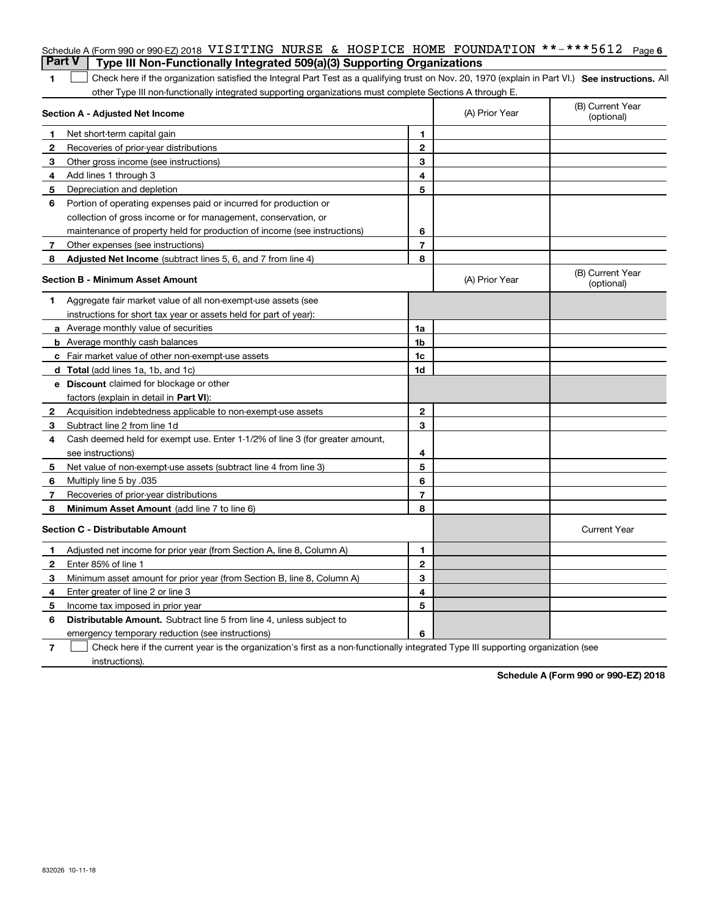Schedule A (Form 990 or 990-EZ) 2018 VISITING NURSE & HOSPICE HOME FOUNDATION **-***5612 Page 6

## Part V Type III Non-Functionally Integrated 509(a)(3) Supporting Organizations

1 ☐ Check here if the organization satisfied the Integral Part Test as a qualifying trust on Nov. 20, 1970 (explain in Part VI.) **See instructions.** All other Type III non-functionally integrated supporting organizations must complete Sections A through E.

| **Section A - Adjusted Net Income** | | | (A) Prior Year | (B) Current Year (optional) |
|---|---|---|---|---|
| 1 | Net short-term capital gain | 1 | | |
| 2 | Recoveries of prior-year distributions | 2 | | |
| 3 | Other gross income (see instructions) | 3 | | |
| 4 | Add lines 1 through 3 | 4 | | |
| 5 | Depreciation and depletion | 5 | | |
| 6 | Portion of operating expenses paid or incurred for production or collection of gross income or for management, conservation, or maintenance of property held for production of income (see instructions) | 6 | | |
| 7 | Other expenses (see instructions) | 7 | | |
| 8 | **Adjusted Net Income** (subtract lines 5, 6, and 7 from line 4) | 8 | | |

| **Section B - Minimum Asset Amount** | | | (A) Prior Year | (B) Current Year (optional) |
|---|---|---|---|---|
| 1 | Aggregate fair market value of all non-exempt-use assets (see instructions for short tax year or assets held for part of year): | | | |
| a | Average monthly value of securities | 1a | | |
| b | Average monthly cash balances | 1b | | |
| c | Fair market value of other non-exempt-use assets | 1c | | |
| d | **Total** (add lines 1a, 1b, and 1c) | 1d | | |
| e | **Discount** claimed for blockage or other factors (explain in detail in **Part VI**): | | | |
| 2 | Acquisition indebtedness applicable to non-exempt-use assets | 2 | | |
| 3 | Subtract line 2 from line 1d | 3 | | |
| 4 | Cash deemed held for exempt use. Enter 1-1/2% of line 3 (for greater amount, see instructions) | 4 | | |
| 5 | Net value of non-exempt-use assets (subtract line 4 from line 3) | 5 | | |
| 6 | Multiply line 5 by .035 | 6 | | |
| 7 | Recoveries of prior-year distributions | 7 | | |
| 8 | **Minimum Asset Amount** (add line 7 to line 6) | 8 | | |

| **Section C - Distributable Amount** | | | | Current Year |
|---|---|---|---|---|
| 1 | Adjusted net income for prior year (from Section A, line 8, Column A) | 1 | | |
| 2 | Enter 85% of line 1 | 2 | | |
| 3 | Minimum asset amount for prior year (from Section B, line 8, Column A) | 3 | | |
| 4 | Enter greater of line 2 or line 3 | 4 | | |
| 5 | Income tax imposed in prior year | 5 | | |
| 6 | **Distributable Amount.** Subtract line 5 from line 4, unless subject to emergency temporary reduction (see instructions) | 6 | | |

7 ☐ Check here if the current year is the organization's first as a non-functionally integrated Type III supporting organization (see instructions).

**Schedule A (Form 990 or 990-EZ) 2018**

832026 10-11-18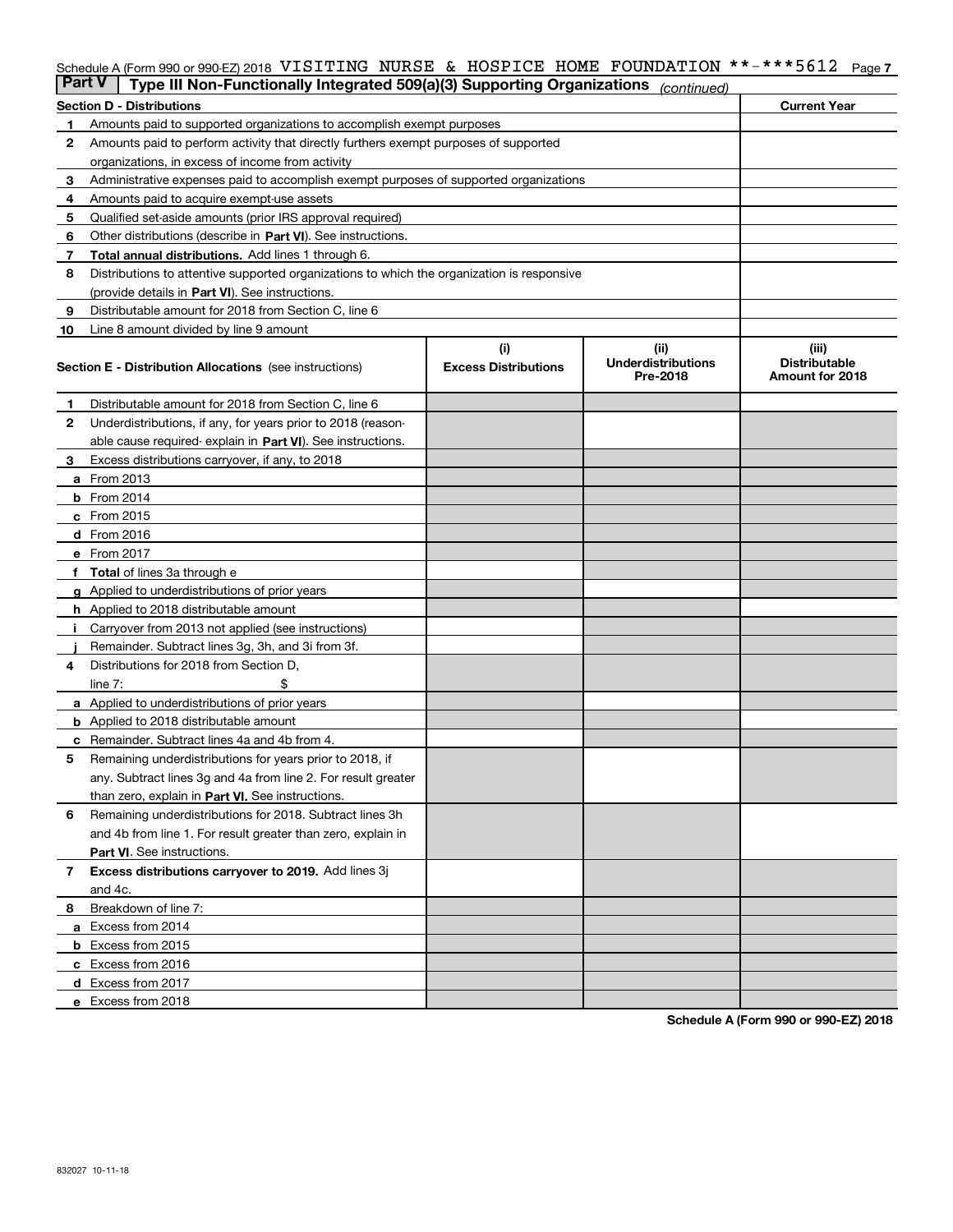Schedule A (Form 990 or 990-EZ) 2018 VISITING NURSE & HOSPICE HOME FOUNDATION **-***5612 Page 7

**Part V | Type III Non-Functionally Integrated 509(a)(3) Supporting Organizations** *(continued)*

| **Section D - Distributions** | **Current Year** |
|---|---|
| **1** Amounts paid to supported organizations to accomplish exempt purposes | |
| **2** Amounts paid to perform activity that directly furthers exempt purposes of supported organizations, in excess of income from activity | |
| **3** Administrative expenses paid to accomplish exempt purposes of supported organizations | |
| **4** Amounts paid to acquire exempt-use assets | |
| **5** Qualified set-aside amounts (prior IRS approval required) | |
| **6** Other distributions (describe in **Part VI**). See instructions. | |
| **7** **Total annual distributions.** Add lines 1 through 6. | |
| **8** Distributions to attentive supported organizations to which the organization is responsive (provide details in **Part VI**). See instructions. | |
| **9** Distributable amount for 2018 from Section C, line 6 | |
| **10** Line 8 amount divided by line 9 amount | |

| **Section E - Distribution Allocations** (see instructions) | **(i) Excess Distributions** | **(ii) Underdistributions Pre-2018** | **(iii) Distributable Amount for 2018** |
|---|---|---|---|
| **1** Distributable amount for 2018 from Section C, line 6 | | | |
| **2** Underdistributions, if any, for years prior to 2018 (reasonable cause required- explain in **Part VI**). See instructions. | | | |
| **3** Excess distributions carryover, if any, to 2018 | | | |
| **a** From 2013 | | | |
| **b** From 2014 | | | |
| **c** From 2015 | | | |
| **d** From 2016 | | | |
| **e** From 2017 | | | |
| **f** **Total** of lines 3a through e | | | |
| **g** Applied to underdistributions of prior years | | | |
| **h** Applied to 2018 distributable amount | | | |
| **i** Carryover from 2013 not applied (see instructions) | | | |
| **j** Remainder. Subtract lines 3g, 3h, and 3i from 3f. | | | |
| **4** Distributions for 2018 from Section D, line 7: $ | | | |
| **a** Applied to underdistributions of prior years | | | |
| **b** Applied to 2018 distributable amount | | | |
| **c** Remainder. Subtract lines 4a and 4b from 4. | | | |
| **5** Remaining underdistributions for years prior to 2018, if any. Subtract lines 3g and 4a from line 2. For result greater than zero, explain in **Part VI.** See instructions. | | | |
| **6** Remaining underdistributions for 2018. Subtract lines 3h and 4b from line 1. For result greater than zero, explain in **Part VI**. See instructions. | | | |
| **7** **Excess distributions carryover to 2019.** Add lines 3j and 4c. | | | |
| **8** Breakdown of line 7: | | | |
| **a** Excess from 2014 | | | |
| **b** Excess from 2015 | | | |
| **c** Excess from 2016 | | | |
| **d** Excess from 2017 | | | |
| **e** Excess from 2018 | | | |

**Schedule A (Form 990 or 990-EZ) 2018**

832027 10-11-18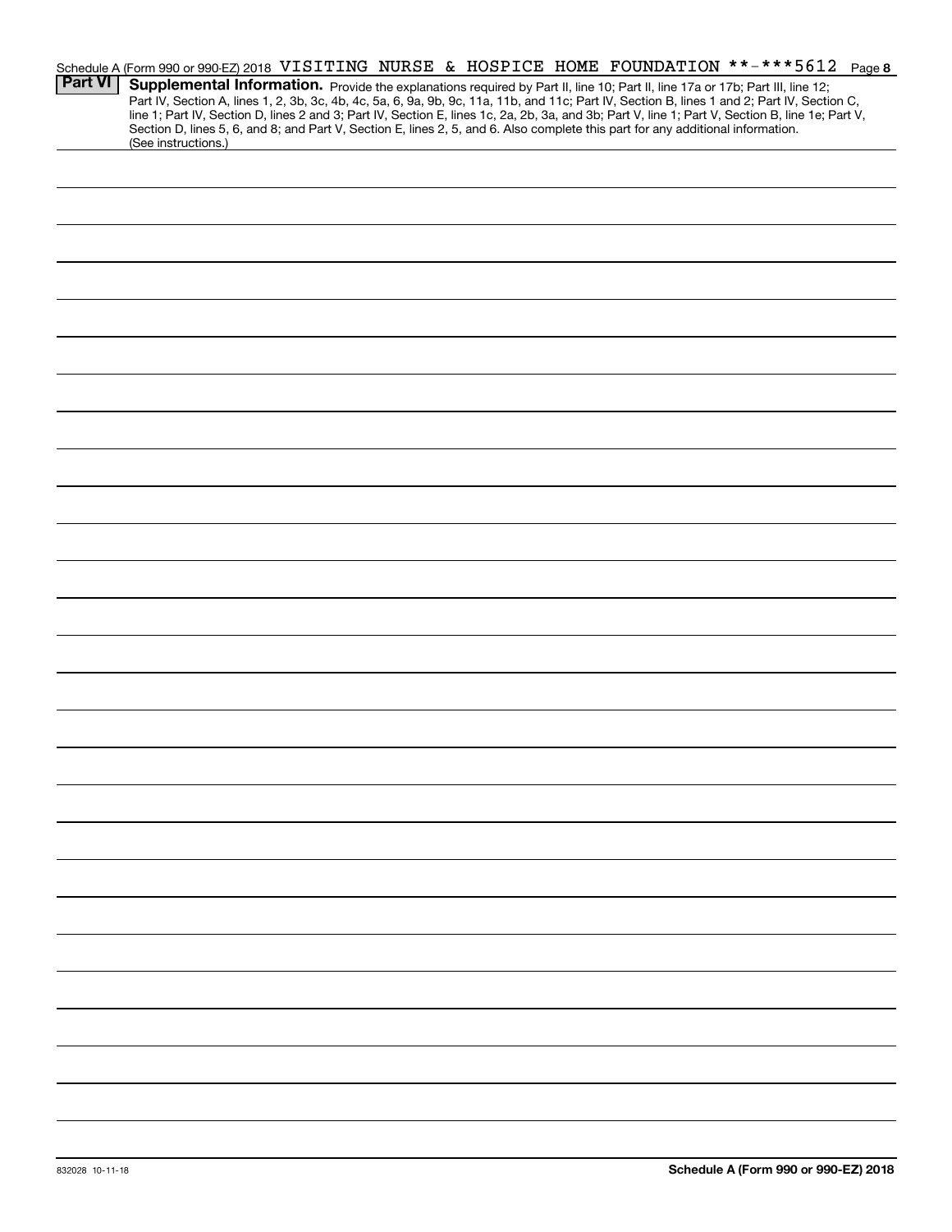Schedule A (Form 990 or 990-EZ) 2018 VISITING NURSE & HOSPICE HOME FOUNDATION **-***5612 Page 8

**Part VI** **Supplemental Information.** Provide the explanations required by Part II, line 10; Part II, line 17a or 17b; Part III, line 12; Part IV, Section A, lines 1, 2, 3b, 3c, 4b, 4c, 5a, 6, 9a, 9b, 9c, 11a, 11b, and 11c; Part IV, Section B, lines 1 and 2; Part IV, Section C, line 1; Part IV, Section D, lines 2 and 3; Part IV, Section E, lines 1c, 2a, 2b, 3a, and 3b; Part V, line 1; Part V, Section B, line 1e; Part V, Section D, lines 5, 6, and 8; and Part V, Section E, lines 2, 5, and 6. Also complete this part for any additional information. (See instructions.)

832028 10-11-18 **Schedule A (Form 990 or 990-EZ) 2018**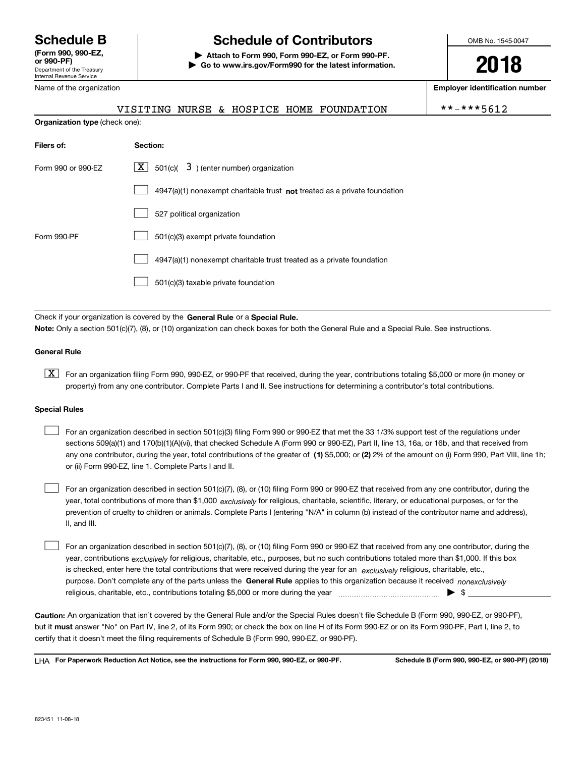**Schedule B**
**(Form 990, 990-EZ, or 990-PF)**
Department of the Treasury
Internal Revenue Service

# Schedule of Contributors

▶ **Attach to Form 990, Form 990-EZ, or Form 990-PF.**
▶ **Go to www.irs.gov/Form990 for the latest information.**

OMB No. 1545-0047

**2018**

Name of the organization: VISITING NURSE & HOSPICE HOME FOUNDATION

**Employer identification number**: **-***5612

**Organization type** (check one):

| Filers of: | Section: |
|---|---|
| Form 990 or 990-EZ | [X] 501(c)( 3 ) (enter number) organization |
| | [ ] 4947(a)(1) nonexempt charitable trust **not** treated as a private foundation |
| | [ ] 527 political organization |
| Form 990-PF | [ ] 501(c)(3) exempt private foundation |
| | [ ] 4947(a)(1) nonexempt charitable trust treated as a private foundation |
| | [ ] 501(c)(3) taxable private foundation |

Check if your organization is covered by the **General Rule** or a **Special Rule.**

**Note:** Only a section 501(c)(7), (8), or (10) organization can check boxes for both the General Rule and a Special Rule. See instructions.

**General Rule**

[X] For an organization filing Form 990, 990-EZ, or 990-PF that received, during the year, contributions totaling $5,000 or more (in money or property) from any one contributor. Complete Parts I and II. See instructions for determining a contributor's total contributions.

**Special Rules**

[ ] For an organization described in section 501(c)(3) filing Form 990 or 990-EZ that met the 33 1/3% support test of the regulations under sections 509(a)(1) and 170(b)(1)(A)(vi), that checked Schedule A (Form 990 or 990-EZ), Part II, line 13, 16a, or 16b, and that received from any one contributor, during the year, total contributions of the greater of **(1)** $5,000; or **(2)** 2% of the amount on (i) Form 990, Part VIII, line 1h; or (ii) Form 990-EZ, line 1. Complete Parts I and II.

[ ] For an organization described in section 501(c)(7), (8), or (10) filing Form 990 or 990-EZ that received from any one contributor, during the year, total contributions of more than $1,000 *exclusively* for religious, charitable, scientific, literary, or educational purposes, or for the prevention of cruelty to children or animals. Complete Parts I (entering "N/A" in column (b) instead of the contributor name and address), II, and III.

[ ] For an organization described in section 501(c)(7), (8), or (10) filing Form 990 or 990-EZ that received from any one contributor, during the year, contributions *exclusively* for religious, charitable, etc., purposes, but no such contributions totaled more than $1,000. If this box is checked, enter here the total contributions that were received during the year for an *exclusively* religious, charitable, etc., purpose. Don't complete any of the parts unless the **General Rule** applies to this organization because it received *nonexclusively* religious, charitable, etc., contributions totaling $5,000 or more during the year ▶ $ ____________

**Caution:** An organization that isn't covered by the General Rule and/or the Special Rules doesn't file Schedule B (Form 990, 990-EZ, or 990-PF), but it **must** answer "No" on Part IV, line 2, of its Form 990; or check the box on line H of its Form 990-EZ or on its Form 990-PF, Part I, line 2, to certify that it doesn't meet the filing requirements of Schedule B (Form 990, 990-EZ, or 990-PF).

LHA **For Paperwork Reduction Act Notice, see the instructions for Form 990, 990-EZ, or 990-PF.** **Schedule B (Form 990, 990-EZ, or 990-PF) (2018)**

823451 11-08-18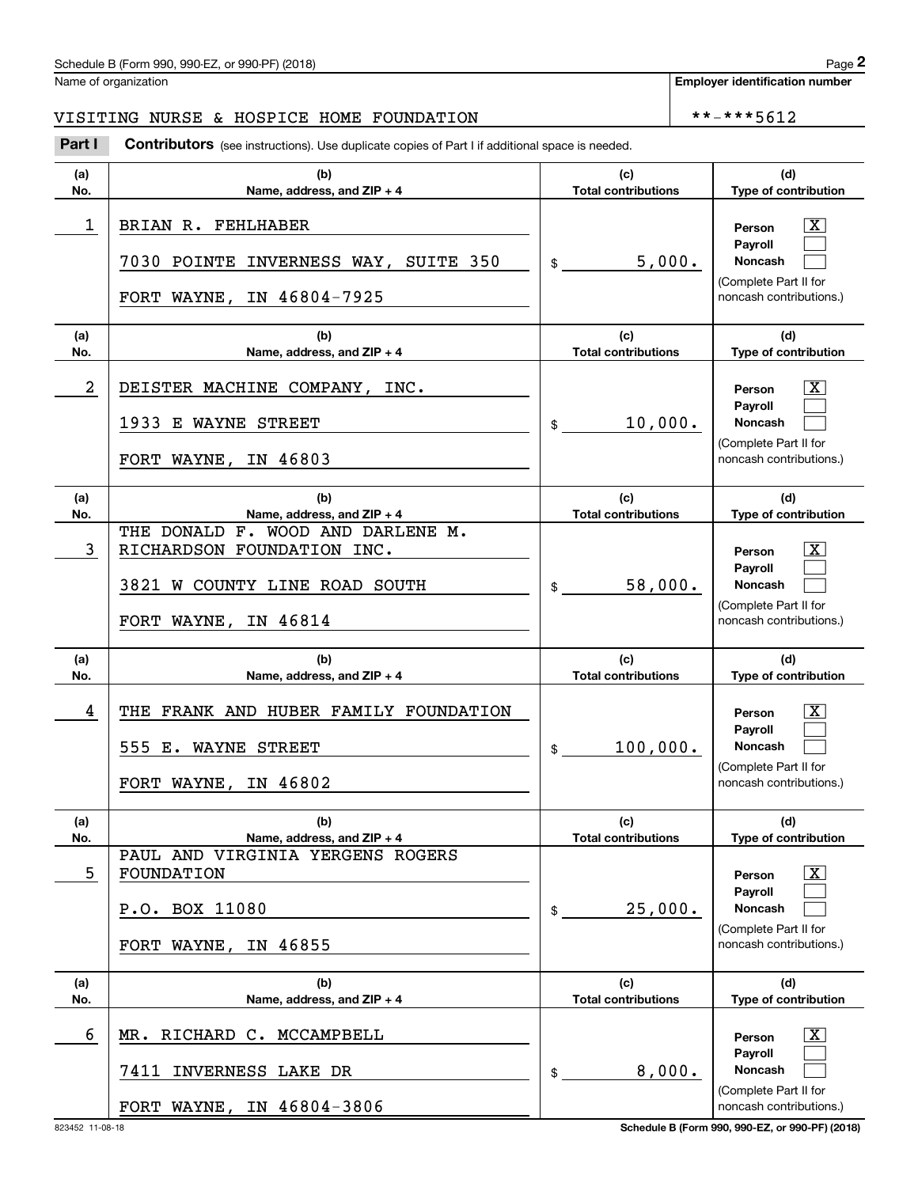Name of organization

**Employer identification number**

VISITING NURSE & HOSPICE HOME FOUNDATION **-***5612

**Part I** **Contributors** (see instructions). Use duplicate copies of Part I if additional space is needed.

| (a) No. | (b) Name, address, and ZIP + 4 | (c) Total contributions | (d) Type of contribution |
|---|---|---|---|
| 1 | BRIAN R. FEHLHABER<br>7030 POINTE INVERNESS WAY, SUITE 350<br>FORT WAYNE, IN 46804-7925 | $ 5,000. | Person [X]<br>Payroll [ ]<br>Noncash [ ]<br>(Complete Part II for noncash contributions.) |
| 2 | DEISTER MACHINE COMPANY, INC.<br>1933 E WAYNE STREET<br>FORT WAYNE, IN 46803 | $ 10,000. | Person [X]<br>Payroll [ ]<br>Noncash [ ]<br>(Complete Part II for noncash contributions.) |
| 3 | THE DONALD F. WOOD AND DARLENE M. RICHARDSON FOUNDATION INC.<br>3821 W COUNTY LINE ROAD SOUTH<br>FORT WAYNE, IN 46814 | $ 58,000. | Person [X]<br>Payroll [ ]<br>Noncash [ ]<br>(Complete Part II for noncash contributions.) |
| 4 | THE FRANK AND HUBER FAMILY FOUNDATION<br>555 E. WAYNE STREET<br>FORT WAYNE, IN 46802 | $ 100,000. | Person [X]<br>Payroll [ ]<br>Noncash [ ]<br>(Complete Part II for noncash contributions.) |
| 5 | PAUL AND VIRGINIA YERGENS ROGERS FOUNDATION<br>P.O. BOX 11080<br>FORT WAYNE, IN 46855 | $ 25,000. | Person [X]<br>Payroll [ ]<br>Noncash [ ]<br>(Complete Part II for noncash contributions.) |
| 6 | MR. RICHARD C. MCCAMPBELL<br>7411 INVERNESS LAKE DR<br>FORT WAYNE, IN 46804-3806 | $ 8,000. | Person [X]<br>Payroll [ ]<br>Noncash [ ]<br>(Complete Part II for noncash contributions.) |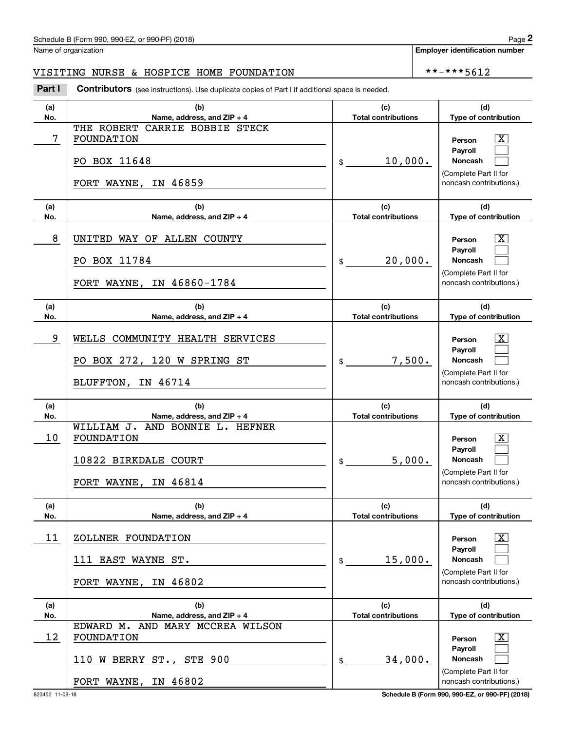Name of organization

**Employer identification number**

VISITING NURSE & HOSPICE HOME FOUNDATION

**-***5612

**Part I** **Contributors** (see instructions). Use duplicate copies of Part I if additional space is needed.

| (a) No. | (b) Name, address, and ZIP + 4 | (c) Total contributions | (d) Type of contribution |
|---|---|---|---|
| 7 | THE ROBERT CARRIE BOBBIE STECK FOUNDATION<br>PO BOX 11648<br>FORT WAYNE, IN 46859 | $ 10,000. | Person [X]<br>Payroll [ ]<br>Noncash [ ]<br>(Complete Part II for noncash contributions.) |
| 8 | UNITED WAY OF ALLEN COUNTY<br>PO BOX 11784<br>FORT WAYNE, IN 46860-1784 | $ 20,000. | Person [X]<br>Payroll [ ]<br>Noncash [ ]<br>(Complete Part II for noncash contributions.) |
| 9 | WELLS COMMUNITY HEALTH SERVICES<br>PO BOX 272, 120 W SPRING ST<br>BLUFFTON, IN 46714 | $ 7,500. | Person [X]<br>Payroll [ ]<br>Noncash [ ]<br>(Complete Part II for noncash contributions.) |
| 10 | WILLIAM J. AND BONNIE L. HEFNER FOUNDATION<br>10822 BIRKDALE COURT<br>FORT WAYNE, IN 46814 | $ 5,000. | Person [X]<br>Payroll [ ]<br>Noncash [ ]<br>(Complete Part II for noncash contributions.) |
| 11 | ZOLLNER FOUNDATION<br>111 EAST WAYNE ST.<br>FORT WAYNE, IN 46802 | $ 15,000. | Person [X]<br>Payroll [ ]<br>Noncash [ ]<br>(Complete Part II for noncash contributions.) |
| 12 | EDWARD M. AND MARY MCCREA WILSON FOUNDATION<br>110 W BERRY ST., STE 900<br>FORT WAYNE, IN 46802 | $ 34,000. | Person [X]<br>Payroll [ ]<br>Noncash [ ]<br>(Complete Part II for noncash contributions.) |

823452 11-08-18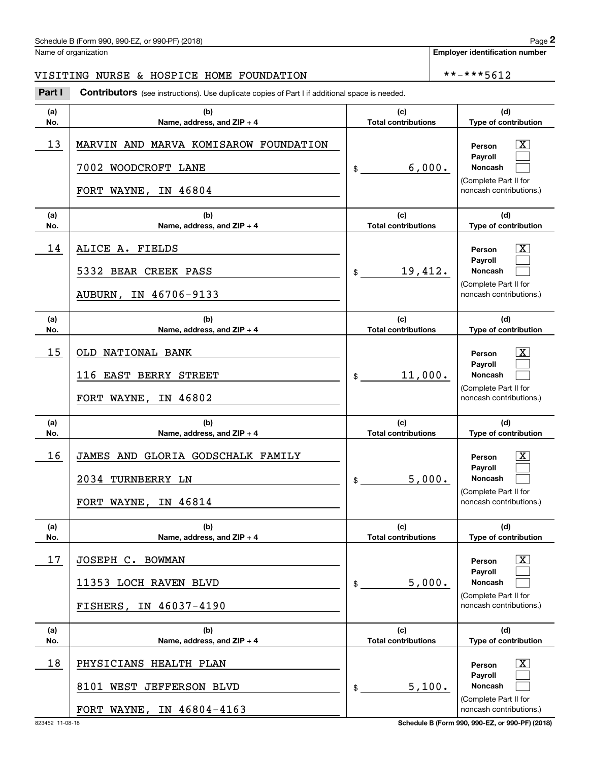Schedule B (Form 990, 990-EZ, or 990-PF) (2018)

Name of organization: VISITING NURSE & HOSPICE HOME FOUNDATION

Employer identification number: **-***5612

**Part I** **Contributors** (see instructions). Use duplicate copies of Part I if additional space is needed.

| (a) No. | (b) Name, address, and ZIP + 4 | (c) Total contributions | (d) Type of contribution |
|---|---|---|---|
| 13 | MARVIN AND MARVA KOMISAROW FOUNDATION<br>7002 WOODCROFT LANE<br>FORT WAYNE, IN 46804 | $ 6,000. | Person [X]<br>Payroll [ ]<br>Noncash [ ]<br>(Complete Part II for noncash contributions.) |
| 14 | ALICE A. FIELDS<br>5332 BEAR CREEK PASS<br>AUBURN, IN 46706-9133 | $ 19,412. | Person [X]<br>Payroll [ ]<br>Noncash [ ]<br>(Complete Part II for noncash contributions.) |
| 15 | OLD NATIONAL BANK<br>116 EAST BERRY STREET<br>FORT WAYNE, IN 46802 | $ 11,000. | Person [X]<br>Payroll [ ]<br>Noncash [ ]<br>(Complete Part II for noncash contributions.) |
| 16 | JAMES AND GLORIA GODSCHALK FAMILY<br>2034 TURNBERRY LN<br>FORT WAYNE, IN 46814 | $ 5,000. | Person [X]<br>Payroll [ ]<br>Noncash [ ]<br>(Complete Part II for noncash contributions.) |
| 17 | JOSEPH C. BOWMAN<br>11353 LOCH RAVEN BLVD<br>FISHERS, IN 46037-4190 | $ 5,000. | Person [X]<br>Payroll [ ]<br>Noncash [ ]<br>(Complete Part II for noncash contributions.) |
| 18 | PHYSICIANS HEALTH PLAN<br>8101 WEST JEFFERSON BLVD<br>FORT WAYNE, IN 46804-4163 | $ 5,100. | Person [X]<br>Payroll [ ]<br>Noncash [ ]<br>(Complete Part II for noncash contributions.) |

823452 11-08-18

Schedule B (Form 990, 990-EZ, or 990-PF) (2018)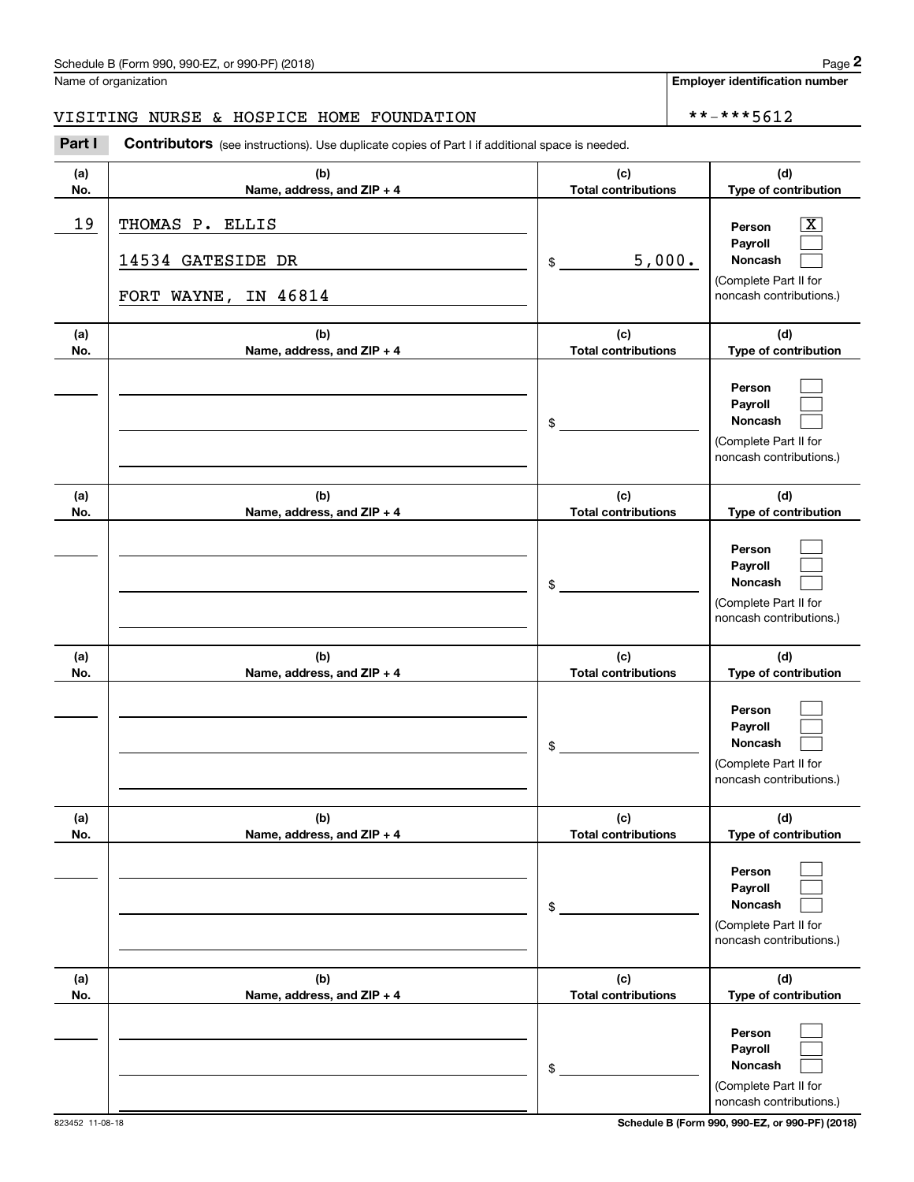Name of organization

**Employer identification number**

VISITING NURSE & HOSPICE HOME FOUNDATION

**-***5612

**Part I** **Contributors** (see instructions). Use duplicate copies of Part I if additional space is needed.

| (a) No. | (b) Name, address, and ZIP + 4 | (c) Total contributions | (d) Type of contribution |
|---|---|---|---|
| 19 | THOMAS P. ELLIS<br>14534 GATESIDE DR<br>FORT WAYNE, IN 46814 | $ 5,000. | Person [X]<br>Payroll [ ]<br>Noncash [ ]<br>(Complete Part II for noncash contributions.) |
| | | $ | Person [ ]<br>Payroll [ ]<br>Noncash [ ]<br>(Complete Part II for noncash contributions.) |
| | | $ | Person [ ]<br>Payroll [ ]<br>Noncash [ ]<br>(Complete Part II for noncash contributions.) |
| | | $ | Person [ ]<br>Payroll [ ]<br>Noncash [ ]<br>(Complete Part II for noncash contributions.) |
| | | $ | Person [ ]<br>Payroll [ ]<br>Noncash [ ]<br>(Complete Part II for noncash contributions.) |
| | | $ | Person [ ]<br>Payroll [ ]<br>Noncash [ ]<br>(Complete Part II for noncash contributions.) |

823452 11-08-18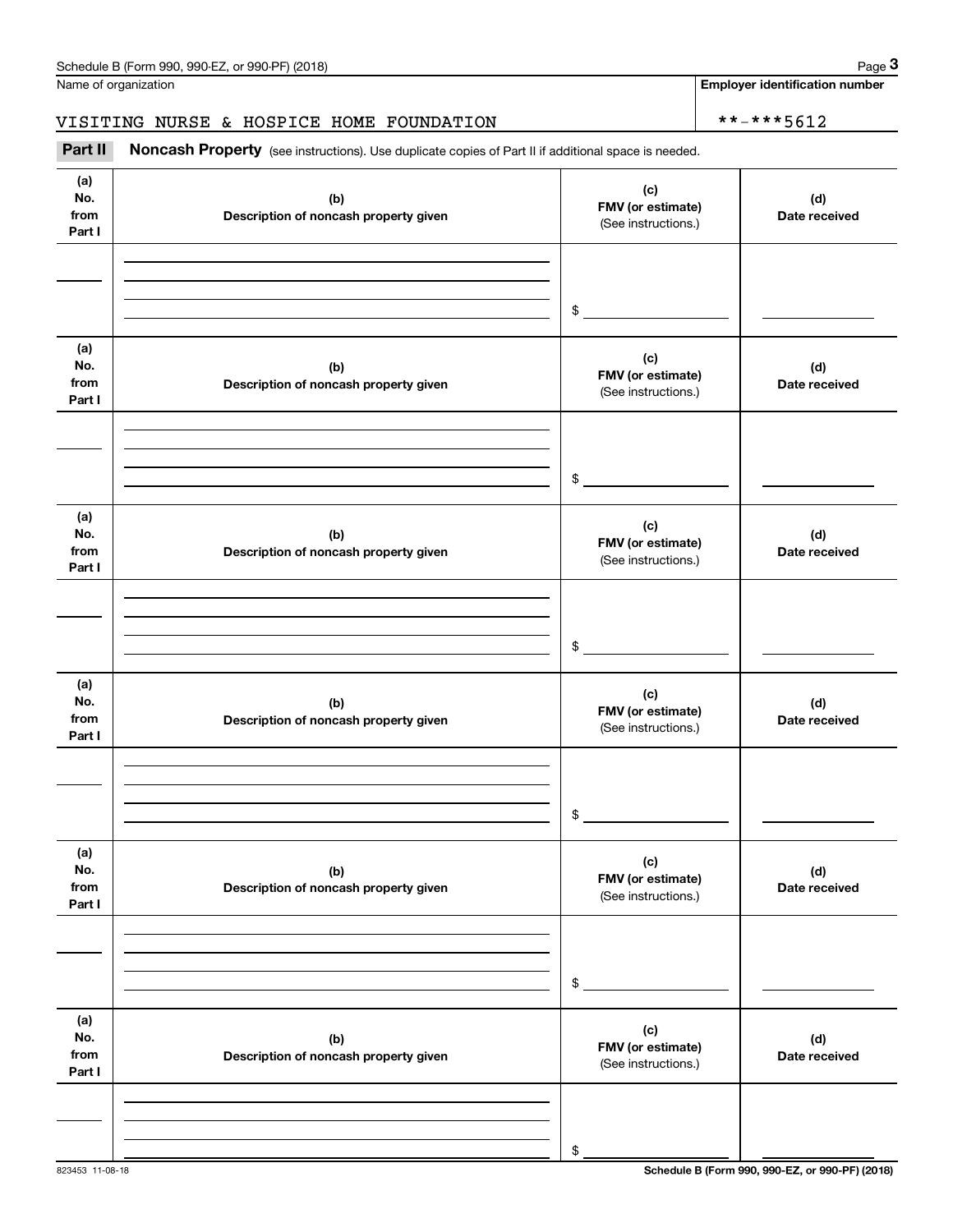Name of organization

VISITING NURSE & HOSPICE HOME FOUNDATION

**Employer identification number**

**-***5612

**Part II** **Noncash Property** (see instructions). Use duplicate copies of Part II if additional space is needed.

| (a) No. from Part I | (b) Description of noncash property given | (c) FMV (or estimate) (See instructions.) | (d) Date received |
|---|---|---|---|
| | | $ | |

| (a) No. from Part I | (b) Description of noncash property given | (c) FMV (or estimate) (See instructions.) | (d) Date received |
|---|---|---|---|
| | | $ | |

| (a) No. from Part I | (b) Description of noncash property given | (c) FMV (or estimate) (See instructions.) | (d) Date received |
|---|---|---|---|
| | | $ | |

| (a) No. from Part I | (b) Description of noncash property given | (c) FMV (or estimate) (See instructions.) | (d) Date received |
|---|---|---|---|
| | | $ | |

| (a) No. from Part I | (b) Description of noncash property given | (c) FMV (or estimate) (See instructions.) | (d) Date received |
|---|---|---|---|
| | | $ | |

| (a) No. from Part I | (b) Description of noncash property given | (c) FMV (or estimate) (See instructions.) | (d) Date received |
|---|---|---|---|
| | | $ | |

823453 11-08-18

**Schedule B (Form 990, 990-EZ, or 990-PF) (2018)**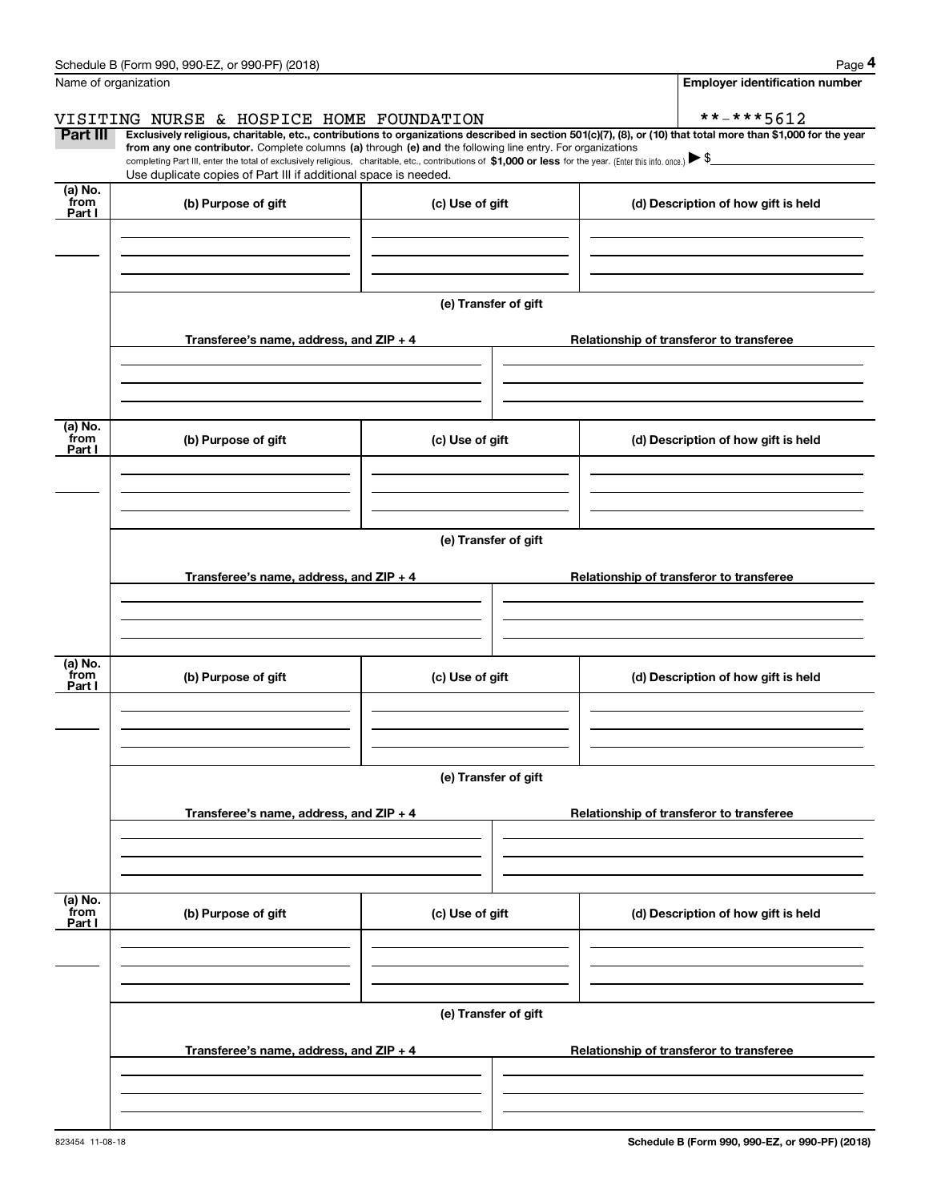Name of organization

**Employer identification number**

VISITING NURSE & HOSPICE HOME FOUNDATION

**-***5612

**Part III** **Exclusively religious, charitable, etc., contributions to organizations described in section 501(c)(7), (8), or (10) that total more than $1,000 for the year from any one contributor.** Complete columns **(a)** through **(e) and** the following line entry. For organizations completing Part III, enter the total of exclusively religious, charitable, etc., contributions of **$1,000 or less** for the year. (Enter this info. once.) ▶ $

Use duplicate copies of Part III if additional space is needed.

| (a) No. from Part I | (b) Purpose of gift | (c) Use of gift | (d) Description of how gift is held |
|---|---|---|---|
| | | | |

(e) Transfer of gift

| Transferee's name, address, and ZIP + 4 | Relationship of transferor to transferee |
|---|---|
| | |

| (a) No. from Part I | (b) Purpose of gift | (c) Use of gift | (d) Description of how gift is held |
|---|---|---|---|
| | | | |

(e) Transfer of gift

| Transferee's name, address, and ZIP + 4 | Relationship of transferor to transferee |
|---|---|
| | |

| (a) No. from Part I | (b) Purpose of gift | (c) Use of gift | (d) Description of how gift is held |
|---|---|---|---|
| | | | |

(e) Transfer of gift

| Transferee's name, address, and ZIP + 4 | Relationship of transferor to transferee |
|---|---|
| | |

| (a) No. from Part I | (b) Purpose of gift | (c) Use of gift | (d) Description of how gift is held |
|---|---|---|---|
| | | | |

(e) Transfer of gift

| Transferee's name, address, and ZIP + 4 | Relationship of transferor to transferee |
|---|---|
| | |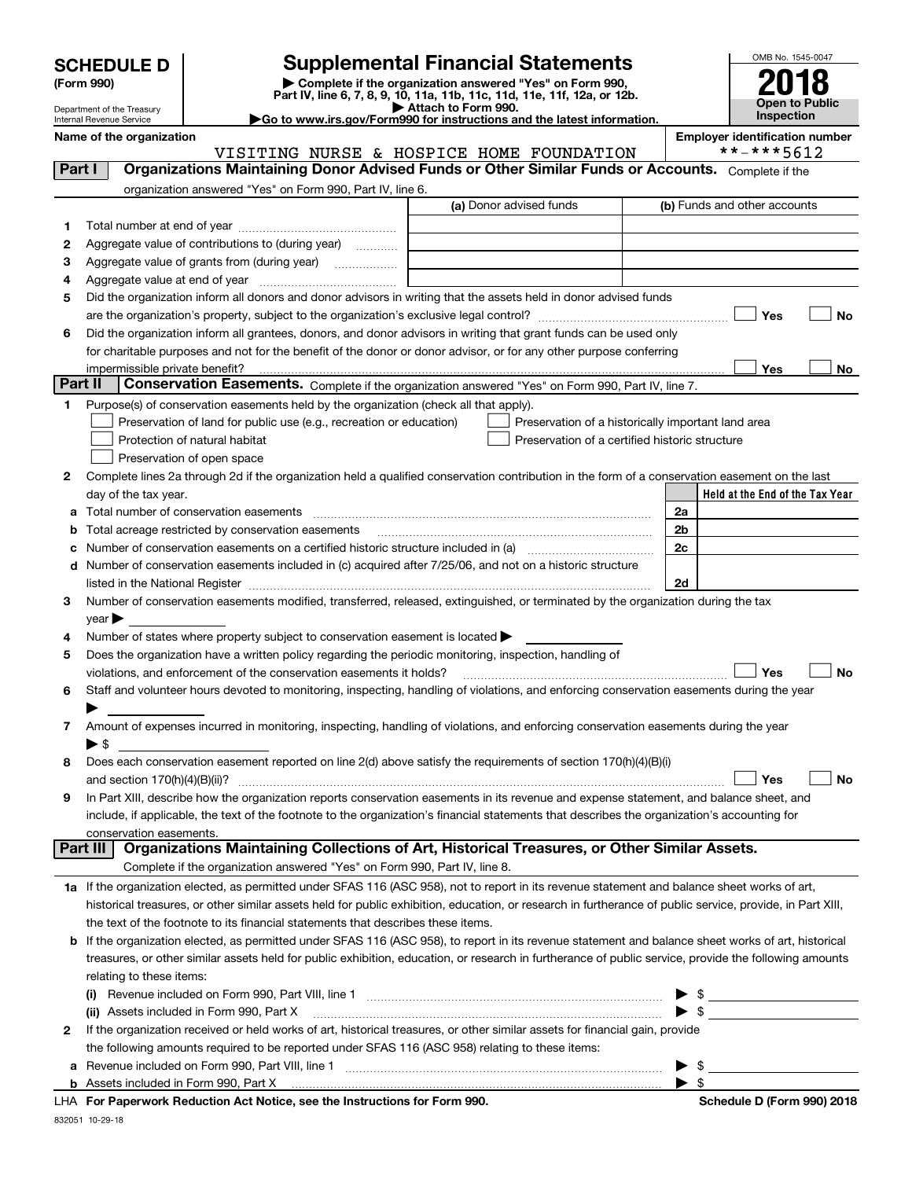# SCHEDULE D (Form 990)

Department of the Treasury
Internal Revenue Service

# Supplemental Financial Statements

▶ Complete if the organization answered "Yes" on Form 990, Part IV, line 6, 7, 8, 9, 10, 11a, 11b, 11c, 11d, 11e, 11f, 12a, or 12b.
▶ Attach to Form 990.
▶Go to www.irs.gov/Form990 for instructions and the latest information.

OMB No. 1545-0047

**2018**

**Open to Public Inspection**

**Name of the organization**
VISITING NURSE & HOSPICE HOME FOUNDATION

**Employer identification number**
**-***5612

## Part I Organizations Maintaining Donor Advised Funds or Other Similar Funds or Accounts. Complete if the organization answered "Yes" on Form 990, Part IV, line 6.

| | | (a) Donor advised funds | (b) Funds and other accounts |
|---|---|---|---|
| 1 | Total number at end of year | | |
| 2 | Aggregate value of contributions to (during year) | | |
| 3 | Aggregate value of grants from (during year) | | |
| 4 | Aggregate value at end of year | | |

5 Did the organization inform all donors and donor advisors in writing that the assets held in donor advised funds are the organization's property, subject to the organization's exclusive legal control? ☐ Yes ☐ No

6 Did the organization inform all grantees, donors, and donor advisors in writing that grant funds can be used only for charitable purposes and not for the benefit of the donor or donor advisor, or for any other purpose conferring impermissible private benefit? ☐ Yes ☐ No

## Part II Conservation Easements. Complete if the organization answered "Yes" on Form 990, Part IV, line 7.

1 Purpose(s) of conservation easements held by the organization (check all that apply).
- ☐ Preservation of land for public use (e.g., recreation or education)
- ☐ Preservation of a historically important land area
- ☐ Protection of natural habitat
- ☐ Preservation of a certified historic structure
- ☐ Preservation of open space

2 Complete lines 2a through 2d if the organization held a qualified conservation contribution in the form of a conservation easement on the last day of the tax year.

| | | | Held at the End of the Tax Year |
|---|---|---|---|
| a | Total number of conservation easements | 2a | |
| b | Total acreage restricted by conservation easements | 2b | |
| c | Number of conservation easements on a certified historic structure included in (a) | 2c | |
| d | Number of conservation easements included in (c) acquired after 7/25/06, and not on a historic structure listed in the National Register | 2d | |

3 Number of conservation easements modified, transferred, released, extinguished, or terminated by the organization during the tax year ▶

4 Number of states where property subject to conservation easement is located ▶

5 Does the organization have a written policy regarding the periodic monitoring, inspection, handling of violations, and enforcement of the conservation easements it holds? ☐ Yes ☐ No

6 Staff and volunteer hours devoted to monitoring, inspecting, handling of violations, and enforcing conservation easements during the year ▶

7 Amount of expenses incurred in monitoring, inspecting, handling of violations, and enforcing conservation easements during the year ▶ $

8 Does each conservation easement reported on line 2(d) above satisfy the requirements of section 170(h)(4)(B)(i) and section 170(h)(4)(B)(ii)? ☐ Yes ☐ No

9 In Part XIII, describe how the organization reports conservation easements in its revenue and expense statement, and balance sheet, and include, if applicable, the text of the footnote to the organization's financial statements that describes the organization's accounting for conservation easements.

## Part III Organizations Maintaining Collections of Art, Historical Treasures, or Other Similar Assets.
Complete if the organization answered "Yes" on Form 990, Part IV, line 8.

1a If the organization elected, as permitted under SFAS 116 (ASC 958), not to report in its revenue statement and balance sheet works of art, historical treasures, or other similar assets held for public exhibition, education, or research in furtherance of public service, provide, in Part XIII, the text of the footnote to its financial statements that describes these items.

b If the organization elected, as permitted under SFAS 116 (ASC 958), to report in its revenue statement and balance sheet works of art, historical treasures, or other similar assets held for public exhibition, education, or research in furtherance of public service, provide the following amounts relating to these items:

(i) Revenue included on Form 990, Part VIII, line 1 ▶ $

(ii) Assets included in Form 990, Part X ▶ $

2 If the organization received or held works of art, historical treasures, or other similar assets for financial gain, provide the following amounts required to be reported under SFAS 116 (ASC 958) relating to these items:

a Revenue included on Form 990, Part VIII, line 1 ▶ $

b Assets included in Form 990, Part X ▶ $

LHA For Paperwork Reduction Act Notice, see the Instructions for Form 990. Schedule D (Form 990) 2018

832051 10-29-18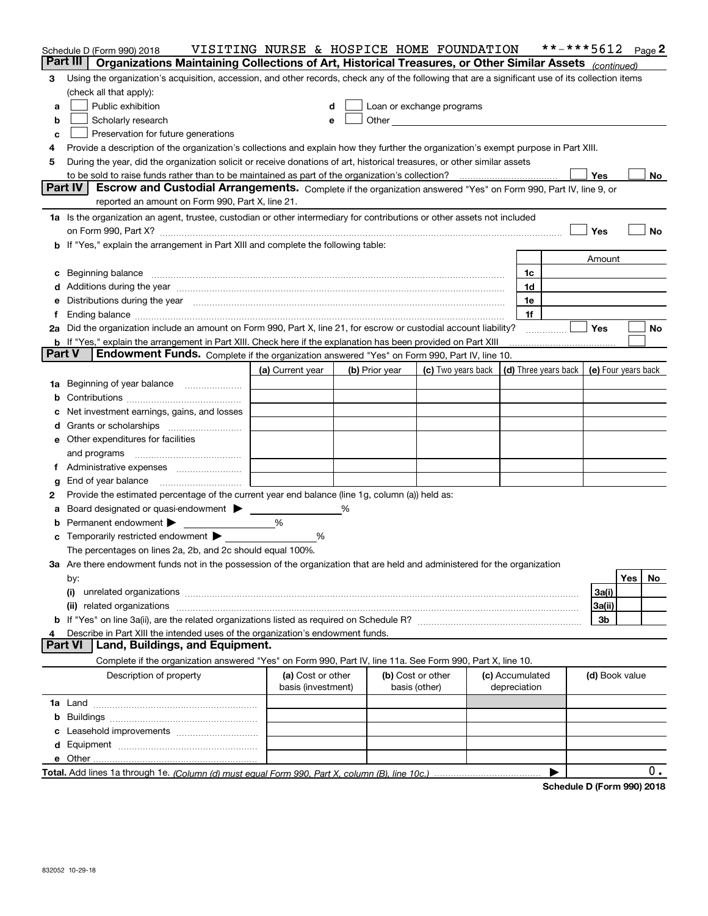Schedule D (Form 990) 2018 VISITING NURSE & HOSPICE HOME FOUNDATION **-***5612 Page 2

## Part III Organizations Maintaining Collections of Art, Historical Treasures, or Other Similar Assets *(continued)*

3 Using the organization's acquisition, accession, and other records, check any of the following that are a significant use of its collection items (check all that apply):

a ☐ Public exhibition
b ☐ Scholarly research
c ☐ Preservation for future generations
d ☐ Loan or exchange programs
e ☐ Other

4 Provide a description of the organization's collections and explain how they further the organization's exempt purpose in Part XIII.

5 During the year, did the organization solicit or receive donations of art, historical treasures, or other similar assets to be sold to raise funds rather than to be maintained as part of the organization's collection? ☐ Yes ☐ No

## Part IV Escrow and Custodial Arrangements.

Complete if the organization answered "Yes" on Form 990, Part IV, line 9, or reported an amount on Form 990, Part X, line 21.

1a Is the organization an agent, trustee, custodian or other intermediary for contributions or other assets not included on Form 990, Part X? ☐ Yes ☐ No

b If "Yes," explain the arrangement in Part XIII and complete the following table:

| | | Amount |
|---|---|---|
| c Beginning balance | 1c | |
| d Additions during the year | 1d | |
| e Distributions during the year | 1e | |
| f Ending balance | 1f | |

2a Did the organization include an amount on Form 990, Part X, line 21, for escrow or custodial account liability? ☐ Yes ☐ No

b If "Yes," explain the arrangement in Part XIII. Check here if the explanation has been provided on Part XIII ☐

## Part V Endowment Funds.

Complete if the organization answered "Yes" on Form 990, Part IV, line 10.

| | (a) Current year | (b) Prior year | (c) Two years back | (d) Three years back | (e) Four years back |
|---|---|---|---|---|---|
| 1a Beginning of year balance | | | | | |
| b Contributions | | | | | |
| c Net investment earnings, gains, and losses | | | | | |
| d Grants or scholarships | | | | | |
| e Other expenditures for facilities and programs | | | | | |
| f Administrative expenses | | | | | |
| g End of year balance | | | | | |

2 Provide the estimated percentage of the current year end balance (line 1g, column (a)) held as:

a Board designated or quasi-endowment ▶ ______ %
b Permanent endowment ▶ ______ %
c Temporarily restricted endowment ▶ ______ %

The percentages on lines 2a, 2b, and 2c should equal 100%.

3a Are there endowment funds not in the possession of the organization that are held and administered for the organization by:

| | | Yes | No |
|---|---|---|---|
| (i) unrelated organizations | 3a(i) | | |
| (ii) related organizations | 3a(ii) | | |
| b If "Yes" on line 3a(ii), are the related organizations listed as required on Schedule R? | 3b | | |

4 Describe in Part XIII the intended uses of the organization's endowment funds.

## Part VI Land, Buildings, and Equipment.

Complete if the organization answered "Yes" on Form 990, Part IV, line 11a. See Form 990, Part X, line 10.

| Description of property | (a) Cost or other basis (investment) | (b) Cost or other basis (other) | (c) Accumulated depreciation | (d) Book value |
|---|---|---|---|---|
| 1a Land | | | | |
| b Buildings | | | | |
| c Leasehold improvements | | | | |
| d Equipment | | | | |
| e Other | | | | |
| **Total.** Add lines 1a through 1e. *(Column (d) must equal Form 990, Part X, column (B), line 10c.)* | | | ▶ | 0. |

**Schedule D (Form 990) 2018**

832052 10-29-18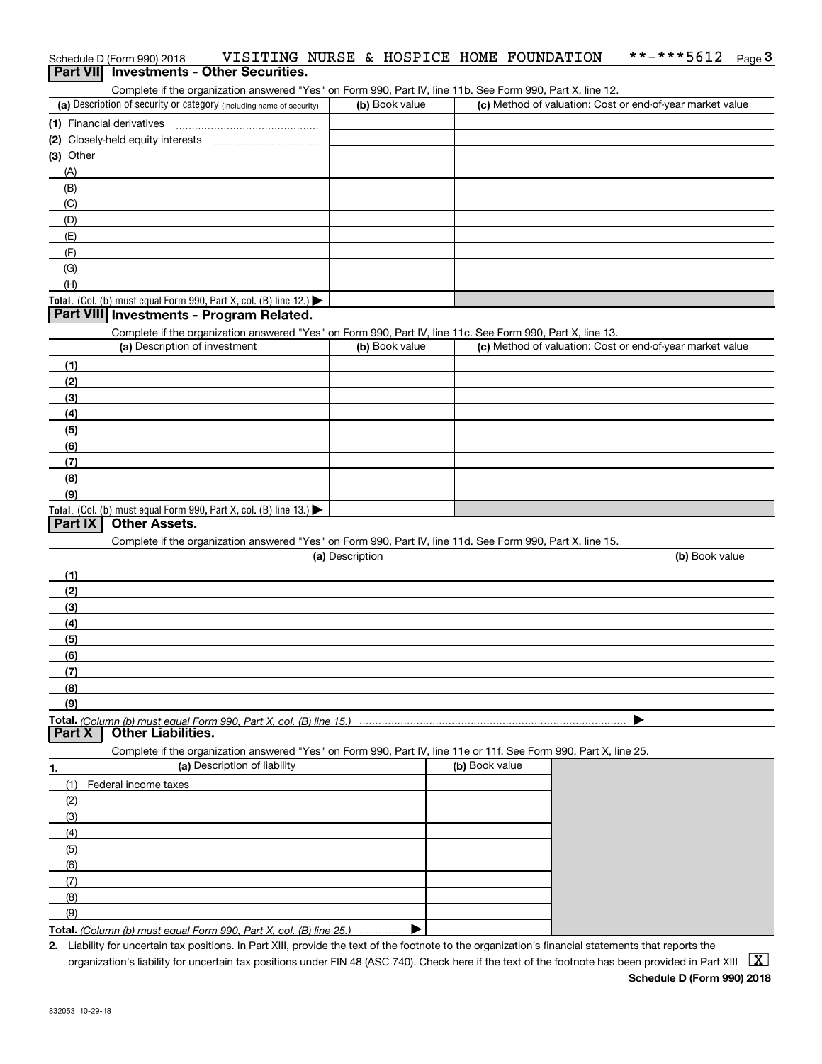Schedule D (Form 990) 2018 VISITING NURSE & HOSPICE HOME FOUNDATION **-***5612 Page 3

## Part VII Investments - Other Securities.

Complete if the organization answered "Yes" on Form 990, Part IV, line 11b. See Form 990, Part X, line 12.

| (a) Description of security or category (including name of security) | (b) Book value | (c) Method of valuation: Cost or end-of-year market value |
|---|---|---|
| (1) Financial derivatives | | |
| (2) Closely-held equity interests | | |
| (3) Other | | |
| (A) | | |
| (B) | | |
| (C) | | |
| (D) | | |
| (E) | | |
| (F) | | |
| (G) | | |
| (H) | | |
| **Total.** (Col. (b) must equal Form 990, Part X, col. (B) line 12.) ▶ | | |

## Part VIII Investments - Program Related.

Complete if the organization answered "Yes" on Form 990, Part IV, line 11c. See Form 990, Part X, line 13.

| (a) Description of investment | (b) Book value | (c) Method of valuation: Cost or end-of-year market value |
|---|---|---|
| (1) | | |
| (2) | | |
| (3) | | |
| (4) | | |
| (5) | | |
| (6) | | |
| (7) | | |
| (8) | | |
| (9) | | |
| **Total.** (Col. (b) must equal Form 990, Part X, col. (B) line 13.) ▶ | | |

## Part IX Other Assets.

Complete if the organization answered "Yes" on Form 990, Part IV, line 11d. See Form 990, Part X, line 15.

| (a) Description | (b) Book value |
|---|---|
| (1) | |
| (2) | |
| (3) | |
| (4) | |
| (5) | |
| (6) | |
| (7) | |
| (8) | |
| (9) | |
| **Total.** *(Column (b) must equal Form 990, Part X, col. (B) line 15.)* ▶ | |

## Part X Other Liabilities.

Complete if the organization answered "Yes" on Form 990, Part IV, line 11e or 11f. See Form 990, Part X, line 25.

| 1. (a) Description of liability | (b) Book value |
|---|---|
| (1) Federal income taxes | |
| (2) | |
| (3) | |
| (4) | |
| (5) | |
| (6) | |
| (7) | |
| (8) | |
| (9) | |
| **Total.** *(Column (b) must equal Form 990, Part X, col. (B) line 25.)* ▶ | |

2. Liability for uncertain tax positions. In Part XIII, provide the text of the footnote to the organization's financial statements that reports the organization's liability for uncertain tax positions under FIN 48 (ASC 740). Check here if the text of the footnote has been provided in Part XIII [X]

**Schedule D (Form 990) 2018**

832053 10-29-18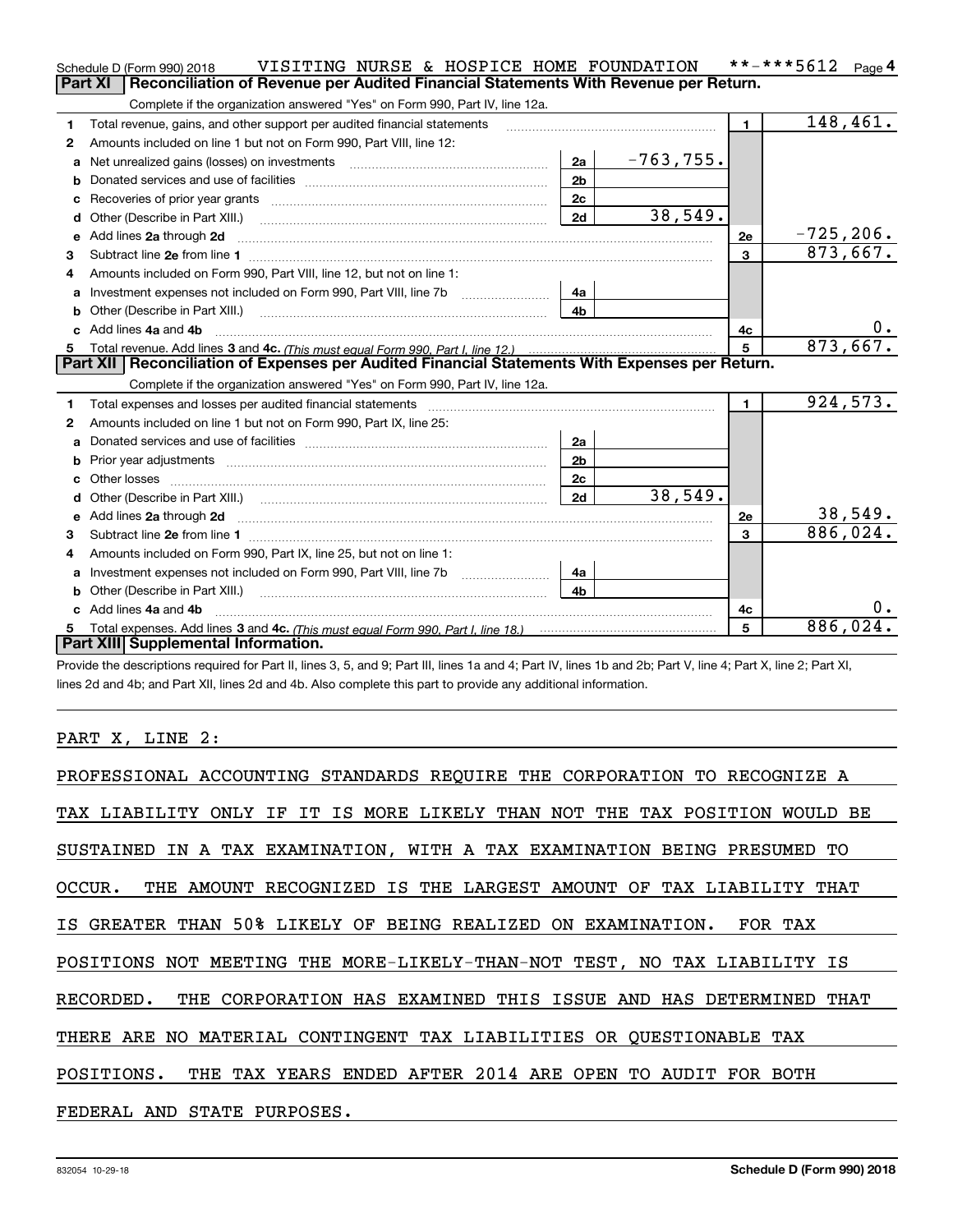Schedule D (Form 990) 2018 VISITING NURSE & HOSPICE HOME FOUNDATION **-***5612 Page 4

## Part XI Reconciliation of Revenue per Audited Financial Statements With Revenue per Return.

Complete if the organization answered "Yes" on Form 990, Part IV, line 12a.

| | | | | | |
|---|---|---|---|---|---|
| 1 | Total revenue, gains, and other support per audited financial statements | | | 1 | 148,461. |
| 2 | Amounts included on line 1 but not on Form 990, Part VIII, line 12: | | | | |
| a | Net unrealized gains (losses) on investments | 2a | -763,755. | | |
| b | Donated services and use of facilities | 2b | | | |
| c | Recoveries of prior year grants | 2c | | | |
| d | Other (Describe in Part XIII.) | 2d | 38,549. | | |
| e | Add lines 2a through 2d | | | 2e | -725,206. |
| 3 | Subtract line 2e from line 1 | | | 3 | 873,667. |
| 4 | Amounts included on Form 990, Part VIII, line 12, but not on line 1: | | | | |
| a | Investment expenses not included on Form 990, Part VIII, line 7b | 4a | | | |
| b | Other (Describe in Part XIII.) | 4b | | | |
| c | Add lines 4a and 4b | | | 4c | 0. |
| 5 | Total revenue. Add lines 3 and 4c. *(This must equal Form 990, Part I, line 12.)* | | | 5 | 873,667. |

## Part XII Reconciliation of Expenses per Audited Financial Statements With Expenses per Return.

Complete if the organization answered "Yes" on Form 990, Part IV, line 12a.

| | | | | | |
|---|---|---|---|---|---|
| 1 | Total expenses and losses per audited financial statements | | | 1 | 924,573. |
| 2 | Amounts included on line 1 but not on Form 990, Part IX, line 25: | | | | |
| a | Donated services and use of facilities | 2a | | | |
| b | Prior year adjustments | 2b | | | |
| c | Other losses | 2c | | | |
| d | Other (Describe in Part XIII.) | 2d | 38,549. | | |
| e | Add lines 2a through 2d | | | 2e | 38,549. |
| 3 | Subtract line 2e from line 1 | | | 3 | 886,024. |
| 4 | Amounts included on Form 990, Part IX, line 25, but not on line 1: | | | | |
| a | Investment expenses not included on Form 990, Part VIII, line 7b | 4a | | | |
| b | Other (Describe in Part XIII.) | 4b | | | |
| c | Add lines 4a and 4b | | | 4c | 0. |
| 5 | Total expenses. Add lines 3 and 4c. *(This must equal Form 990, Part I, line 18.)* | | | 5 | 886,024. |

## Part XIII Supplemental Information.

Provide the descriptions required for Part II, lines 3, 5, and 9; Part III, lines 1a and 4; Part IV, lines 1b and 2b; Part V, line 4; Part X, line 2; Part XI, lines 2d and 4b; and Part XII, lines 2d and 4b. Also complete this part to provide any additional information.

PART X, LINE 2:

PROFESSIONAL ACCOUNTING STANDARDS REQUIRE THE CORPORATION TO RECOGNIZE A TAX LIABILITY ONLY IF IT IS MORE LIKELY THAN NOT THE TAX POSITION WOULD BE SUSTAINED IN A TAX EXAMINATION, WITH A TAX EXAMINATION BEING PRESUMED TO OCCUR. THE AMOUNT RECOGNIZED IS THE LARGEST AMOUNT OF TAX LIABILITY THAT IS GREATER THAN 50% LIKELY OF BEING REALIZED ON EXAMINATION. FOR TAX POSITIONS NOT MEETING THE MORE-LIKELY-THAN-NOT TEST, NO TAX LIABILITY IS RECORDED. THE CORPORATION HAS EXAMINED THIS ISSUE AND HAS DETERMINED THAT THERE ARE NO MATERIAL CONTINGENT TAX LIABILITIES OR QUESTIONABLE TAX POSITIONS. THE TAX YEARS ENDED AFTER 2014 ARE OPEN TO AUDIT FOR BOTH FEDERAL AND STATE PURPOSES.

832054 10-29-18 Schedule D (Form 990) 2018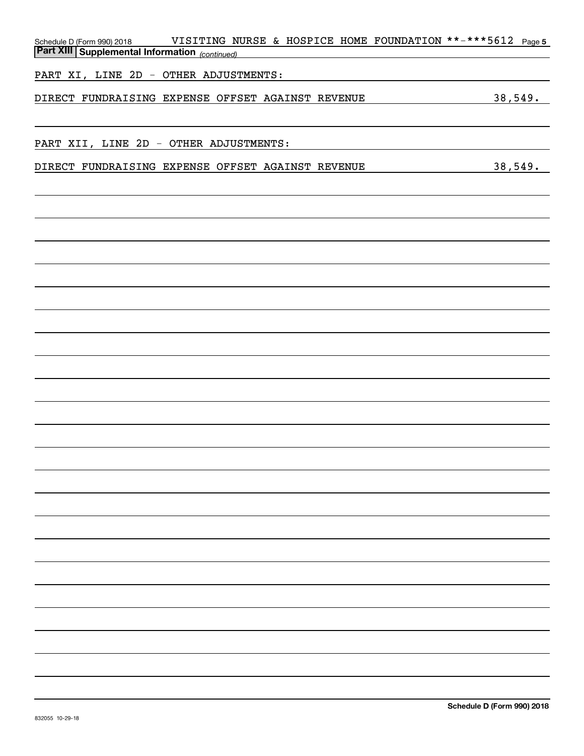Schedule D (Form 990) 2018 VISITING NURSE & HOSPICE HOME FOUNDATION **-***5612 Page 5

**Part XIII | Supplemental Information** *(continued)*

PART XI, LINE 2D - OTHER ADJUSTMENTS:

DIRECT FUNDRAISING EXPENSE OFFSET AGAINST REVENUE 38,549.

PART XII, LINE 2D - OTHER ADJUSTMENTS:

DIRECT FUNDRAISING EXPENSE OFFSET AGAINST REVENUE 38,549.

**Schedule D (Form 990) 2018**

832055 10-29-18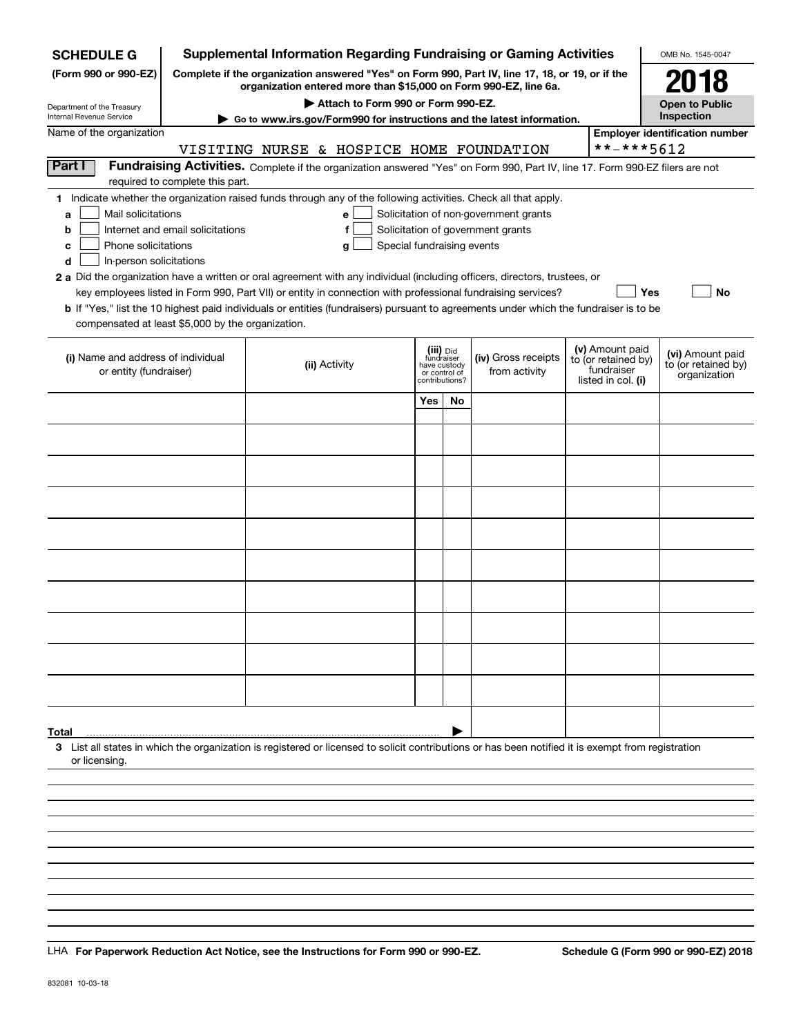**SCHEDULE G** (Form 990 or 990-EZ)

Department of the Treasury
Internal Revenue Service

# Supplemental Information Regarding Fundraising or Gaming Activities

**Complete if the organization answered "Yes" on Form 990, Part IV, line 17, 18, or 19, or if the organization entered more than $15,000 on Form 990-EZ, line 6a.**

**▶ Attach to Form 990 or Form 990-EZ.**

**▶ Go to www.irs.gov/Form990 for instructions and the latest information.**

OMB No. 1545-0047

**2018**

**Open to Public Inspection**

Name of the organization: VISITING NURSE & HOSPICE HOME FOUNDATION

Employer identification number: **-***5612

**Part I** **Fundraising Activities.** Complete if the organization answered "Yes" on Form 990, Part IV, line 17. Form 990-EZ filers are not required to complete this part.

**1** Indicate whether the organization raised funds through any of the following activities. Check all that apply.

- **a** ☐ Mail solicitations
- **b** ☐ Internet and email solicitations
- **c** ☐ Phone solicitations
- **d** ☐ In-person solicitations
- **e** ☐ Solicitation of non-government grants
- **f** ☐ Solicitation of government grants
- **g** ☐ Special fundraising events

**2 a** Did the organization have a written or oral agreement with any individual (including officers, directors, trustees, or key employees listed in Form 990, Part VII) or entity in connection with professional fundraising services? ☐ **Yes** ☐ **No**

**b** If "Yes," list the 10 highest paid individuals or entities (fundraisers) pursuant to agreements under which the fundraiser is to be compensated at least $5,000 by the organization.

| (i) Name and address of individual or entity (fundraiser) | (ii) Activity | (iii) Did fundraiser have custody or control of contributions? Yes | No | (iv) Gross receipts from activity | (v) Amount paid to (or retained by) fundraiser listed in col. (i) | (vi) Amount paid to (or retained by) organization |
|---|---|---|---|---|---|---|
| | | | | | | |
| | | | | | | |
| | | | | | | |
| | | | | | | |
| | | | | | | |
| | | | | | | |
| | | | | | | |
| | | | | | | |
| | | | | | | |
| | | | | | | |
| **Total** ▶ | | | | | | |

**3** List all states in which the organization is registered or licensed to solicit contributions or has been notified it is exempt from registration or licensing.

LHA **For Paperwork Reduction Act Notice, see the Instructions for Form 990 or 990-EZ.** **Schedule G (Form 990 or 990-EZ) 2018**

832081 10-03-18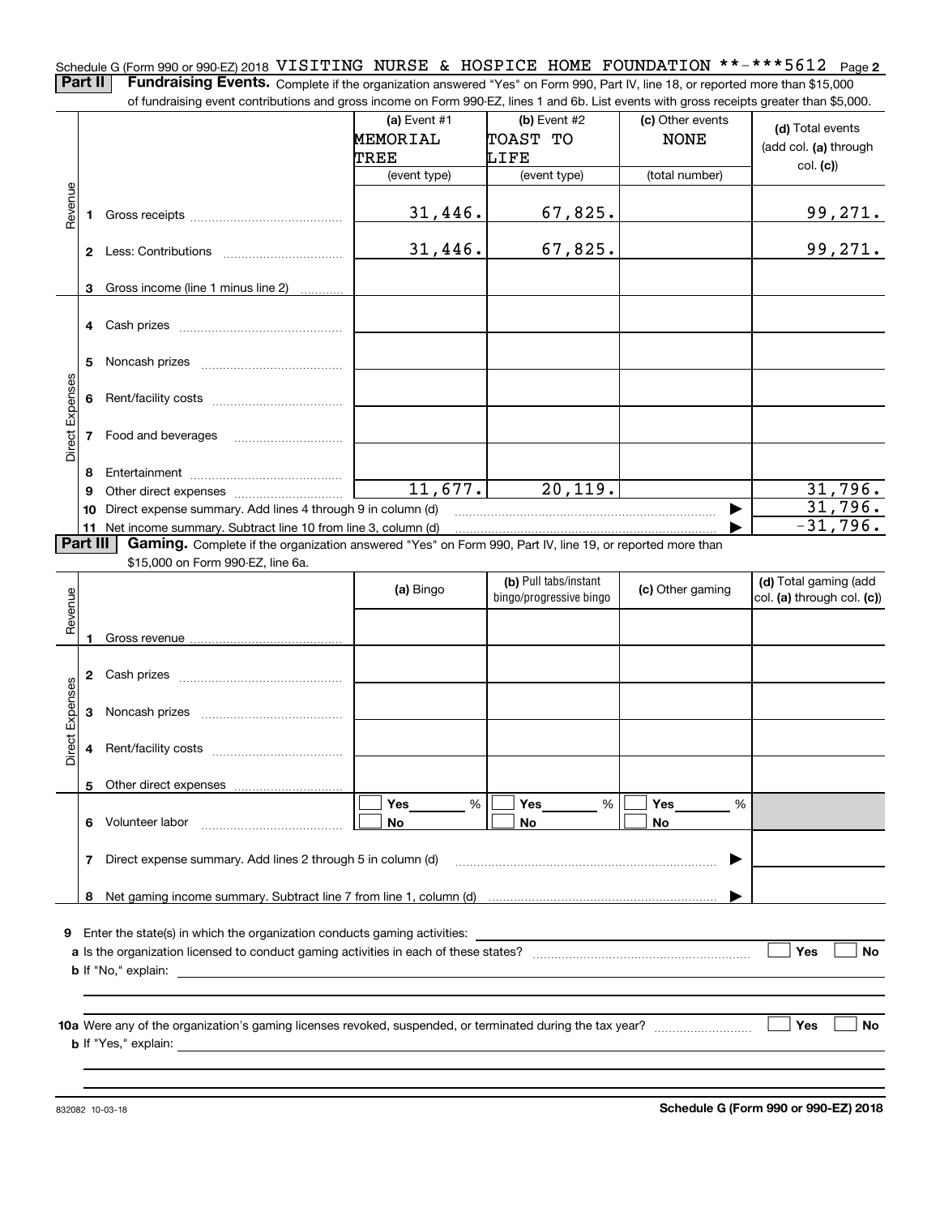Schedule G (Form 990 or 990-EZ) 2018 VISITING NURSE & HOSPICE HOME FOUNDATION **-***5612 Page **2**

**Part II** **Fundraising Events.** Complete if the organization answered "Yes" on Form 990, Part IV, line 18, or reported more than $15,000 of fundraising event contributions and gross income on Form 990-EZ, lines 1 and 6b. List events with gross receipts greater than $5,000.

| | | (a) Event #1 MEMORIAL TREE (event type) | (b) Event #2 TOAST TO LIFE (event type) | (c) Other events NONE (total number) | (d) Total events (add col. (a) through col. (c)) |
|---|---|---|---|---|---|
| Revenue | 1 Gross receipts | 31,446. | 67,825. | | 99,271. |
| | 2 Less: Contributions | 31,446. | 67,825. | | 99,271. |
| | 3 Gross income (line 1 minus line 2) | | | | |
| Direct Expenses | 4 Cash prizes | | | | |
| | 5 Noncash prizes | | | | |
| | 6 Rent/facility costs | | | | |
| | 7 Food and beverages | | | | |
| | 8 Entertainment | | | | |
| | 9 Other direct expenses | 11,677. | 20,119. | | 31,796. |
| | 10 Direct expense summary. Add lines 4 through 9 in column (d) | | | ▶ | 31,796. |
| | 11 Net income summary. Subtract line 10 from line 3, column (d) | | | ▶ | -31,796. |

**Part III** **Gaming.** Complete if the organization answered "Yes" on Form 990, Part IV, line 19, or reported more than $15,000 on Form 990-EZ, line 6a.

| | | (a) Bingo | (b) Pull tabs/instant bingo/progressive bingo | (c) Other gaming | (d) Total gaming (add col. (a) through col. (c)) |
|---|---|---|---|---|---|
| Revenue | 1 Gross revenue | | | | |
| Direct Expenses | 2 Cash prizes | | | | |
| | 3 Noncash prizes | | | | |
| | 4 Rent/facility costs | | | | |
| | 5 Other direct expenses | | | | |
| | 6 Volunteer labor | ☐ Yes ___ % ☐ No | ☐ Yes ___ % ☐ No | ☐ Yes ___ % ☐ No | |
| | 7 Direct expense summary. Add lines 2 through 5 in column (d) | | | ▶ | |
| | 8 Net gaming income summary. Subtract line 7 from line 1, column (d) | | | ▶ | |

**9** Enter the state(s) in which the organization conducts gaming activities: ______________________

**a** Is the organization licensed to conduct gaming activities in each of these states? ☐ Yes ☐ No

**b** If "No," explain: ______________________

**10a** Were any of the organization's gaming licenses revoked, suspended, or terminated during the tax year? ☐ Yes ☐ No

**b** If "Yes," explain: ______________________

832082 10-03-18 **Schedule G (Form 990 or 990-EZ) 2018**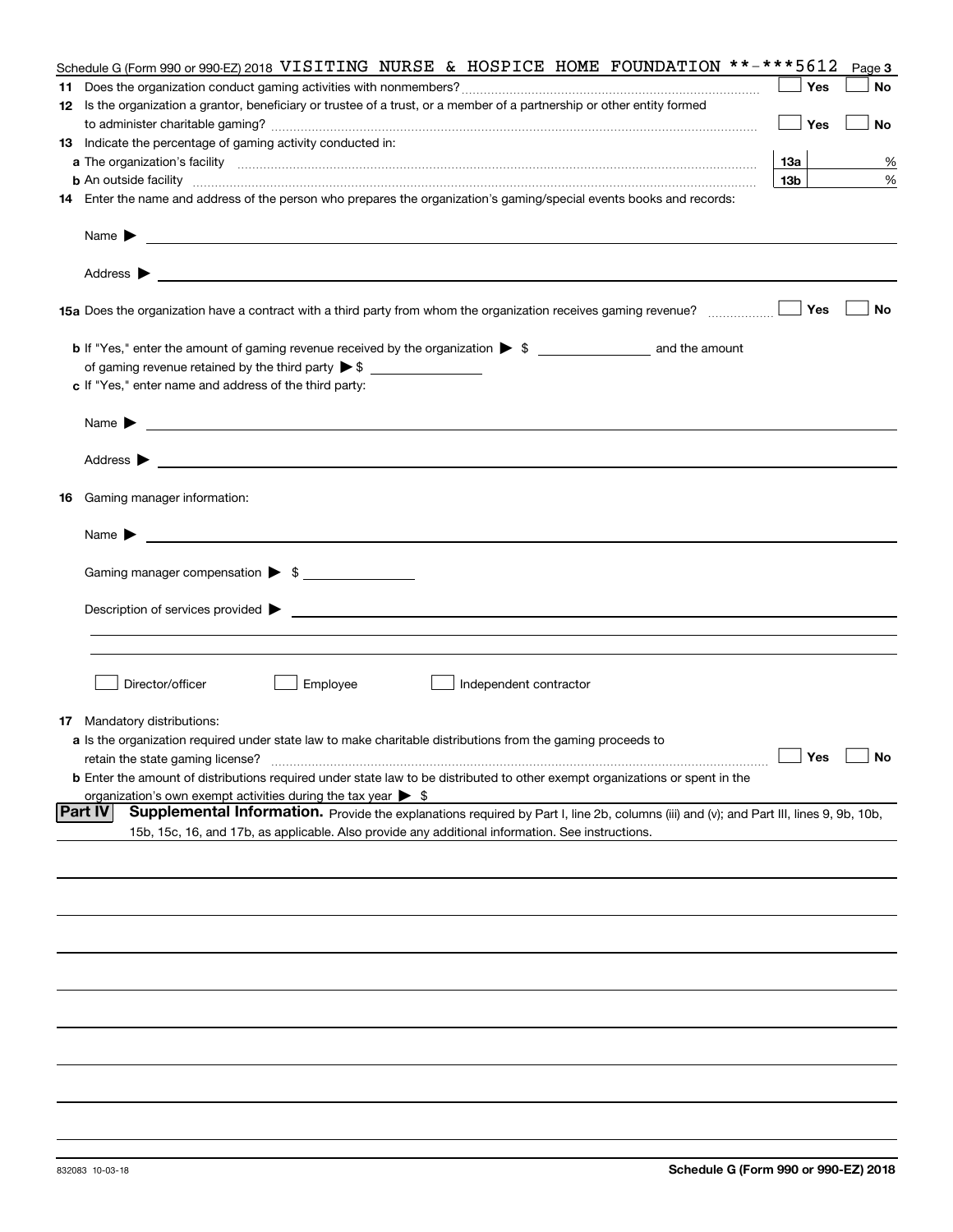Schedule G (Form 990 or 990-EZ) 2018 VISITING NURSE & HOSPICE HOME FOUNDATION **-***5612 Page 3

**11** Does the organization conduct gaming activities with nonmembers? ☐ Yes ☐ No

**12** Is the organization a grantor, beneficiary or trustee of a trust, or a member of a partnership or other entity formed to administer charitable gaming? ☐ Yes ☐ No

**13** Indicate the percentage of gaming activity conducted in:

**a** The organization's facility **13a** %

**b** An outside facility **13b** %

**14** Enter the name and address of the person who prepares the organization's gaming/special events books and records:

Name ▶

Address ▶

**15a** Does the organization have a contract with a third party from whom the organization receives gaming revenue? ☐ Yes ☐ No

**b** If "Yes," enter the amount of gaming revenue received by the organization ▶ $ ______ and the amount of gaming revenue retained by the third party ▶ $ ______

**c** If "Yes," enter name and address of the third party:

Name ▶

Address ▶

**16** Gaming manager information:

Name ▶

Gaming manager compensation ▶ $

Description of services provided ▶

☐ Director/officer ☐ Employee ☐ Independent contractor

**17** Mandatory distributions:

**a** Is the organization required under state law to make charitable distributions from the gaming proceeds to retain the state gaming license? ☐ Yes ☐ No

**b** Enter the amount of distributions required under state law to be distributed to other exempt organizations or spent in the organization's own exempt activities during the tax year ▶ $

**Part IV** **Supplemental Information.** Provide the explanations required by Part I, line 2b, columns (iii) and (v); and Part III, lines 9, 9b, 10b, 15b, 15c, 16, and 17b, as applicable. Also provide any additional information. See instructions.

832083 10-03-18 **Schedule G (Form 990 or 990-EZ) 2018**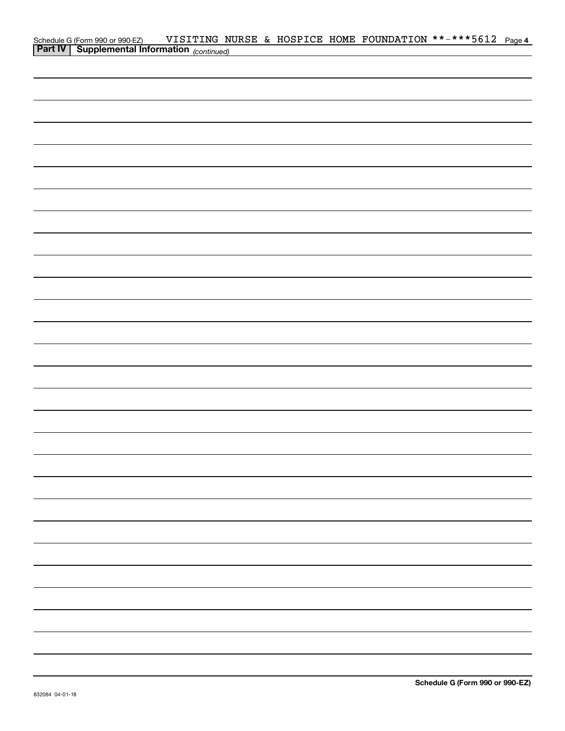Schedule G (Form 990 or 990-EZ) VISITING NURSE & HOSPICE HOME FOUNDATION **-***5612 Page 4

**Part IV | Supplemental Information** *(continued)*

832084 04-01-18

**Schedule G (Form 990 or 990-EZ)**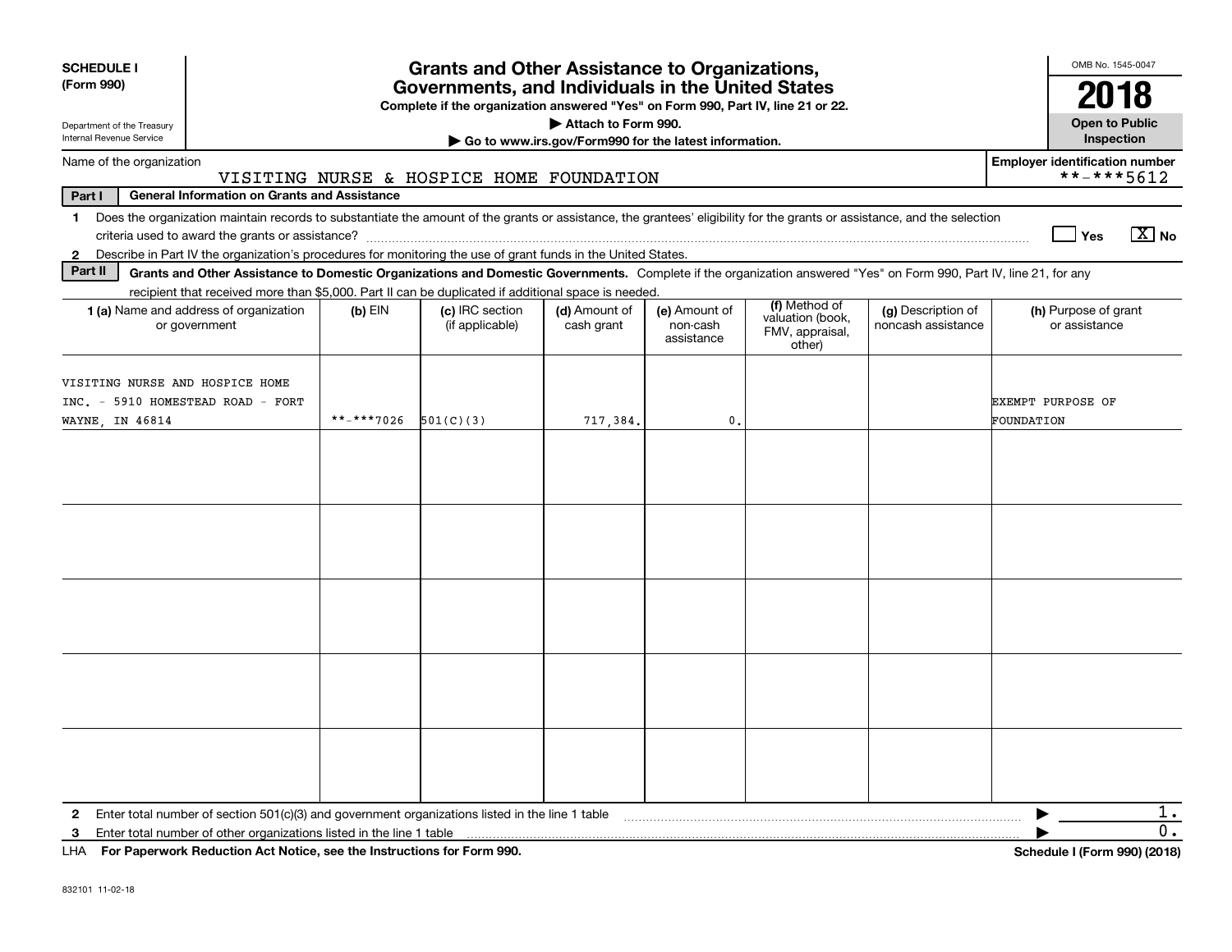**SCHEDULE I**
**(Form 990)**

Department of the Treasury
Internal Revenue Service

# Grants and Other Assistance to Organizations, Governments, and Individuals in the United States

**Complete if the organization answered "Yes" on Form 990, Part IV, line 21 or 22.**
**▶ Attach to Form 990.**
**▶ Go to www.irs.gov/Form990 for the latest information.**

OMB No. 1545-0047

**2018**

**Open to Public Inspection**

Name of the organization: VISITING NURSE & HOSPICE HOME FOUNDATION

**Employer identification number** **-***5612

**Part I** **General Information on Grants and Assistance**

1 Does the organization maintain records to substantiate the amount of the grants or assistance, the grantees' eligibility for the grants or assistance, and the selection criteria used to award the grants or assistance? ☐ Yes ☒ No

2 Describe in Part IV the organization's procedures for monitoring the use of grant funds in the United States.

**Part II** **Grants and Other Assistance to Domestic Organizations and Domestic Governments.** Complete if the organization answered "Yes" on Form 990, Part IV, line 21, for any recipient that received more than $5,000. Part II can be duplicated if additional space is needed.

| 1 (a) Name and address of organization or government | (b) EIN | (c) IRC section (if applicable) | (d) Amount of cash grant | (e) Amount of non-cash assistance | (f) Method of valuation (book, FMV, appraisal, other) | (g) Description of noncash assistance | (h) Purpose of grant or assistance |
|---|---|---|---|---|---|---|---|
| VISITING NURSE AND HOSPICE HOME INC. - 5910 HOMESTEAD ROAD - FORT WAYNE, IN 46814 | **-***7026 | 501(C)(3) | 717,384. | 0. | | | EXEMPT PURPOSE OF FOUNDATION |
| | | | | | | | |
| | | | | | | | |
| | | | | | | | |
| | | | | | | | |
| | | | | | | | |

2 Enter total number of section 501(c)(3) and government organizations listed in the line 1 table ▶ 1.

3 Enter total number of other organizations listed in the line 1 table ▶ 0.

LHA **For Paperwork Reduction Act Notice, see the Instructions for Form 990.** **Schedule I (Form 990) (2018)**

832101 11-02-18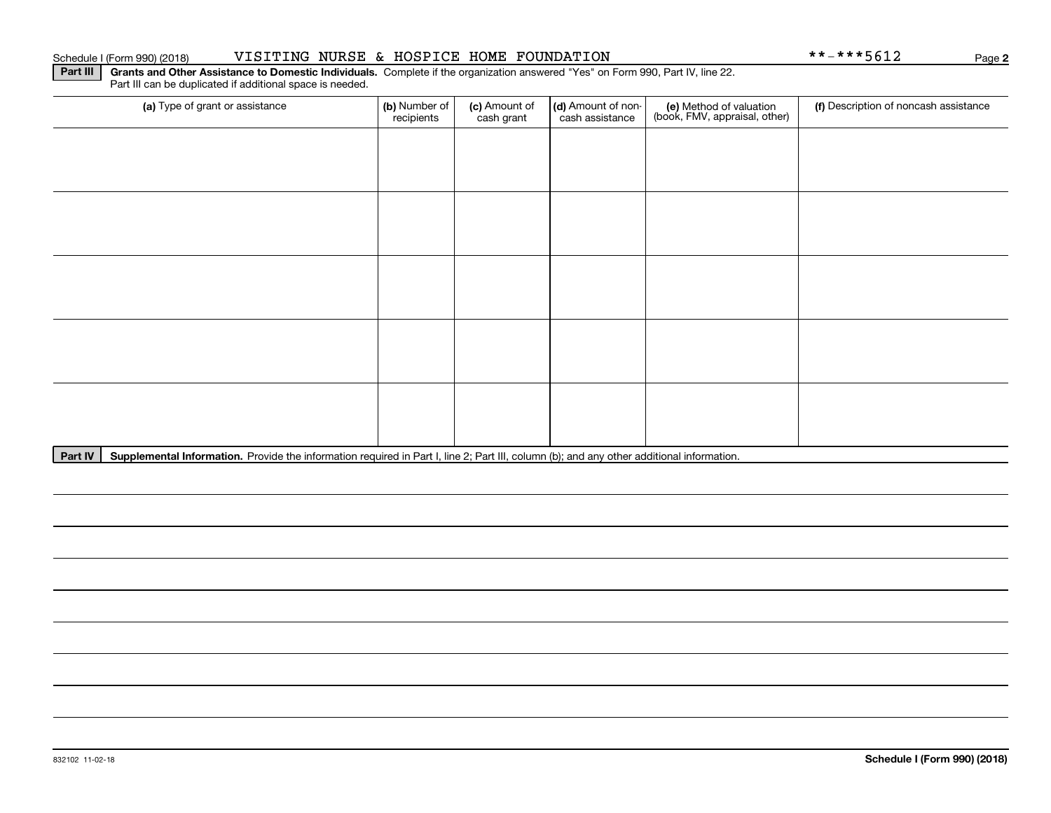Schedule I (Form 990) (2018) VISITING NURSE & HOSPICE HOME FOUNDATION **-***5612

**Part III** **Grants and Other Assistance to Domestic Individuals.** Complete if the organization answered "Yes" on Form 990, Part IV, line 22. Part III can be duplicated if additional space is needed.

| (a) Type of grant or assistance | (b) Number of recipients | (c) Amount of cash grant | (d) Amount of non-cash assistance | (e) Method of valuation (book, FMV, appraisal, other) | (f) Description of noncash assistance |
|---|---|---|---|---|---|
| | | | | | |
| | | | | | |
| | | | | | |
| | | | | | |
| | | | | | |

**Part IV** **Supplemental Information.** Provide the information required in Part I, line 2; Part III, column (b); and any other additional information.

832102 11-02-18 **Schedule I (Form 990) (2018)**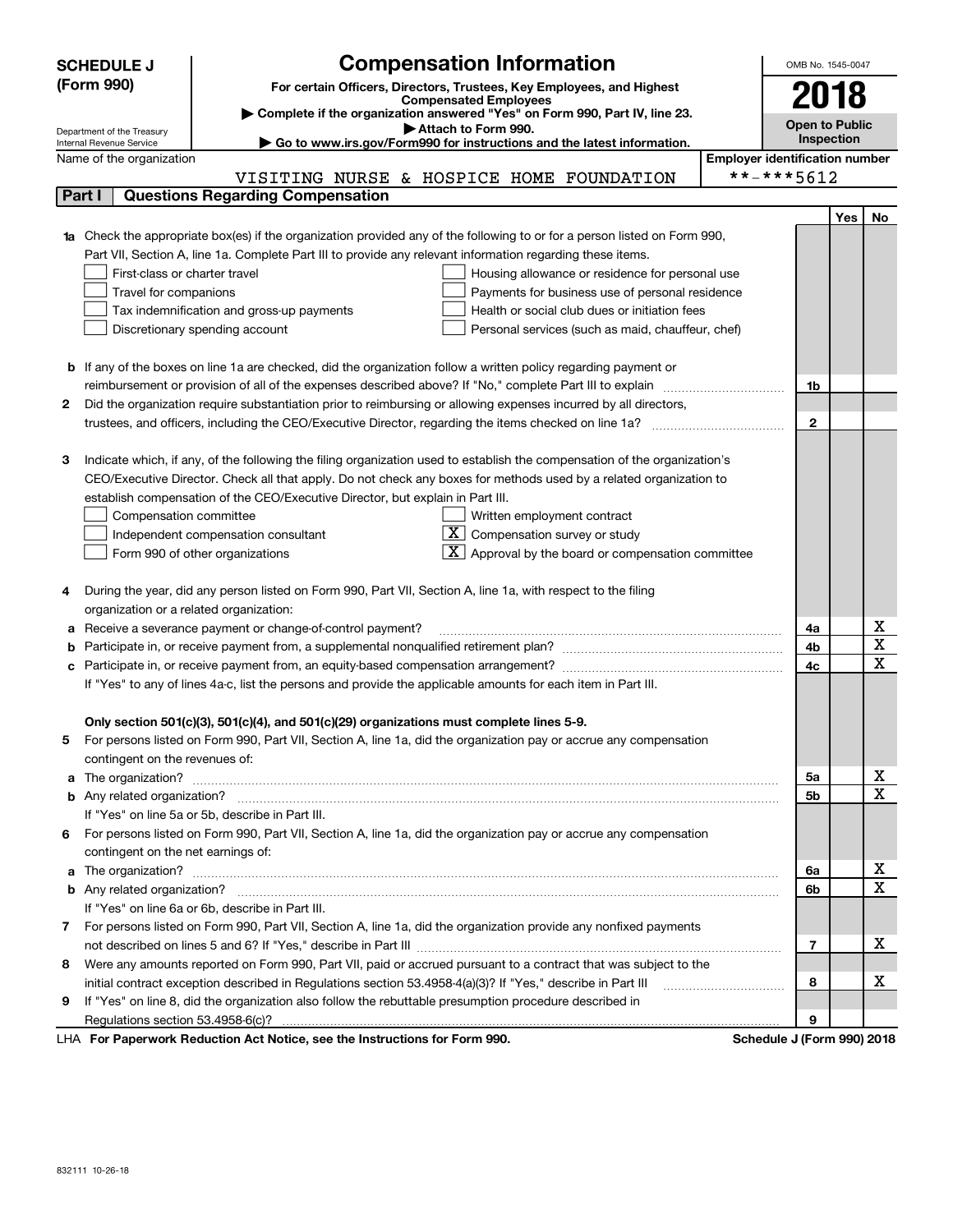# SCHEDULE J (Form 990)

# Compensation Information

**For certain Officers, Directors, Trustees, Key Employees, and Highest Compensated Employees**

▶ Complete if the organization answered "Yes" on Form 990, Part IV, line 23.

▶ Attach to Form 990.

▶ Go to www.irs.gov/Form990 for instructions and the latest information.

Department of the Treasury
Internal Revenue Service

OMB No. 1545-0047

**2018**

**Open to Public Inspection**

Name of the organization: VISITING NURSE & HOSPICE HOME FOUNDATION

Employer identification number: **-***5612

## Part I Questions Regarding Compensation

| | | | Yes | No |
|---|---|---|---|---|
| **1a** | Check the appropriate box(es) if the organization provided any of the following to or for a person listed on Form 990, Part VII, Section A, line 1a. Complete Part III to provide any relevant information regarding these items.<br>☐ First-class or charter travel<br>☐ Travel for companions<br>☐ Tax indemnification and gross-up payments<br>☐ Discretionary spending account<br>☐ Housing allowance or residence for personal use<br>☐ Payments for business use of personal residence<br>☐ Health or social club dues or initiation fees<br>☐ Personal services (such as maid, chauffeur, chef) | | | |
| **b** | If any of the boxes on line 1a are checked, did the organization follow a written policy regarding payment or reimbursement or provision of all of the expenses described above? If "No," complete Part III to explain | 1b | | |
| **2** | Did the organization require substantiation prior to reimbursing or allowing expenses incurred by all directors, trustees, and officers, including the CEO/Executive Director, regarding the items checked on line 1a? | 2 | | |
| **3** | Indicate which, if any, of the following the filing organization used to establish the compensation of the organization's CEO/Executive Director. Check all that apply. Do not check any boxes for methods used by a related organization to establish compensation of the CEO/Executive Director, but explain in Part III.<br>☐ Compensation committee<br>☐ Independent compensation consultant<br>☐ Form 990 of other organizations<br>☐ Written employment contract<br>☒ Compensation survey or study<br>☒ Approval by the board or compensation committee | | | |
| **4** | During the year, did any person listed on Form 990, Part VII, Section A, line 1a, with respect to the filing organization or a related organization: | | | |
| **a** | Receive a severance payment or change-of-control payment? | 4a | | X |
| **b** | Participate in, or receive payment from, a supplemental nonqualified retirement plan? | 4b | | X |
| **c** | Participate in, or receive payment from, an equity-based compensation arrangement? | 4c | | X |
| | If "Yes" to any of lines 4a-c, list the persons and provide the applicable amounts for each item in Part III. | | | |
| | **Only section 501(c)(3), 501(c)(4), and 501(c)(29) organizations must complete lines 5-9.** | | | |
| **5** | For persons listed on Form 990, Part VII, Section A, line 1a, did the organization pay or accrue any compensation contingent on the revenues of: | | | |
| **a** | The organization? | 5a | | X |
| **b** | Any related organization? | 5b | | X |
| | If "Yes" on line 5a or 5b, describe in Part III. | | | |
| **6** | For persons listed on Form 990, Part VII, Section A, line 1a, did the organization pay or accrue any compensation contingent on the net earnings of: | | | |
| **a** | The organization? | 6a | | X |
| **b** | Any related organization? | 6b | | X |
| | If "Yes" on line 6a or 6b, describe in Part III. | | | |
| **7** | For persons listed on Form 990, Part VII, Section A, line 1a, did the organization provide any nonfixed payments not described on lines 5 and 6? If "Yes," describe in Part III | 7 | | X |
| **8** | Were any amounts reported on Form 990, Part VII, paid or accrued pursuant to a contract that was subject to the initial contract exception described in Regulations section 53.4958-4(a)(3)? If "Yes," describe in Part III | 8 | | X |
| **9** | If "Yes" on line 8, did the organization also follow the rebuttable presumption procedure described in Regulations section 53.4958-6(c)? | 9 | | |

LHA **For Paperwork Reduction Act Notice, see the Instructions for Form 990.** **Schedule J (Form 990) 2018**

832111 10-26-18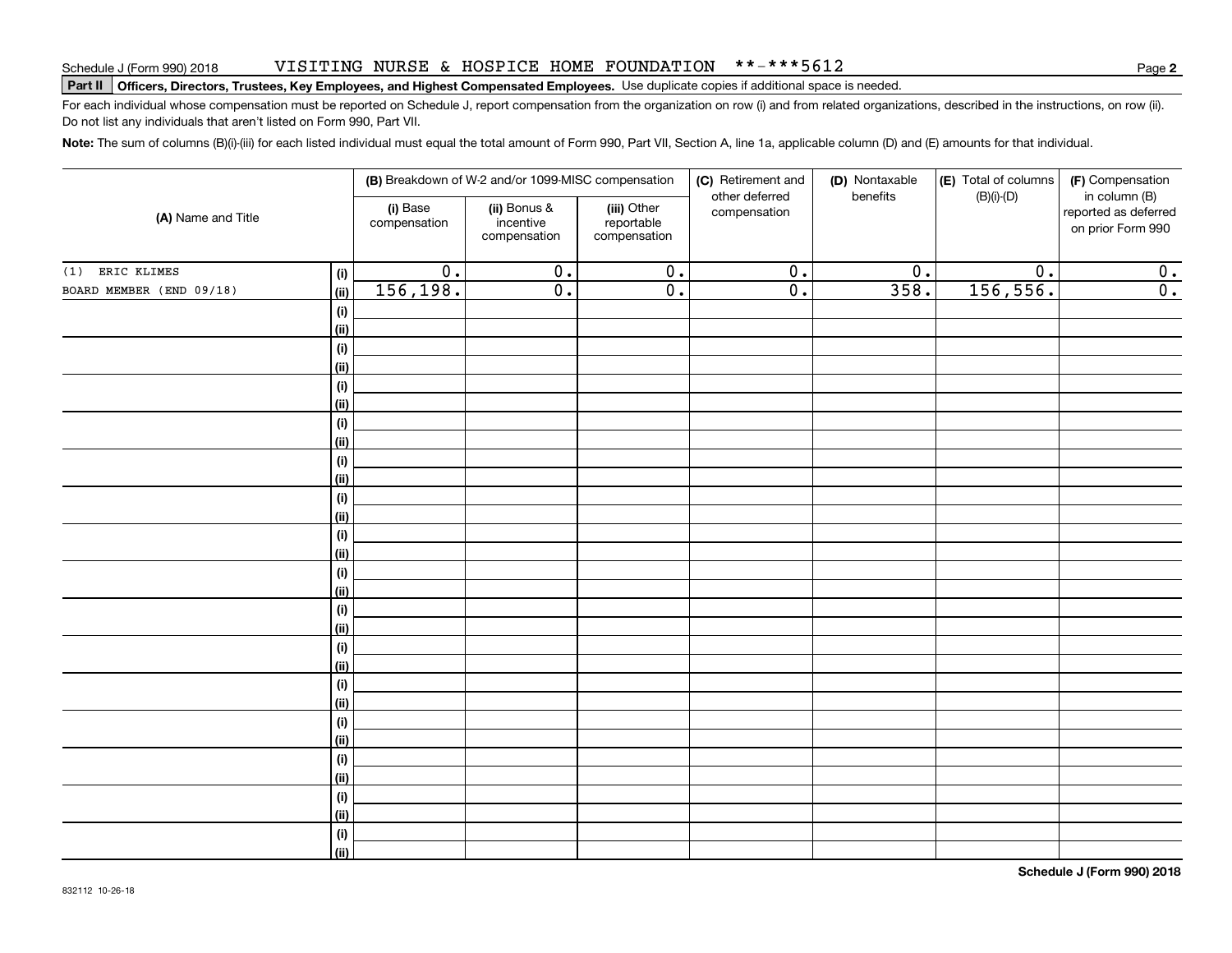Schedule J (Form 990) 2018 VISITING NURSE & HOSPICE HOME FOUNDATION **-***5612

**Part II** **Officers, Directors, Trustees, Key Employees, and Highest Compensated Employees.** Use duplicate copies if additional space is needed.

For each individual whose compensation must be reported on Schedule J, report compensation from the organization on row (i) and from related organizations, described in the instructions, on row (ii). Do not list any individuals that aren't listed on Form 990, Part VII.

**Note:** The sum of columns (B)(i)-(iii) for each listed individual must equal the total amount of Form 990, Part VII, Section A, line 1a, applicable column (D) and (E) amounts for that individual.

| (A) Name and Title | | (B) Breakdown of W-2 and/or 1099-MISC compensation | | | (C) Retirement and other deferred compensation | (D) Nontaxable benefits | (E) Total of columns (B)(i)-(D) | (F) Compensation in column (B) reported as deferred on prior Form 990 |
|---|---|---|---|---|---|---|---|---|
| | | (i) Base compensation | (ii) Bonus & incentive compensation | (iii) Other reportable compensation | | | | |
| (1) ERIC KLIMES | (i) | 0. | 0. | 0. | 0. | 0. | 0. | 0. |
| BOARD MEMBER (END 09/18) | (ii) | 156,198. | 0. | 0. | 0. | 358. | 156,556. | 0. |
| | (i) | | | | | | | |
| | (ii) | | | | | | | |
| | (i) | | | | | | | |
| | (ii) | | | | | | | |
| | (i) | | | | | | | |
| | (ii) | | | | | | | |
| | (i) | | | | | | | |
| | (ii) | | | | | | | |
| | (i) | | | | | | | |
| | (ii) | | | | | | | |
| | (i) | | | | | | | |
| | (ii) | | | | | | | |
| | (i) | | | | | | | |
| | (ii) | | | | | | | |
| | (i) | | | | | | | |
| | (ii) | | | | | | | |
| | (i) | | | | | | | |
| | (ii) | | | | | | | |
| | (i) | | | | | | | |
| | (ii) | | | | | | | |
| | (i) | | | | | | | |
| | (ii) | | | | | | | |
| | (i) | | | | | | | |
| | (ii) | | | | | | | |
| | (i) | | | | | | | |
| | (ii) | | | | | | | |
| | (i) | | | | | | | |
| | (ii) | | | | | | | |
| | (i) | | | | | | | |
| | (ii) | | | | | | | |

**Schedule J (Form 990) 2018**

832112 10-26-18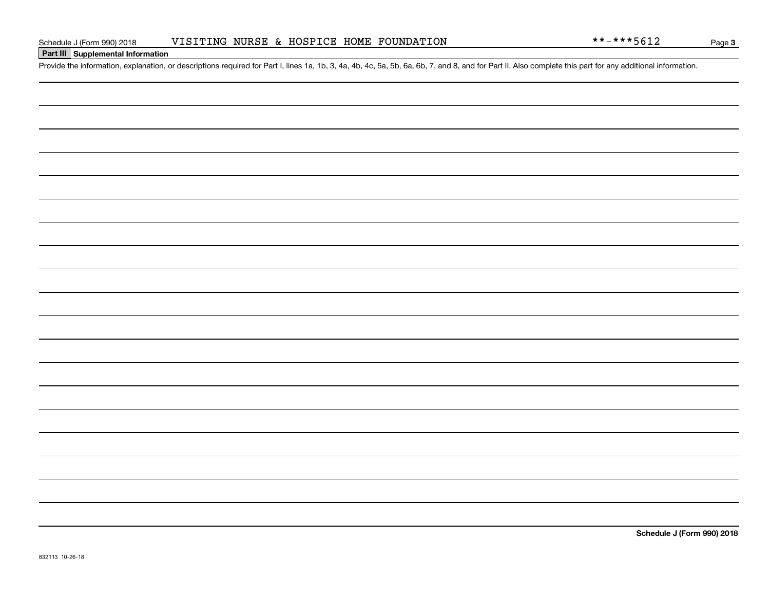Schedule J (Form 990) 2018 VISITING NURSE & HOSPICE HOME FOUNDATION **-***5612 Page 3

**Part III Supplemental Information**

Provide the information, explanation, or descriptions required for Part I, lines 1a, 1b, 3, 4a, 4b, 4c, 5a, 5b, 6a, 6b, 7, and 8, and for Part II. Also complete this part for any additional information.

**Schedule J (Form 990) 2018**

832113 10-26-18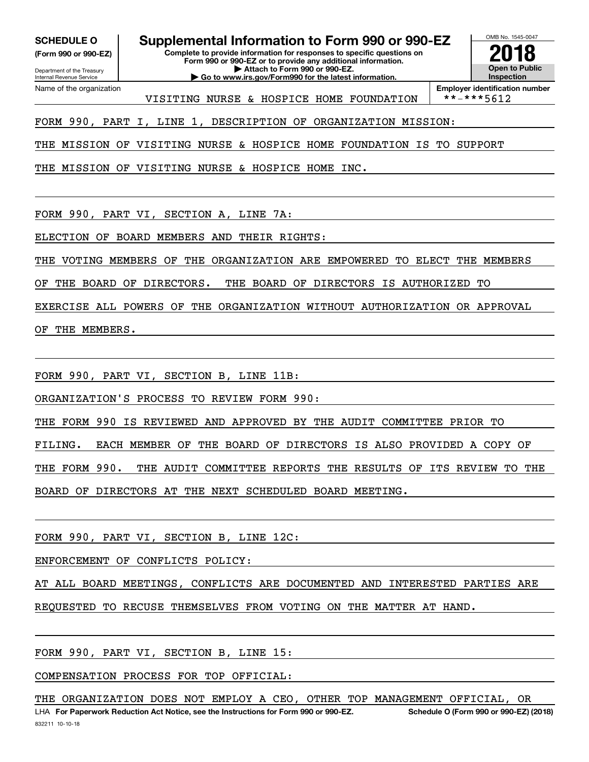**SCHEDULE O**
**(Form 990 or 990-EZ)**

Department of the Treasury
Internal Revenue Service

# Supplemental Information to Form 990 or 990-EZ

**Complete to provide information for responses to specific questions on Form 990 or 990-EZ or to provide any additional information.**
**▶ Attach to Form 990 or 990-EZ.**
**▶ Go to www.irs.gov/Form990 for the latest information.**

OMB No. 1545-0047

**2018**

**Open to Public Inspection**

Name of the organization: VISITING NURSE & HOSPICE HOME FOUNDATION

**Employer identification number**: **-***5612

FORM 990, PART I, LINE 1, DESCRIPTION OF ORGANIZATION MISSION:

THE MISSION OF VISITING NURSE & HOSPICE HOME FOUNDATION IS TO SUPPORT THE MISSION OF VISITING NURSE & HOSPICE HOME INC.

FORM 990, PART VI, SECTION A, LINE 7A:

ELECTION OF BOARD MEMBERS AND THEIR RIGHTS:

THE VOTING MEMBERS OF THE ORGANIZATION ARE EMPOWERED TO ELECT THE MEMBERS OF THE BOARD OF DIRECTORS. THE BOARD OF DIRECTORS IS AUTHORIZED TO EXERCISE ALL POWERS OF THE ORGANIZATION WITHOUT AUTHORIZATION OR APPROVAL OF THE MEMBERS.

FORM 990, PART VI, SECTION B, LINE 11B:

ORGANIZATION'S PROCESS TO REVIEW FORM 990:

THE FORM 990 IS REVIEWED AND APPROVED BY THE AUDIT COMMITTEE PRIOR TO FILING. EACH MEMBER OF THE BOARD OF DIRECTORS IS ALSO PROVIDED A COPY OF THE FORM 990. THE AUDIT COMMITTEE REPORTS THE RESULTS OF ITS REVIEW TO THE BOARD OF DIRECTORS AT THE NEXT SCHEDULED BOARD MEETING.

FORM 990, PART VI, SECTION B, LINE 12C:

ENFORCEMENT OF CONFLICTS POLICY:

AT ALL BOARD MEETINGS, CONFLICTS ARE DOCUMENTED AND INTERESTED PARTIES ARE REQUESTED TO RECUSE THEMSELVES FROM VOTING ON THE MATTER AT HAND.

FORM 990, PART VI, SECTION B, LINE 15:

COMPENSATION PROCESS FOR TOP OFFICIAL:

THE ORGANIZATION DOES NOT EMPLOY A CEO, OTHER TOP MANAGEMENT OFFICIAL, OR

LHA **For Paperwork Reduction Act Notice, see the Instructions for Form 990 or 990-EZ.** **Schedule O (Form 990 or 990-EZ) (2018)**

832211 10-10-18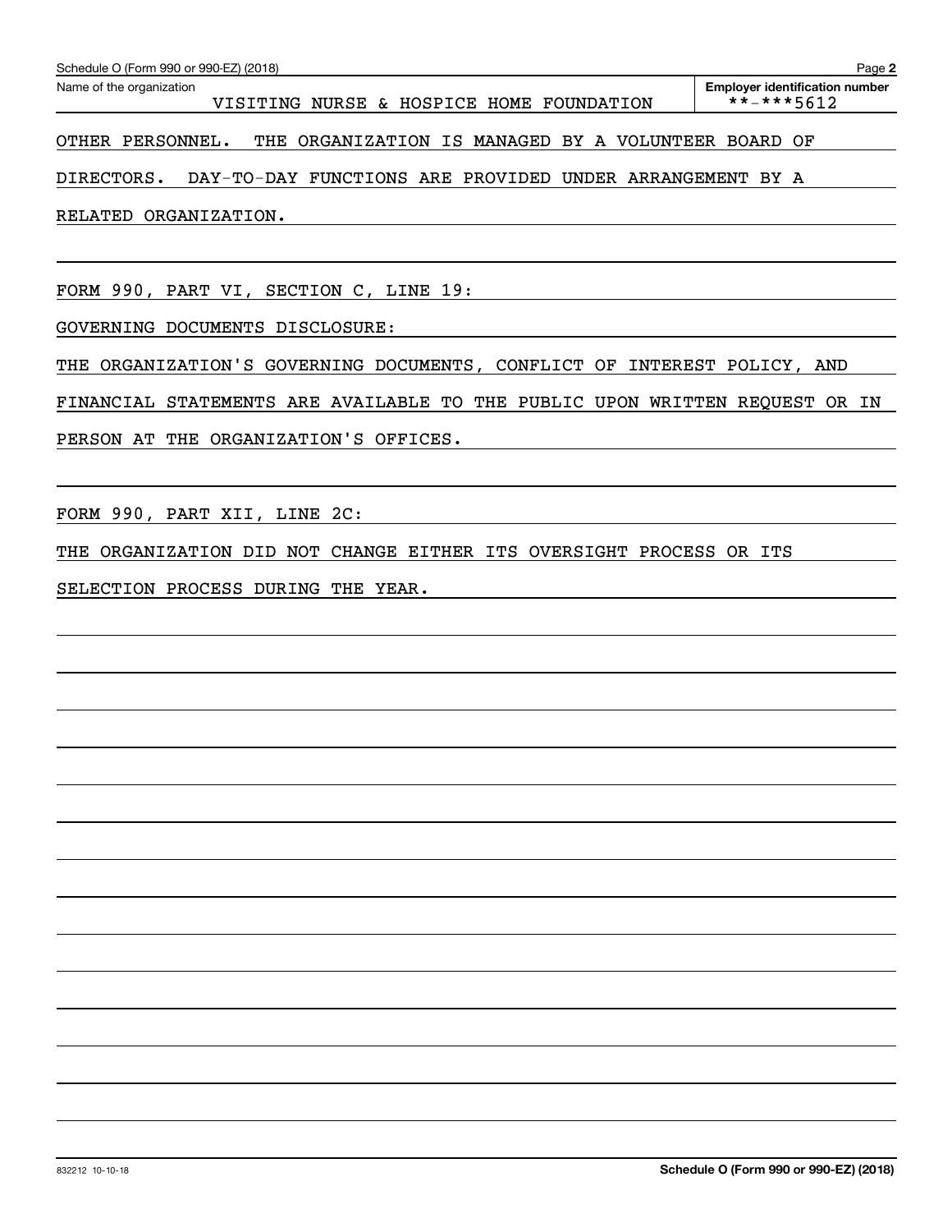Schedule O (Form 990 or 990-EZ) (2018)

Name of the organization: VISITING NURSE & HOSPICE HOME FOUNDATION

Employer identification number: **-***5612

OTHER PERSONNEL. THE ORGANIZATION IS MANAGED BY A VOLUNTEER BOARD OF DIRECTORS. DAY-TO-DAY FUNCTIONS ARE PROVIDED UNDER ARRANGEMENT BY A RELATED ORGANIZATION.

FORM 990, PART VI, SECTION C, LINE 19:

GOVERNING DOCUMENTS DISCLOSURE:

THE ORGANIZATION'S GOVERNING DOCUMENTS, CONFLICT OF INTEREST POLICY, AND FINANCIAL STATEMENTS ARE AVAILABLE TO THE PUBLIC UPON WRITTEN REQUEST OR IN PERSON AT THE ORGANIZATION'S OFFICES.

FORM 990, PART XII, LINE 2C:

THE ORGANIZATION DID NOT CHANGE EITHER ITS OVERSIGHT PROCESS OR ITS SELECTION PROCESS DURING THE YEAR.

832212 10-10-18

Schedule O (Form 990 or 990-EZ) (2018)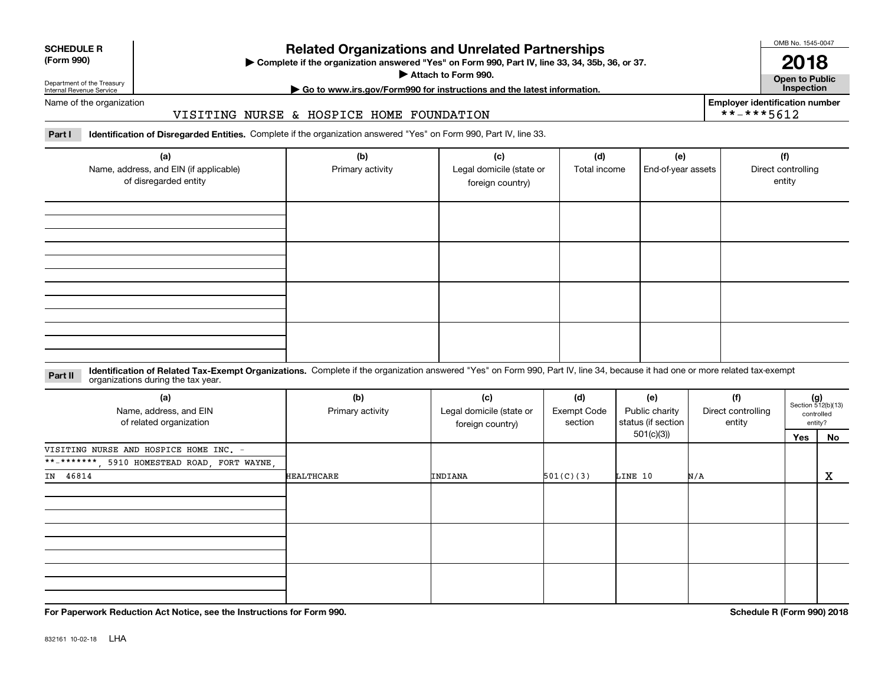**SCHEDULE R (Form 990)**

Department of the Treasury
Internal Revenue Service

# Related Organizations and Unrelated Partnerships

▶ Complete if the organization answered "Yes" on Form 990, Part IV, line 33, 34, 35b, 36, or 37.
▶ Attach to Form 990.
▶ Go to www.irs.gov/Form990 for instructions and the latest information.

OMB No. 1545-0047
**2018**
**Open to Public Inspection**

Name of the organization: VISITING NURSE & HOSPICE HOME FOUNDATION

Employer identification number: **-***5612

**Part I** **Identification of Disregarded Entities.** Complete if the organization answered "Yes" on Form 990, Part IV, line 33.

| (a) Name, address, and EIN (if applicable) of disregarded entity | (b) Primary activity | (c) Legal domicile (state or foreign country) | (d) Total income | (e) End-of-year assets | (f) Direct controlling entity |
|---|---|---|---|---|---|
| | | | | | |
| | | | | | |
| | | | | | |
| | | | | | |

**Part II** **Identification of Related Tax-Exempt Organizations.** Complete if the organization answered "Yes" on Form 990, Part IV, line 34, because it had one or more related tax-exempt organizations during the tax year.

| (a) Name, address, and EIN of related organization | (b) Primary activity | (c) Legal domicile (state or foreign country) | (d) Exempt Code section | (e) Public charity status (if section 501(c)(3)) | (f) Direct controlling entity | (g) Section 512(b)(13) controlled entity? Yes | No |
|---|---|---|---|---|---|---|---|
| VISITING NURSE AND HOSPICE HOME INC. - **-*******, 5910 HOMESTEAD ROAD, FORT WAYNE, IN 46814 | HEALTHCARE | INDIANA | 501(C)(3) | LINE 10 | N/A | | X |
| | | | | | | | |
| | | | | | | | |
| | | | | | | | |

**For Paperwork Reduction Act Notice, see the Instructions for Form 990.**

**Schedule R (Form 990) 2018**

832161 10-02-18 LHA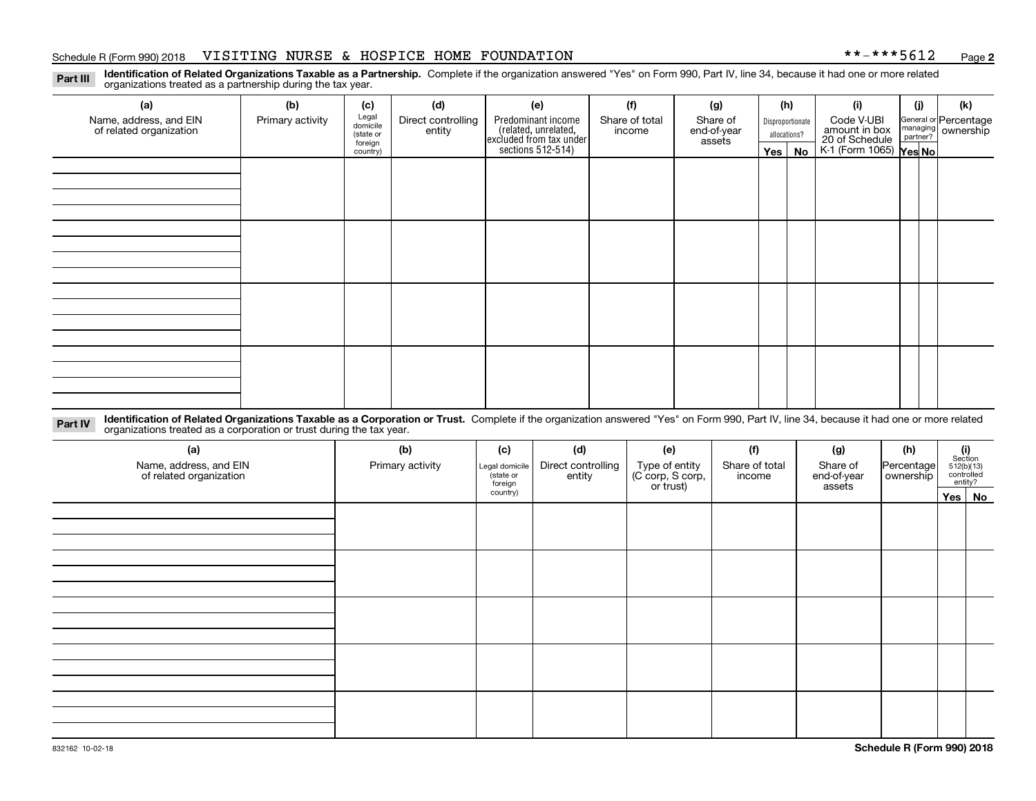Schedule R (Form 990) 2018 VISITING NURSE & HOSPICE HOME FOUNDATION **-***5612

**Part III** **Identification of Related Organizations Taxable as a Partnership.** Complete if the organization answered "Yes" on Form 990, Part IV, line 34, because it had one or more related organizations treated as a partnership during the tax year.

| (a) Name, address, and EIN of related organization | (b) Primary activity | (c) Legal domicile (state or foreign country) | (d) Direct controlling entity | (e) Predominant income (related, unrelated, excluded from tax under sections 512-514) | (f) Share of total income | (g) Share of end-of-year assets | (h) Disproportionate allocations? Yes | (h) No | (i) Code V-UBI amount in box 20 of Schedule K-1 (Form 1065) | (j) General or managing partner? Yes | (j) No | (k) Percentage ownership |
|---|---|---|---|---|---|---|---|---|---|---|---|---|
| | | | | | | | | | | | | |
| | | | | | | | | | | | | |
| | | | | | | | | | | | | |
| | | | | | | | | | | | | |

**Part IV** **Identification of Related Organizations Taxable as a Corporation or Trust.** Complete if the organization answered "Yes" on Form 990, Part IV, line 34, because it had one or more related organizations treated as a corporation or trust during the tax year.

| (a) Name, address, and EIN of related organization | (b) Primary activity | (c) Legal domicile (state or foreign country) | (d) Direct controlling entity | (e) Type of entity (C corp, S corp, or trust) | (f) Share of total income | (g) Share of end-of-year assets | (h) Percentage ownership | (i) Section 512(b)(13) controlled entity? Yes | (i) No |
|---|---|---|---|---|---|---|---|---|---|
| | | | | | | | | | |
| | | | | | | | | | |
| | | | | | | | | | |
| | | | | | | | | | |
| | | | | | | | | | |

832162 10-02-18 **Schedule R (Form 990) 2018**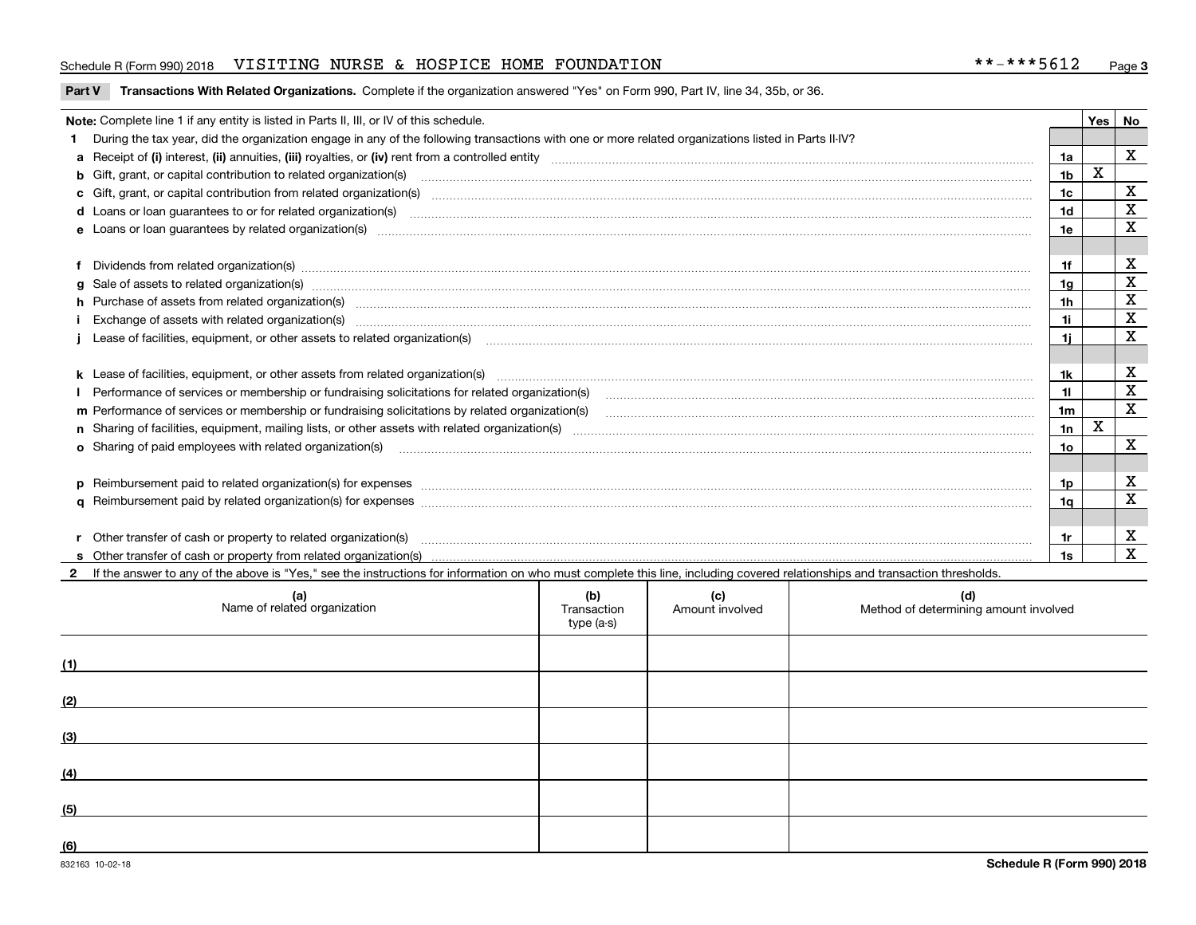Schedule R (Form 990) 2018 VISITING NURSE & HOSPICE HOME FOUNDATION \*\*-\*\*\*5612 Page 3

**Part V** **Transactions With Related Organizations.** Complete if the organization answered "Yes" on Form 990, Part IV, line 34, 35b, or 36.

| Note: Complete line 1 if any entity is listed in Parts II, III, or IV of this schedule. | | Yes | No |
|---|---|---|---|
| **1** During the tax year, did the organization engage in any of the following transactions with one or more related organizations listed in Parts II-IV? | | | |
| **a** Receipt of **(i)** interest, **(ii)** annuities, **(iii)** royalties, or **(iv)** rent from a controlled entity | 1a | | X |
| **b** Gift, grant, or capital contribution to related organization(s) | 1b | X | |
| **c** Gift, grant, or capital contribution from related organization(s) | 1c | | X |
| **d** Loans or loan guarantees to or for related organization(s) | 1d | | X |
| **e** Loans or loan guarantees by related organization(s) | 1e | | X |
| **f** Dividends from related organization(s) | 1f | | X |
| **g** Sale of assets to related organization(s) | 1g | | X |
| **h** Purchase of assets from related organization(s) | 1h | | X |
| **i** Exchange of assets with related organization(s) | 1i | | X |
| **j** Lease of facilities, equipment, or other assets to related organization(s) | 1j | | X |
| **k** Lease of facilities, equipment, or other assets from related organization(s) | 1k | | X |
| **l** Performance of services or membership or fundraising solicitations for related organization(s) | 1l | | X |
| **m** Performance of services or membership or fundraising solicitations by related organization(s) | 1m | | X |
| **n** Sharing of facilities, equipment, mailing lists, or other assets with related organization(s) | 1n | X | |
| **o** Sharing of paid employees with related organization(s) | 1o | | X |
| **p** Reimbursement paid to related organization(s) for expenses | 1p | | X |
| **q** Reimbursement paid by related organization(s) for expenses | 1q | | X |
| **r** Other transfer of cash or property to related organization(s) | 1r | | X |
| **s** Other transfer of cash or property from related organization(s) | 1s | | X |

**2** If the answer to any of the above is "Yes," see the instructions for information on who must complete this line, including covered relationships and transaction thresholds.

| | (a) Name of related organization | (b) Transaction type (a-s) | (c) Amount involved | (d) Method of determining amount involved |
|---|---|---|---|---|
| (1) | | | | |
| (2) | | | | |
| (3) | | | | |
| (4) | | | | |
| (5) | | | | |
| (6) | | | | |

832163 10-02-18 **Schedule R (Form 990) 2018**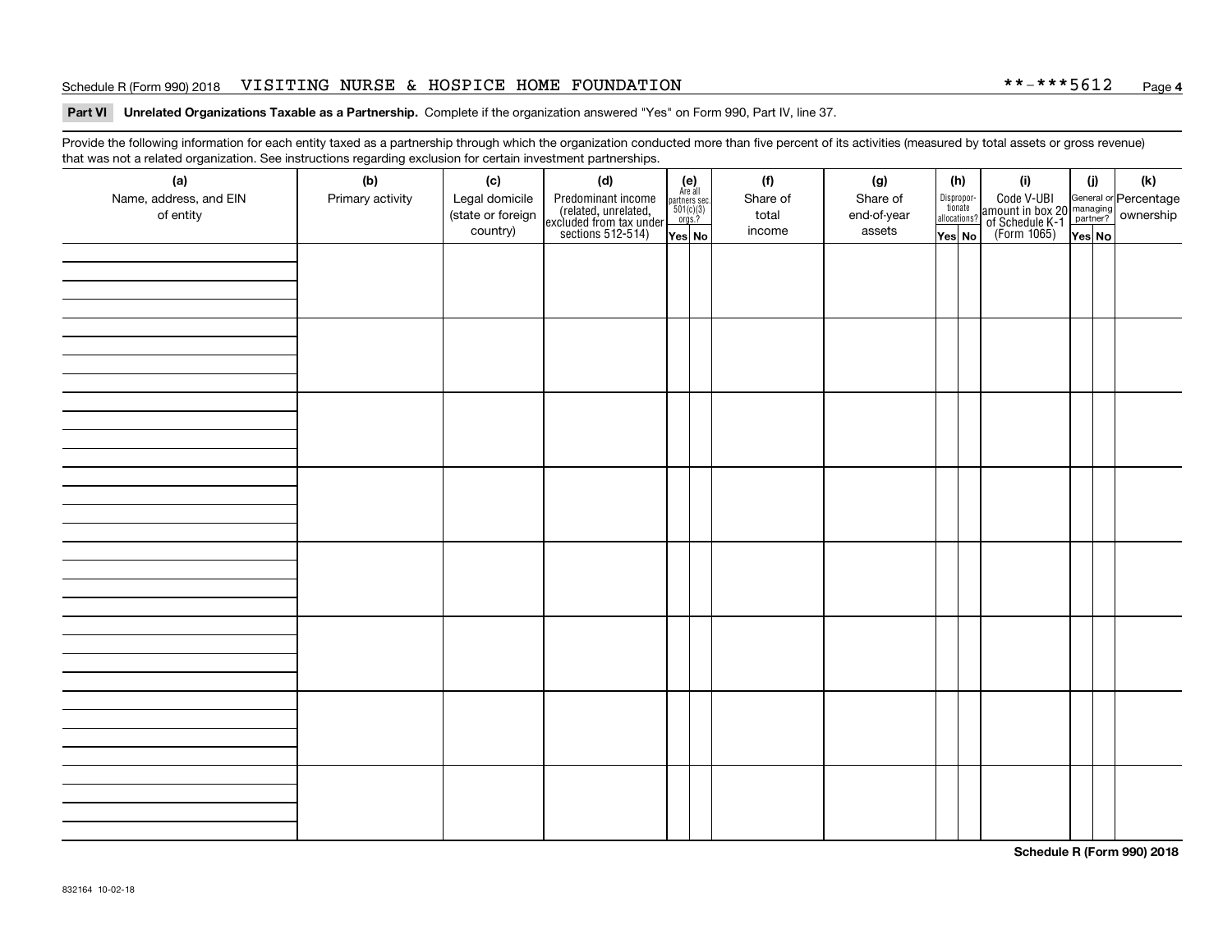Schedule R (Form 990) 2018 VISITING NURSE & HOSPICE HOME FOUNDATION **-***5612

**Part VI Unrelated Organizations Taxable as a Partnership.** Complete if the organization answered "Yes" on Form 990, Part IV, line 37.

Provide the following information for each entity taxed as a partnership through which the organization conducted more than five percent of its activities (measured by total assets or gross revenue) that was not a related organization. See instructions regarding exclusion for certain investment partnerships.

| (a) Name, address, and EIN of entity | (b) Primary activity | (c) Legal domicile (state or foreign country) | (d) Predominant income (related, unrelated, excluded from tax under sections 512-514) | (e) Are all partners sec. 501(c)(3) orgs.? Yes | (e) No | (f) Share of total income | (g) Share of end-of-year assets | (h) Disproportionate allocations? Yes | (h) No | (i) Code V-UBI amount in box 20 of Schedule K-1 (Form 1065) | (j) General or managing partner? Yes | (j) No | (k) Percentage ownership |
|---|---|---|---|---|---|---|---|---|---|---|---|---|---|
| | | | | | | | | | | | | | |
| | | | | | | | | | | | | | |
| | | | | | | | | | | | | | |
| | | | | | | | | | | | | | |
| | | | | | | | | | | | | | |
| | | | | | | | | | | | | | |
| | | | | | | | | | | | | | |
| | | | | | | | | | | | | | |

**Schedule R (Form 990) 2018**

832164 10-02-18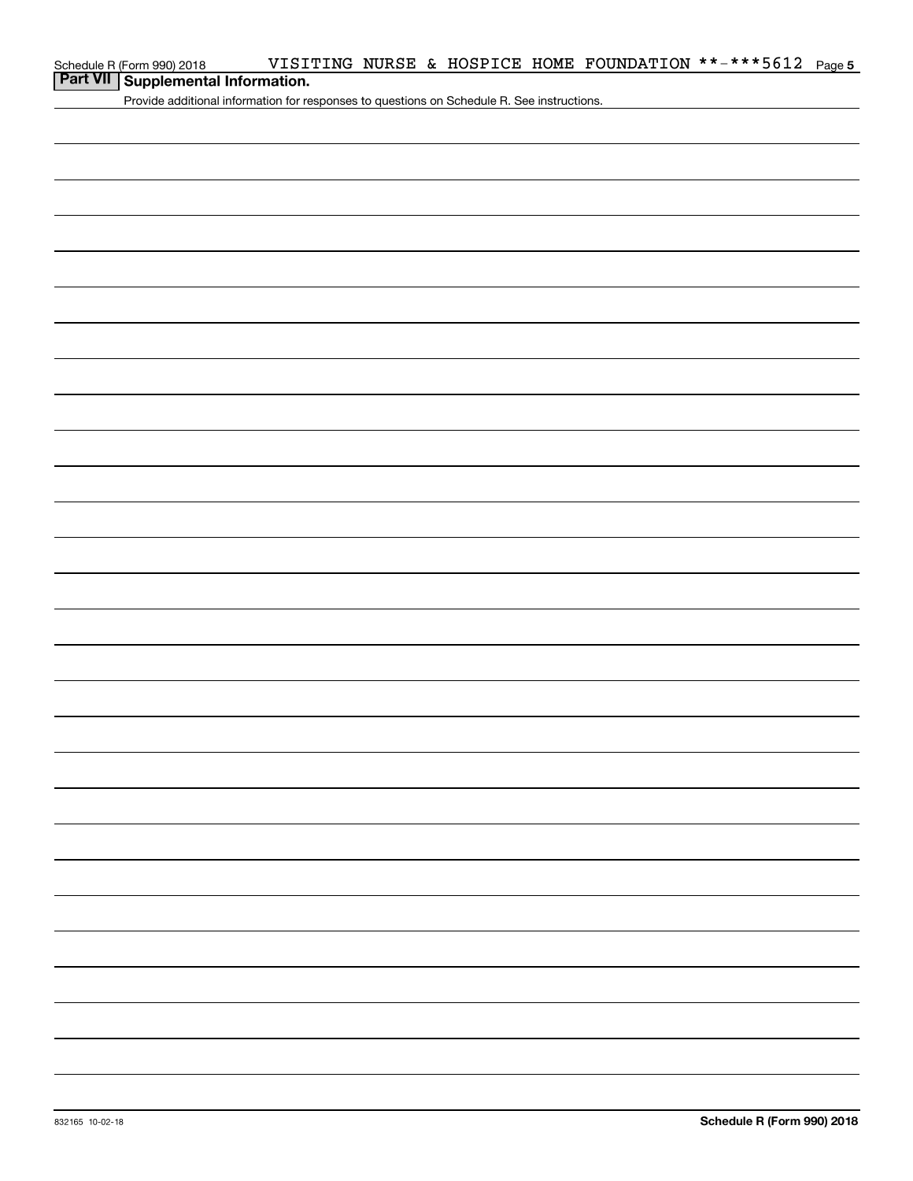## Part VII Supplemental Information.

Provide additional information for responses to questions on Schedule R. See instructions.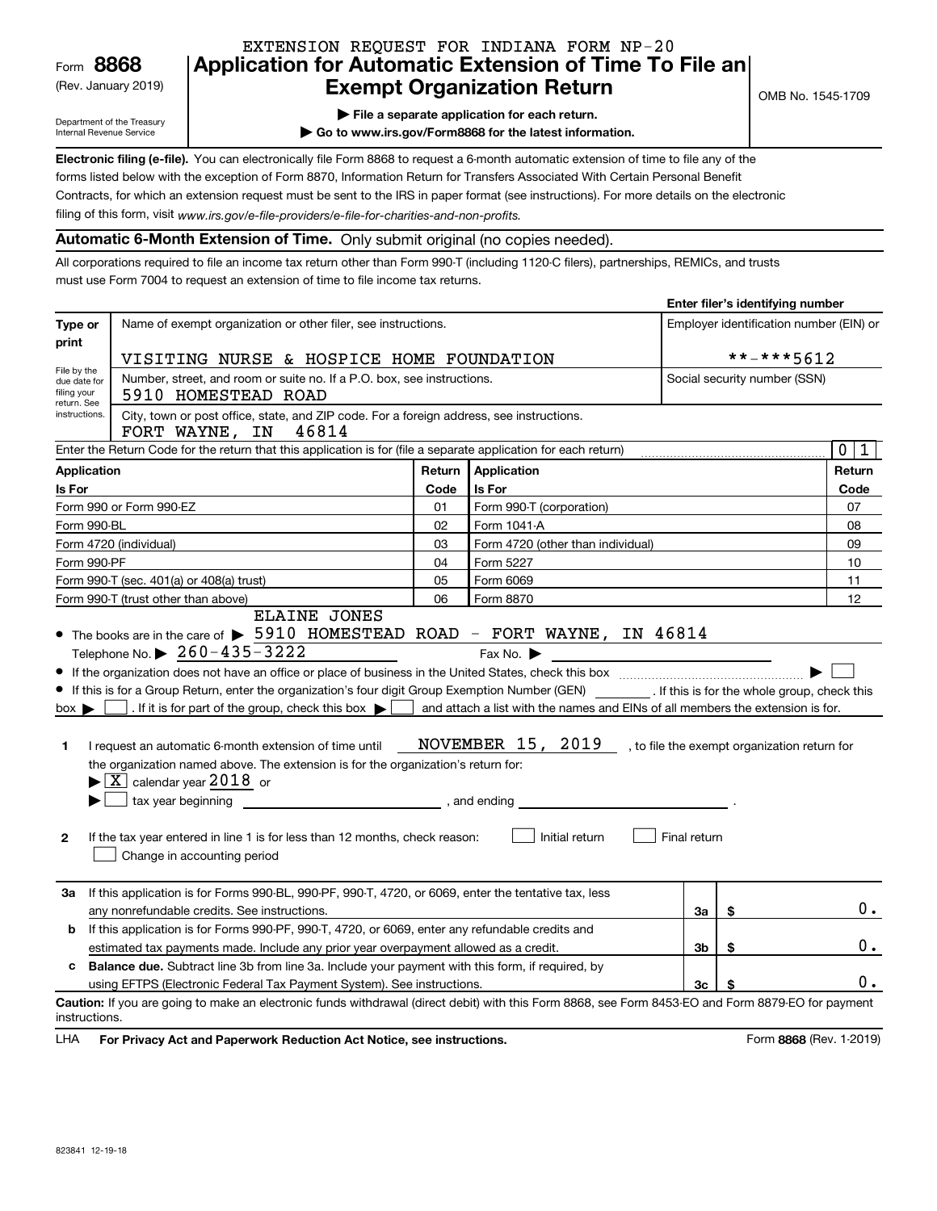EXTENSION REQUEST FOR INDIANA FORM NP-20

Form **8868**
(Rev. January 2019)
Department of the Treasury
Internal Revenue Service

# Application for Automatic Extension of Time To File an Exempt Organization Return

OMB No. 1545-1709

▶ **File a separate application for each return.**

▶ **Go to www.irs.gov/Form8868 for the latest information.**

**Electronic filing (e-file).** You can electronically file Form 8868 to request a 6-month automatic extension of time to file any of the forms listed below with the exception of Form 8870, Information Return for Transfers Associated With Certain Personal Benefit Contracts, for which an extension request must be sent to the IRS in paper format (see instructions). For more details on the electronic filing of this form, visit *www.irs.gov/e-file-providers/e-file-for-charities-and-non-profits.*

**Automatic 6-Month Extension of Time.** Only submit original (no copies needed).

All corporations required to file an income tax return other than Form 990-T (including 1120-C filers), partnerships, REMICs, and trusts must use Form 7004 to request an extension of time to file income tax returns.

**Enter filer's identifying number**

| | | |
|---|---|---|
| **Type or print** | Name of exempt organization or other filer, see instructions. VISITING NURSE & HOSPICE HOME FOUNDATION | Employer identification number (EIN) or **-***5612 |
| File by the due date for filing your return. See instructions. | Number, street, and room or suite no. If a P.O. box, see instructions. 5910 HOMESTEAD ROAD | Social security number (SSN) |
| | City, town or post office, state, and ZIP code. For a foreign address, see instructions. FORT WAYNE, IN 46814 | |

Enter the Return Code for the return that this application is for (file a separate application for each return) 0 1

| Application Is For | Return Code | Application Is For | Return Code |
|---|---|---|---|
| Form 990 or Form 990-EZ | 01 | Form 990-T (corporation) | 07 |
| Form 990-BL | 02 | Form 1041-A | 08 |
| Form 4720 (individual) | 03 | Form 4720 (other than individual) | 09 |
| Form 990-PF | 04 | Form 5227 | 10 |
| Form 990-T (sec. 401(a) or 408(a) trust) | 05 | Form 6069 | 11 |
| Form 990-T (trust other than above) | 06 | Form 8870 | 12 |

- The books are in the care of ▶ ELAINE JONES 5910 HOMESTEAD ROAD - FORT WAYNE, IN 46814
  Telephone No. ▶ 260-435-3222 Fax No. ▶
- If the organization does not have an office or place of business in the United States, check this box ▶ ☐
- If this is for a Group Return, enter the organization's four digit Group Exemption Number (GEN) ______ . If this is for the whole group, check this box ▶ ☐ . If it is for part of the group, check this box ▶ ☐ and attach a list with the names and EINs of all members the extension is for.

**1** I request an automatic 6-month extension of time until NOVEMBER 15, 2019 , to file the exempt organization return for the organization named above. The extension is for the organization's return for:
▶ ☒ calendar year 2018 or
▶ ☐ tax year beginning ______ , and ending ______ .

**2** If the tax year entered in line 1 is for less than 12 months, check reason: ☐ Initial return ☐ Final return
☐ Change in accounting period

| | | | |
|---|---|---|---|
| **3a** | If this application is for Forms 990-BL, 990-PF, 990-T, 4720, or 6069, enter the tentative tax, less any nonrefundable credits. See instructions. | 3a | $ 0. |
| **b** | If this application is for Forms 990-PF, 990-T, 4720, or 6069, enter any refundable credits and estimated tax payments made. Include any prior year overpayment allowed as a credit. | 3b | $ 0. |
| **c** | **Balance due.** Subtract line 3b from line 3a. Include your payment with this form, if required, by using EFTPS (Electronic Federal Tax Payment System). See instructions. | 3c | $ 0. |

**Caution:** If you are going to make an electronic funds withdrawal (direct debit) with this Form 8868, see Form 8453-EO and Form 8879-EO for payment instructions.

LHA **For Privacy Act and Paperwork Reduction Act Notice, see instructions.** Form **8868** (Rev. 1-2019)

823841 12-19-18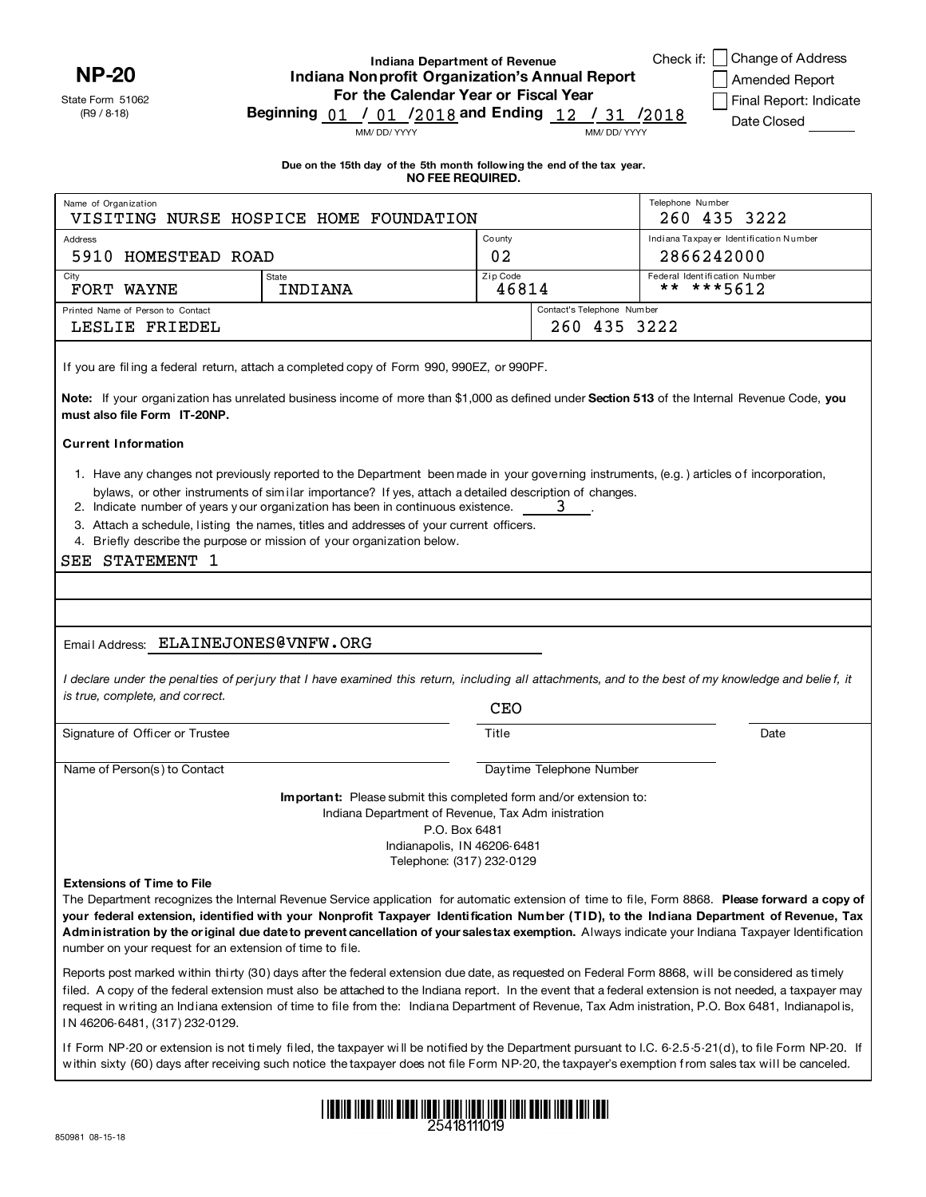**NP-20**

State Form 51062
(R9 / 8-18)

Indiana Department of Revenue
**Indiana Nonprofit Organization's Annual Report**
**For the Calendar Year or Fiscal Year**
**Beginning** 01 / 01 /2018 **and Ending** 12 / 31 /2018
MM/ DD/ YYYY MM/ DD/ YYYY

Check if: ☐ Change of Address
☐ Amended Report
☐ Final Report: Indicate Date Closed ______

**Due on the 15th day of the 5th month following the end of the tax year.**
**NO FEE REQUIRED.**

| Name of Organization | | | Telephone Number |
|---|---|---|---|
| VISITING NURSE HOSPICE HOME FOUNDATION | | | 260 435 3222 |
| Address | | County | Indiana Taxpayer Identification Number |
| 5910 HOMESTEAD ROAD | | 02 | 2866242000 |
| City | State | Zip Code | Federal Identification Number |
| FORT WAYNE | INDIANA | 46814 | ** ***5612 |
| Printed Name of Person to Contact | | Contact's Telephone Number | |
| LESLIE FRIEDEL | | 260 435 3222 | |

If you are filing a federal return, attach a completed copy of Form 990, 990EZ, or 990PF.

**Note:** If your organization has unrelated business income of more than $1,000 as defined under **Section 513** of the Internal Revenue Code, **you must also file Form IT-20NP.**

**Current Information**

1. Have any changes not previously reported to the Department been made in your governing instruments, (e.g.) articles of incorporation, bylaws, or other instruments of similar importance? If yes, attach a detailed description of changes.
2. Indicate number of years your organization has been in continuous existence. 3 .
3. Attach a schedule, listing the names, titles and addresses of your current officers.
4. Briefly describe the purpose or mission of your organization below.

SEE STATEMENT 1

Email Address: ELAINEJONES@VNFW.ORG

*I declare under the penalties of perjury that I have examined this return, including all attachments, and to the best of my knowledge and belief, it is true, complete, and correct.*

| Signature of Officer or Trustee | Title: CEO | Date |
|---|---|---|
| Name of Person(s) to Contact | Daytime Telephone Number | |

**Important:** Please submit this completed form and/or extension to:
Indiana Department of Revenue, Tax Administration
P.O. Box 6481
Indianapolis, IN 46206-6481
Telephone: (317) 232-0129

**Extensions of Time to File**

The Department recognizes the Internal Revenue Service application for automatic extension of time to file, Form 8868. **Please forward a copy of your federal extension, identified with your Nonprofit Taxpayer Identification Number (TID), to the Indiana Department of Revenue, Tax Administration by the original due date to prevent cancellation of your sales tax exemption.** Always indicate your Indiana Taxpayer Identification number on your request for an extension of time to file.

Reports post marked within thirty (30) days after the federal extension due date, as requested on Federal Form 8868, will be considered as timely filed. A copy of the federal extension must also be attached to the Indiana report. In the event that a federal extension is not needed, a taxpayer may request in writing an Indiana extension of time to file from the: Indiana Department of Revenue, Tax Administration, P.O. Box 6481, Indianapolis, IN 46206-6481, (317) 232-0129.

If Form NP-20 or extension is not timely filed, the taxpayer will be notified by the Department pursuant to I.C. 6-2.5-5-21(d), to file Form NP-20. If within sixty (60) days after receiving such notice the taxpayer does not file Form NP-20, the taxpayer's exemption from sales tax will be canceled.

25418111019

850981 08-15-18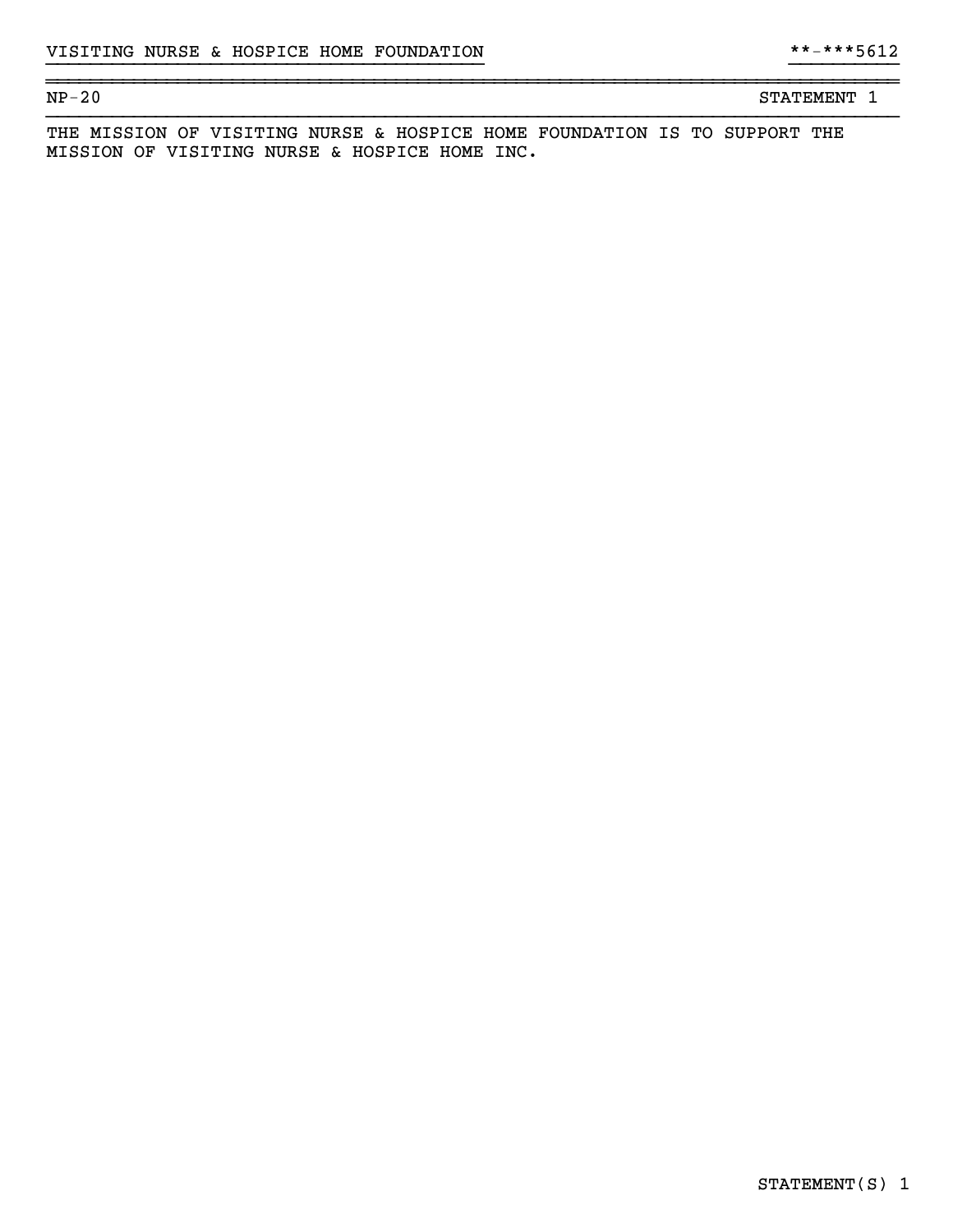VISITING NURSE & HOSPICE HOME FOUNDATION **-***5612

NP-20 STATEMENT 1

THE MISSION OF VISITING NURSE & HOSPICE HOME FOUNDATION IS TO SUPPORT THE MISSION OF VISITING NURSE & HOSPICE HOME INC.

STATEMENT(S) 1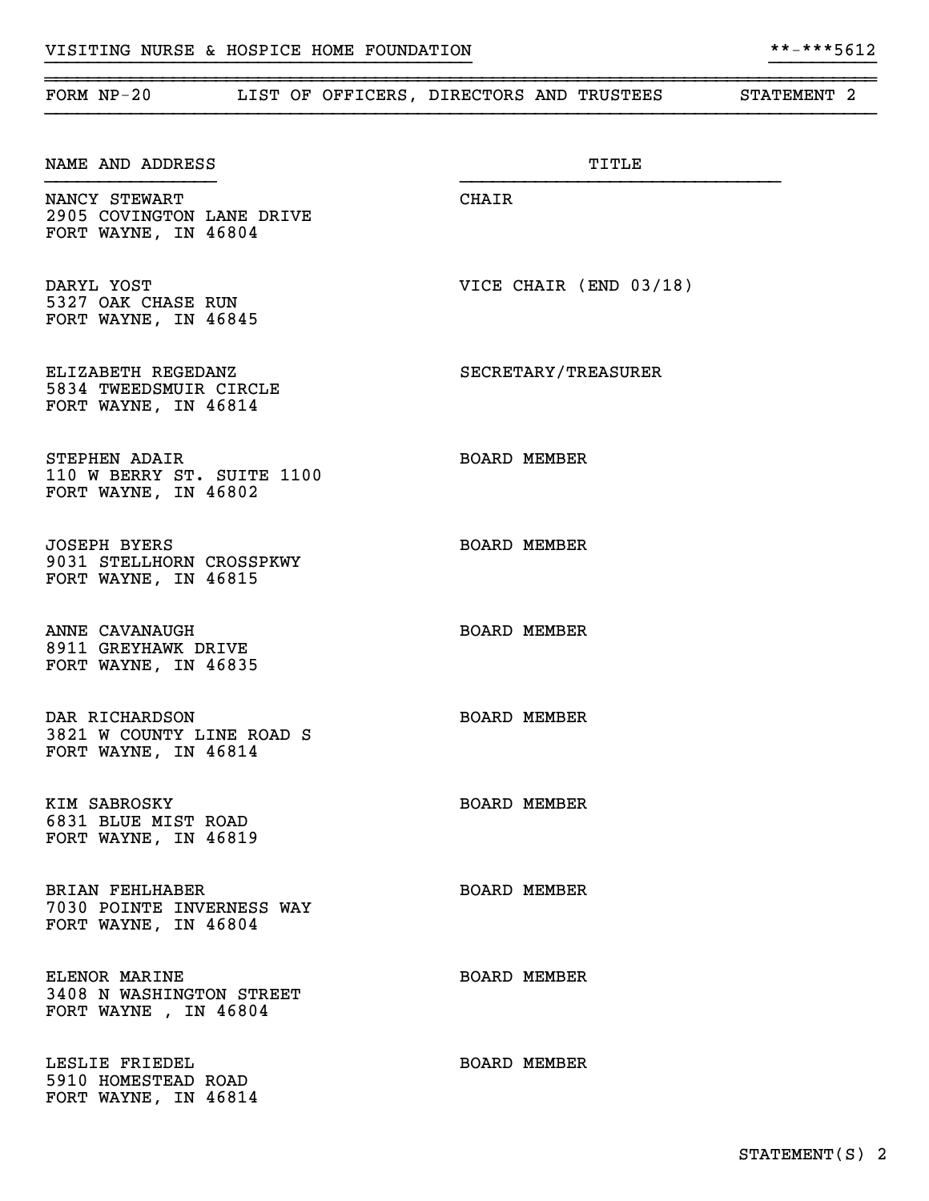VISITING NURSE & HOSPICE HOME FOUNDATION **-***5612

FORM NP-20 LIST OF OFFICERS, DIRECTORS AND TRUSTEES STATEMENT 2

| NAME AND ADDRESS | TITLE |
|---|---|
| NANCY STEWART<br>2905 COVINGTON LANE DRIVE<br>FORT WAYNE, IN 46804 | CHAIR |
| DARYL YOST<br>5327 OAK CHASE RUN<br>FORT WAYNE, IN 46845 | VICE CHAIR (END 03/18) |
| ELIZABETH REGEDANZ<br>5834 TWEEDSMUIR CIRCLE<br>FORT WAYNE, IN 46814 | SECRETARY/TREASURER |
| STEPHEN ADAIR<br>110 W BERRY ST. SUITE 1100<br>FORT WAYNE, IN 46802 | BOARD MEMBER |
| JOSEPH BYERS<br>9031 STELLHORN CROSSPKWY<br>FORT WAYNE, IN 46815 | BOARD MEMBER |
| ANNE CAVANAUGH<br>8911 GREYHAWK DRIVE<br>FORT WAYNE, IN 46835 | BOARD MEMBER |
| DAR RICHARDSON<br>3821 W COUNTY LINE ROAD S<br>FORT WAYNE, IN 46814 | BOARD MEMBER |
| KIM SABROSKY<br>6831 BLUE MIST ROAD<br>FORT WAYNE, IN 46819 | BOARD MEMBER |
| BRIAN FEHLHABER<br>7030 POINTE INVERNESS WAY<br>FORT WAYNE, IN 46804 | BOARD MEMBER |
| ELENOR MARINE<br>3408 N WASHINGTON STREET<br>FORT WAYNE , IN 46804 | BOARD MEMBER |
| LESLIE FRIEDEL<br>5910 HOMESTEAD ROAD<br>FORT WAYNE, IN 46814 | BOARD MEMBER |

STATEMENT(S) 2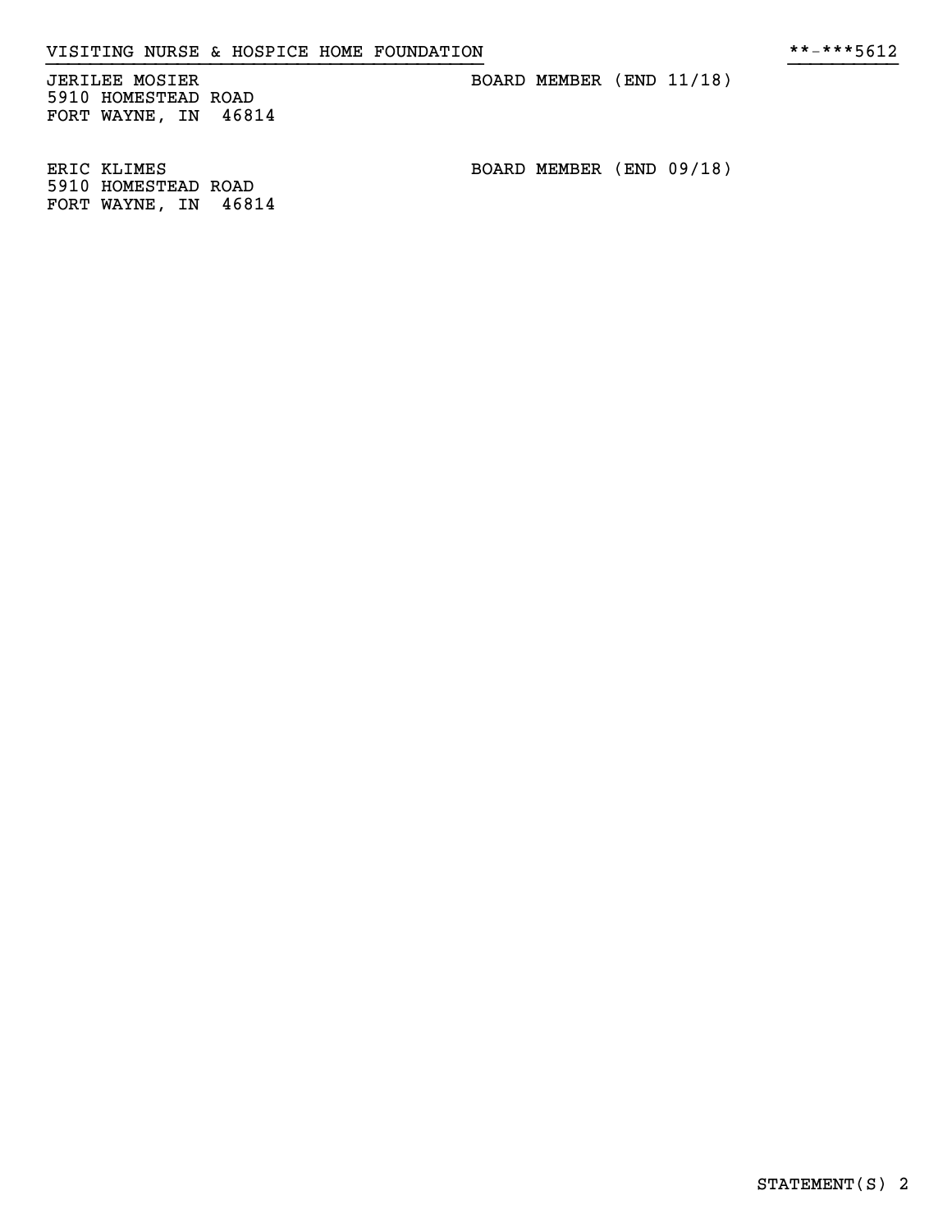| | |
|---|---|
| JERILEE MOSIER<br>5910 HOMESTEAD ROAD<br>FORT WAYNE, IN 46814 | BOARD MEMBER (END 11/18) |
| ERIC KLIMES<br>5910 HOMESTEAD ROAD<br>FORT WAYNE, IN 46814 | BOARD MEMBER (END 09/18) |

STATEMENT(S) 2